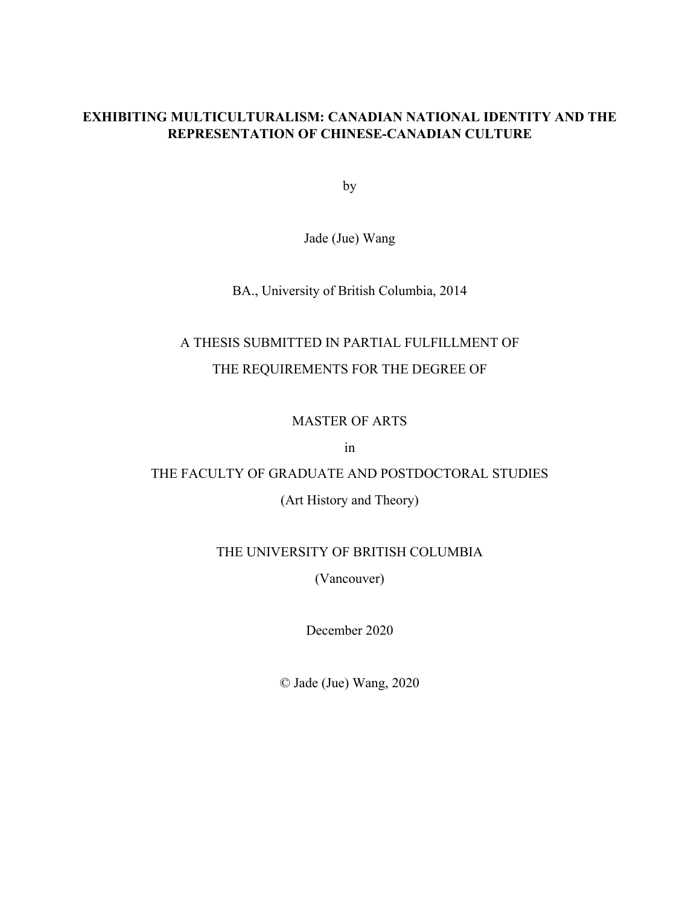# EXHIBITING MULTICULTURALISM: CANADIAN NATIONAL IDENTITY AND THE REPRESENTATION OF CHINESE-CANADIAN CULTURE

by

Jade (Jue) Wang

BA., University of British Columbia, 2014

A THESIS SUBMITTED IN PARTIAL FULFILLMENT OF

THE REQUIREMENTS FOR THE DEGREE OF

MASTER OF ARTS

in

THE FACULTY OF GRADUATE AND POSTDOCTORAL STUDIES

(Art History and Theory)

THE UNIVERSITY OF BRITISH COLUMBIA

(Vancouver)

December 2020

© Jade (Jue) Wang, 2020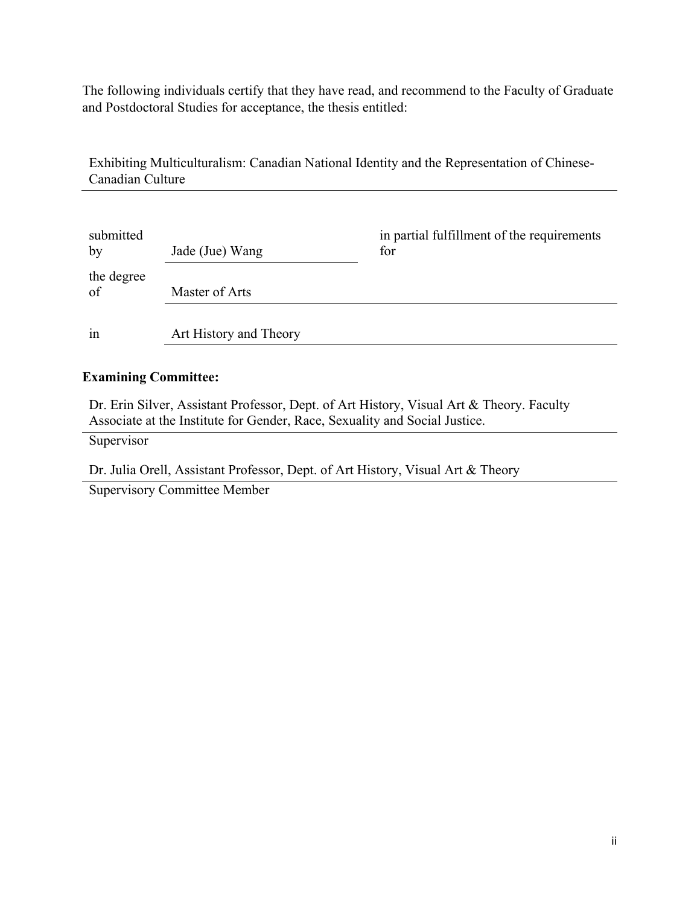The following individuals certify that they have read, and recommend to the Faculty of Graduate and Postdoctoral Studies for acceptance, the thesis entitled:

Exhibiting Multiculturalism: Canadian National Identity and the Representation of Chinese-Canadian Culture

| | | |
|---|---|---|
| submitted by | Jade (Jue) Wang | in partial fulfillment of the requirements for |
| the degree of | Master of Arts | |
| in | Art History and Theory | |

**Examining Committee:**

Dr. Erin Silver, Assistant Professor, Dept. of Art History, Visual Art & Theory. Faculty Associate at the Institute for Gender, Race, Sexuality and Social Justice.

Supervisor

Dr. Julia Orell, Assistant Professor, Dept. of Art History, Visual Art & Theory

Supervisory Committee Member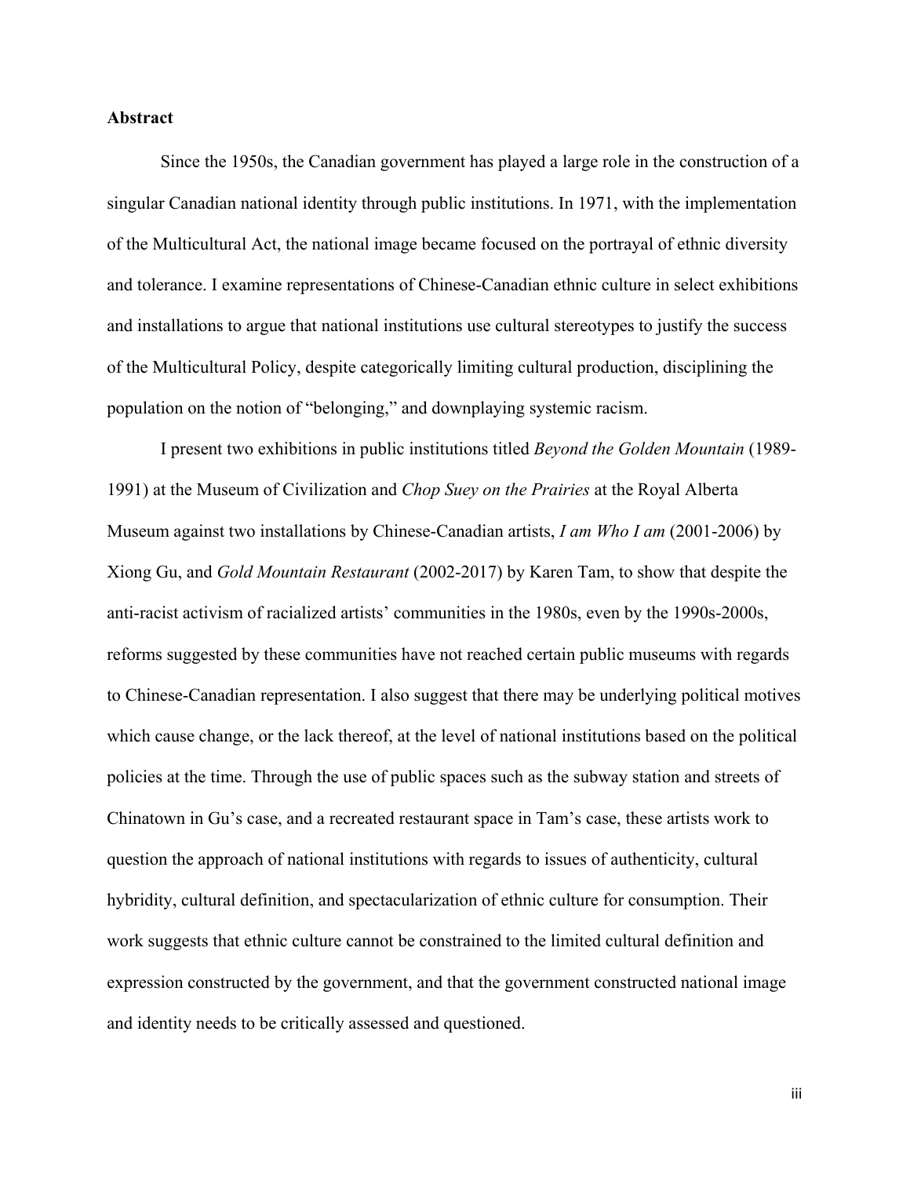**Abstract**

Since the 1950s, the Canadian government has played a large role in the construction of a singular Canadian national identity through public institutions. In 1971, with the implementation of the Multicultural Act, the national image became focused on the portrayal of ethnic diversity and tolerance. I examine representations of Chinese-Canadian ethnic culture in select exhibitions and installations to argue that national institutions use cultural stereotypes to justify the success of the Multicultural Policy, despite categorically limiting cultural production, disciplining the population on the notion of "belonging," and downplaying systemic racism.

I present two exhibitions in public institutions titled *Beyond the Golden Mountain* (1989-1991) at the Museum of Civilization and *Chop Suey on the Prairies* at the Royal Alberta Museum against two installations by Chinese-Canadian artists, *I am Who I am* (2001-2006) by Xiong Gu, and *Gold Mountain Restaurant* (2002-2017) by Karen Tam, to show that despite the anti-racist activism of racialized artists' communities in the 1980s, even by the 1990s-2000s, reforms suggested by these communities have not reached certain public museums with regards to Chinese-Canadian representation. I also suggest that there may be underlying political motives which cause change, or the lack thereof, at the level of national institutions based on the political policies at the time. Through the use of public spaces such as the subway station and streets of Chinatown in Gu's case, and a recreated restaurant space in Tam's case, these artists work to question the approach of national institutions with regards to issues of authenticity, cultural hybridity, cultural definition, and spectacularization of ethnic culture for consumption. Their work suggests that ethnic culture cannot be constrained to the limited cultural definition and expression constructed by the government, and that the government constructed national image and identity needs to be critically assessed and questioned.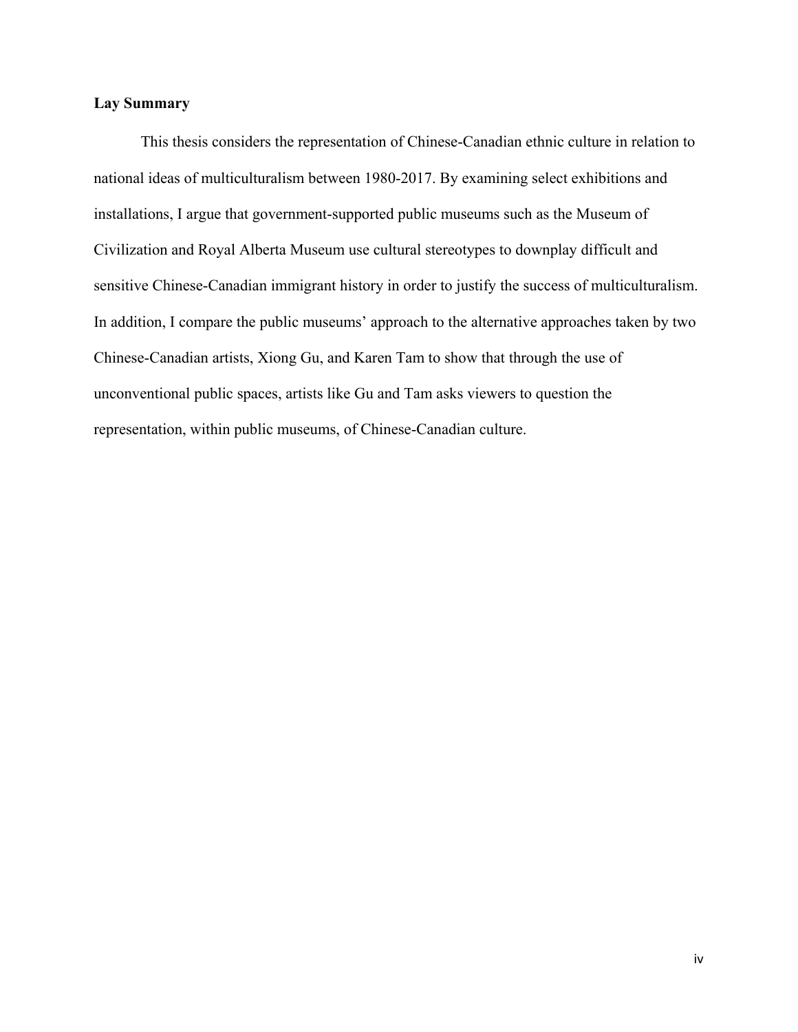## Lay Summary

This thesis considers the representation of Chinese-Canadian ethnic culture in relation to national ideas of multiculturalism between 1980-2017. By examining select exhibitions and installations, I argue that government-supported public museums such as the Museum of Civilization and Royal Alberta Museum use cultural stereotypes to downplay difficult and sensitive Chinese-Canadian immigrant history in order to justify the success of multiculturalism. In addition, I compare the public museums' approach to the alternative approaches taken by two Chinese-Canadian artists, Xiong Gu, and Karen Tam to show that through the use of unconventional public spaces, artists like Gu and Tam asks viewers to question the representation, within public museums, of Chinese-Canadian culture.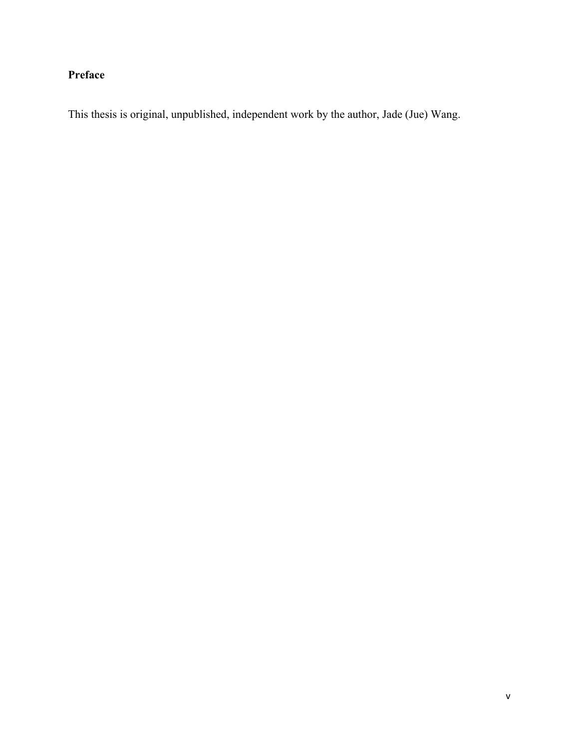## Preface

This thesis is original, unpublished, independent work by the author, Jade (Jue) Wang.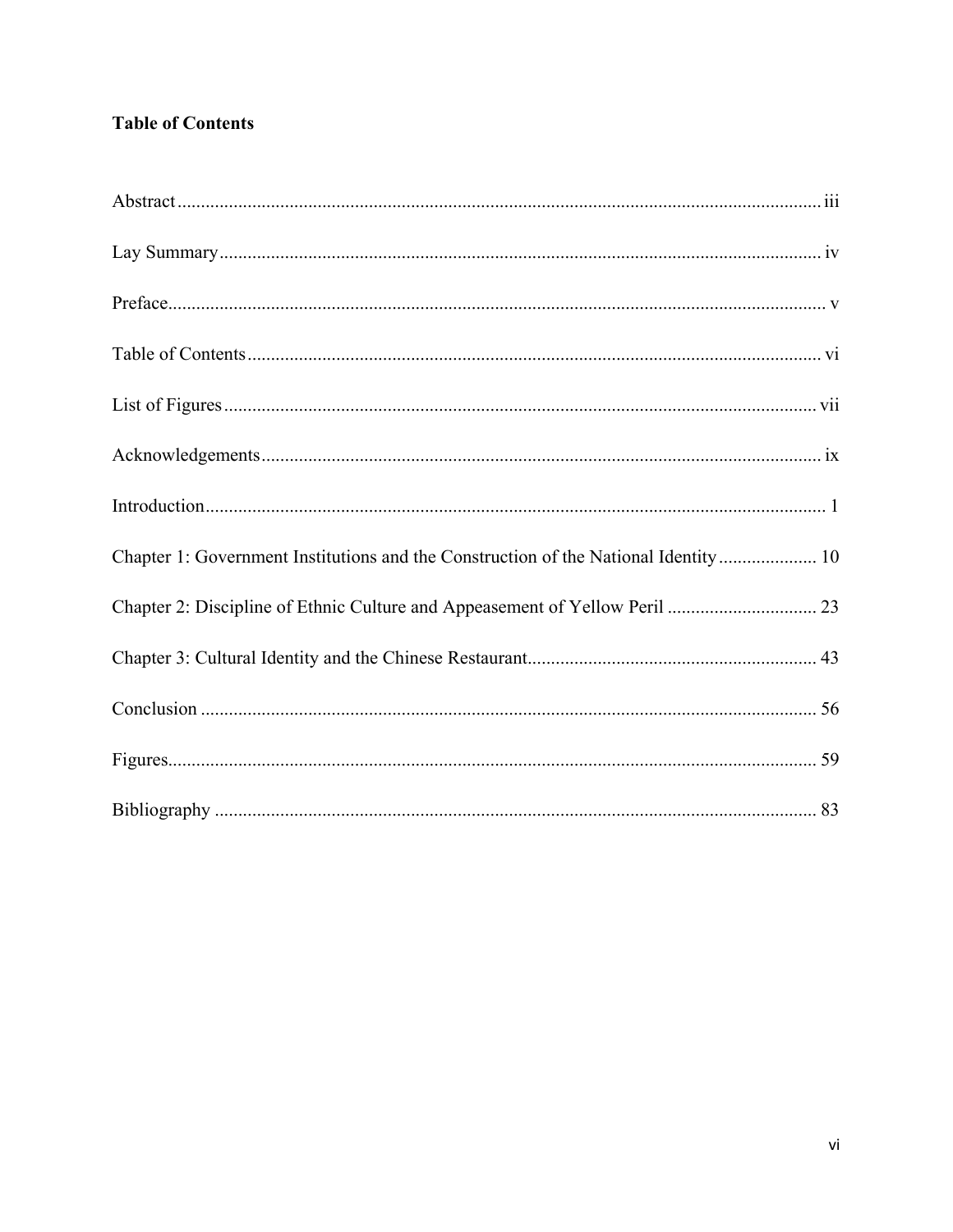**Table of Contents**

Abstract ... iii

Lay Summary ... iv

Preface ... v

Table of Contents ... vi

List of Figures ... vii

Acknowledgements ... ix

Introduction ... 1

Chapter 1: Government Institutions and the Construction of the National Identity ... 10

Chapter 2: Discipline of Ethnic Culture and Appeasement of Yellow Peril ... 23

Chapter 3: Cultural Identity and the Chinese Restaurant ... 43

Conclusion ... 56

Figures ... 59

Bibliography ... 83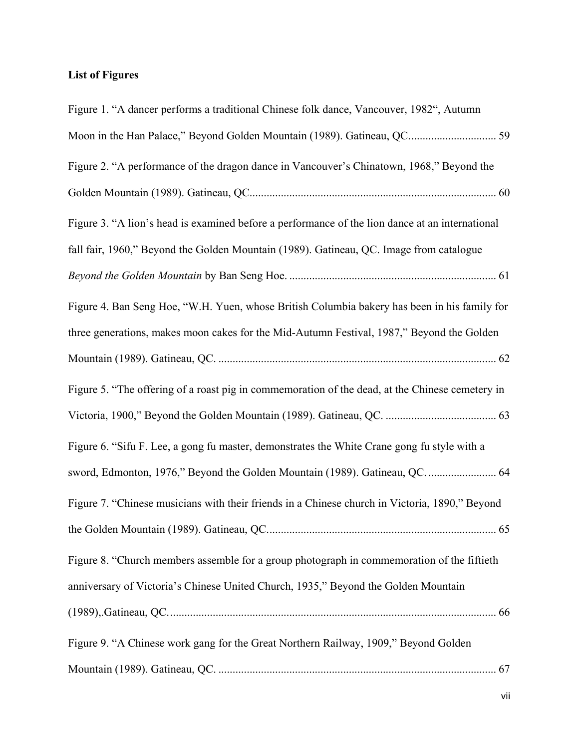**List of Figures**

Figure 1. “A dancer performs a traditional Chinese folk dance, Vancouver, 1982“, Autumn Moon in the Han Palace,” Beyond Golden Mountain (1989). Gatineau, QC............................... 59

Figure 2. “A performance of the dragon dance in Vancouver’s Chinatown, 1968,” Beyond the Golden Mountain (1989). Gatineau, QC....................................................................................... 60

Figure 3. “A lion’s head is examined before a performance of the lion dance at an international fall fair, 1960,” Beyond the Golden Mountain (1989). Gatineau, QC. Image from catalogue *Beyond the Golden Mountain* by Ban Seng Hoe. ......................................................................... 61

Figure 4. Ban Seng Hoe, “W.H. Yuen, whose British Columbia bakery has been in his family for three generations, makes moon cakes for the Mid-Autumn Festival, 1987,” Beyond the Golden Mountain (1989). Gatineau, QC. .................................................................................................. 62

Figure 5. “The offering of a roast pig in commemoration of the dead, at the Chinese cemetery in Victoria, 1900,” Beyond the Golden Mountain (1989). Gatineau, QC. ....................................... 63

Figure 6. “Sifu F. Lee, a gong fu master, demonstrates the White Crane gong fu style with a sword, Edmonton, 1976,” Beyond the Golden Mountain (1989). Gatineau, QC. ........................ 64

Figure 7. “Chinese musicians with their friends in a Chinese church in Victoria, 1890,” Beyond the Golden Mountain (1989). Gatineau, QC................................................................................ 65

Figure 8. “Church members assemble for a group photograph in commemoration of the fiftieth anniversary of Victoria’s Chinese United Church, 1935,” Beyond the Golden Mountain (1989),.Gatineau, QC.................................................................................................................... 66

Figure 9. “A Chinese work gang for the Great Northern Railway, 1909,” Beyond Golden Mountain (1989). Gatineau, QC. .................................................................................................. 67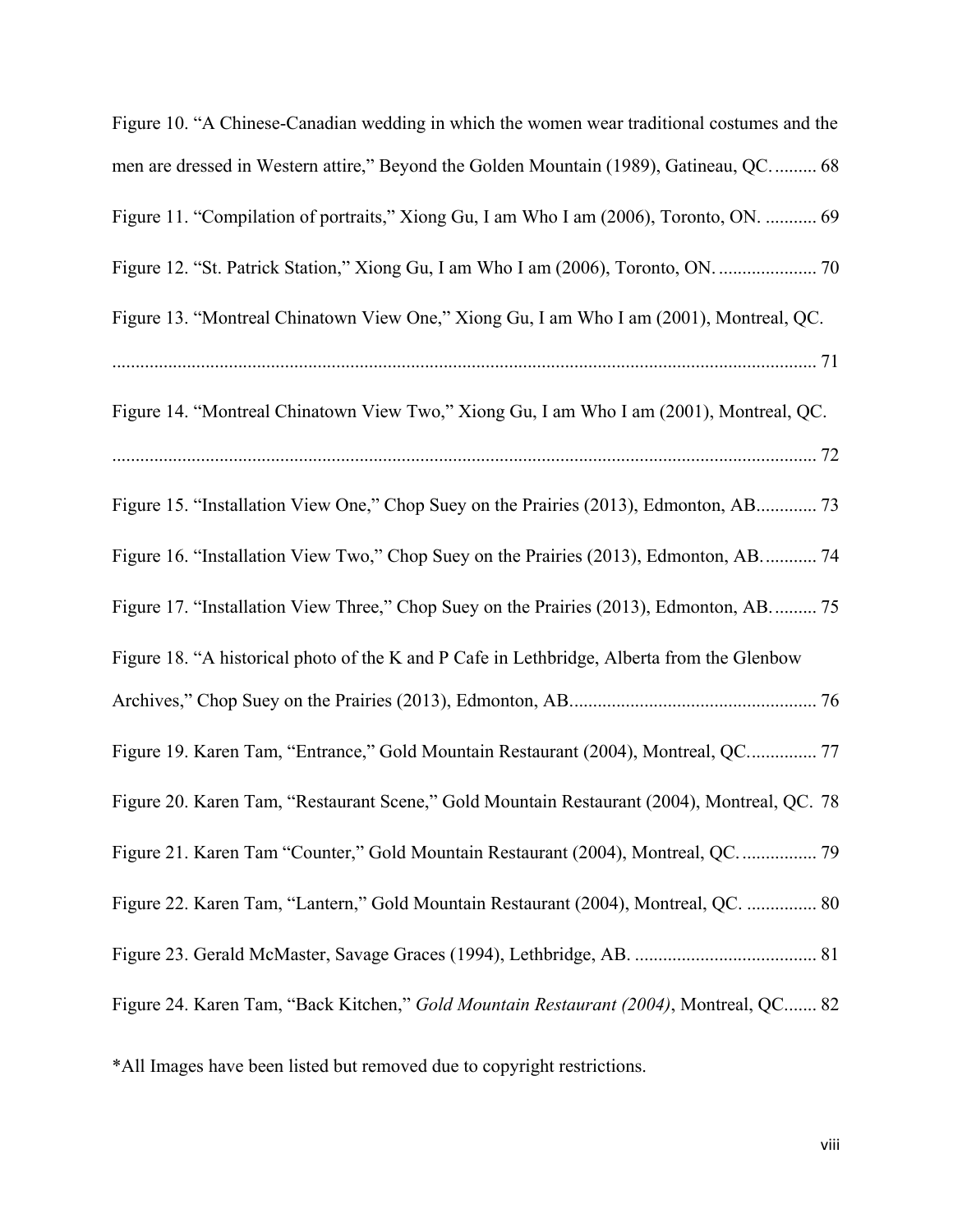Figure 10. "A Chinese-Canadian wedding in which the women wear traditional costumes and the men are dressed in Western attire," Beyond the Golden Mountain (1989), Gatineau, QC. ......... 68

Figure 11. "Compilation of portraits," Xiong Gu, I am Who I am (2006), Toronto, ON. ........... 69

Figure 12. "St. Patrick Station," Xiong Gu, I am Who I am (2006), Toronto, ON. ..................... 70

Figure 13. "Montreal Chinatown View One," Xiong Gu, I am Who I am (2001), Montreal, QC. ....................................................................................................................................... 71

Figure 14. "Montreal Chinatown View Two," Xiong Gu, I am Who I am (2001), Montreal, QC. ....................................................................................................................................... 72

Figure 15. "Installation View One," Chop Suey on the Prairies (2013), Edmonton, AB............. 73

Figure 16. "Installation View Two," Chop Suey on the Prairies (2013), Edmonton, AB. ........... 74

Figure 17. "Installation View Three," Chop Suey on the Prairies (2013), Edmonton, AB. ......... 75

Figure 18. "A historical photo of the K and P Cafe in Lethbridge, Alberta from the Glenbow Archives," Chop Suey on the Prairies (2013), Edmonton, AB..................................................... 76

Figure 19. Karen Tam, "Entrance," Gold Mountain Restaurant (2004), Montreal, QC............... 77

Figure 20. Karen Tam, "Restaurant Scene," Gold Mountain Restaurant (2004), Montreal, QC. 78

Figure 21. Karen Tam "Counter," Gold Mountain Restaurant (2004), Montreal, QC. ................ 79

Figure 22. Karen Tam, "Lantern," Gold Mountain Restaurant (2004), Montreal, QC. ............... 80

Figure 23. Gerald McMaster, Savage Graces (1994), Lethbridge, AB. ....................................... 81

Figure 24. Karen Tam, "Back Kitchen," *Gold Mountain Restaurant (2004)*, Montreal, QC....... 82

*All Images have been listed but removed due to copyright restrictions.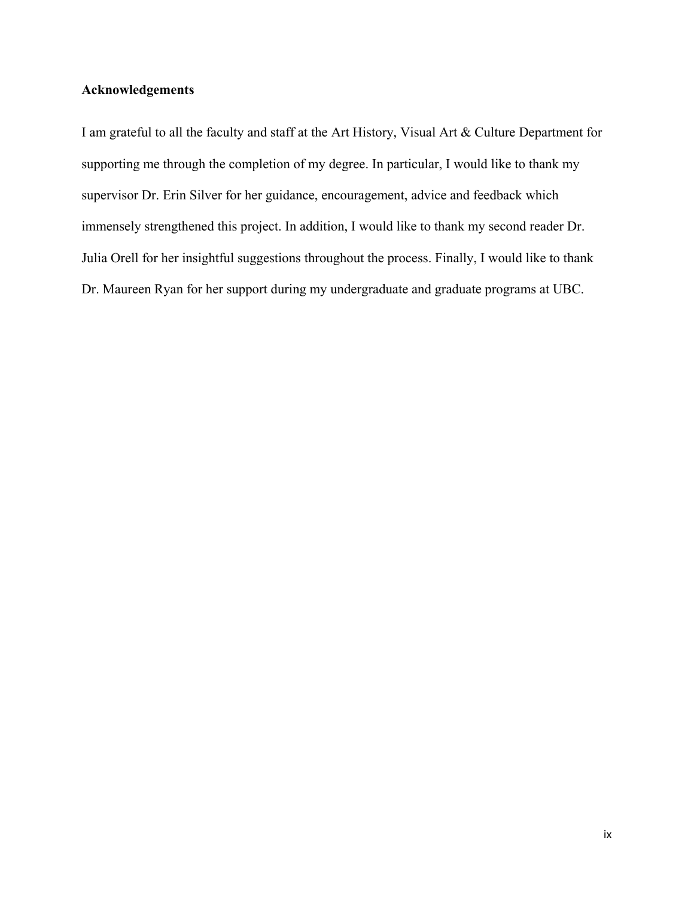## Acknowledgements

I am grateful to all the faculty and staff at the Art History, Visual Art & Culture Department for supporting me through the completion of my degree. In particular, I would like to thank my supervisor Dr. Erin Silver for her guidance, encouragement, advice and feedback which immensely strengthened this project. In addition, I would like to thank my second reader Dr. Julia Orell for her insightful suggestions throughout the process. Finally, I would like to thank Dr. Maureen Ryan for her support during my undergraduate and graduate programs at UBC.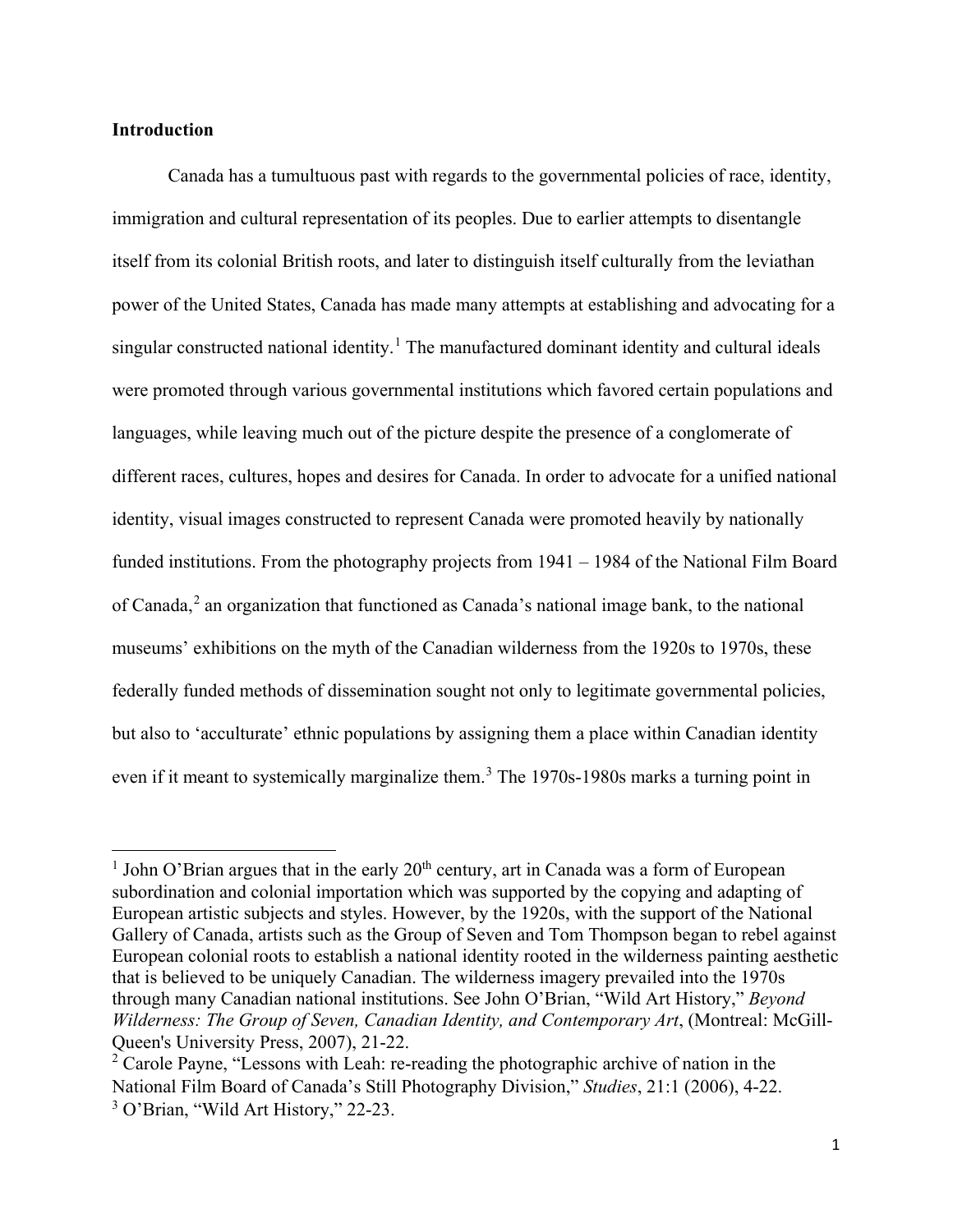## Introduction

Canada has a tumultuous past with regards to the governmental policies of race, identity, immigration and cultural representation of its peoples. Due to earlier attempts to disentangle itself from its colonial British roots, and later to distinguish itself culturally from the leviathan power of the United States, Canada has made many attempts at establishing and advocating for a singular constructed national identity.[1] The manufactured dominant identity and cultural ideals were promoted through various governmental institutions which favored certain populations and languages, while leaving much out of the picture despite the presence of a conglomerate of different races, cultures, hopes and desires for Canada. In order to advocate for a unified national identity, visual images constructed to represent Canada were promoted heavily by nationally funded institutions. From the photography projects from 1941 – 1984 of the National Film Board of Canada,[2] an organization that functioned as Canada's national image bank, to the national museums' exhibitions on the myth of the Canadian wilderness from the 1920s to 1970s, these federally funded methods of dissemination sought not only to legitimate governmental policies, but also to 'acculturate' ethnic populations by assigning them a place within Canadian identity even if it meant to systemically marginalize them.[3] The 1970s-1980s marks a turning point in

---

[1] John O'Brian argues that in the early 20th century, art in Canada was a form of European subordination and colonial importation which was supported by the copying and adapting of European artistic subjects and styles. However, by the 1920s, with the support of the National Gallery of Canada, artists such as the Group of Seven and Tom Thompson began to rebel against European colonial roots to establish a national identity rooted in the wilderness painting aesthetic that is believed to be uniquely Canadian. The wilderness imagery prevailed into the 1970s through many Canadian national institutions. See John O'Brian, "Wild Art History," *Beyond Wilderness: The Group of Seven, Canadian Identity, and Contemporary Art*, (Montreal: McGill-Queen's University Press, 2007), 21-22.

[2] Carole Payne, "Lessons with Leah: re-reading the photographic archive of nation in the National Film Board of Canada's Still Photography Division," *Studies*, 21:1 (2006), 4-22.

[3] O'Brian, "Wild Art History," 22-23.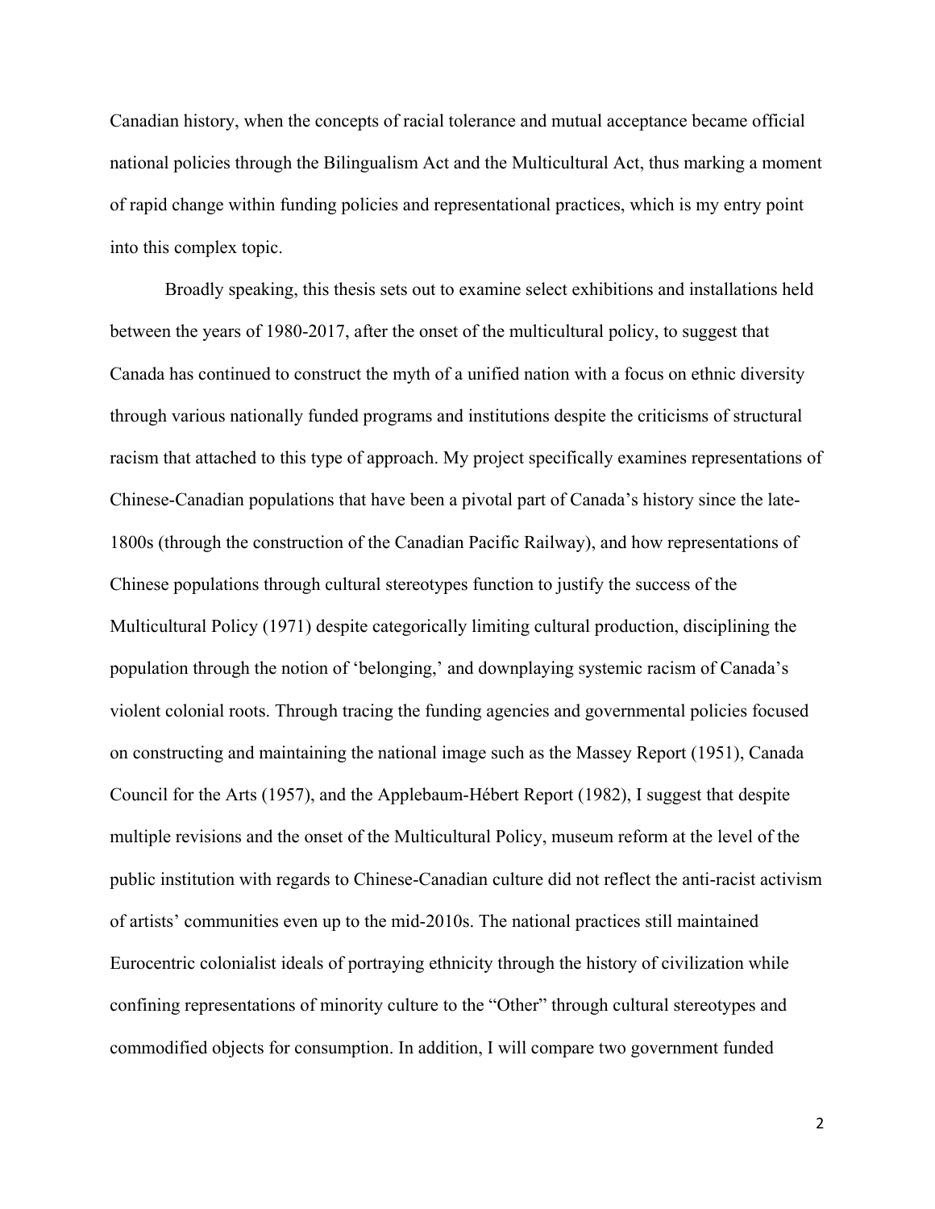Canadian history, when the concepts of racial tolerance and mutual acceptance became official national policies through the Bilingualism Act and the Multicultural Act, thus marking a moment of rapid change within funding policies and representational practices, which is my entry point into this complex topic.

Broadly speaking, this thesis sets out to examine select exhibitions and installations held between the years of 1980-2017, after the onset of the multicultural policy, to suggest that Canada has continued to construct the myth of a unified nation with a focus on ethnic diversity through various nationally funded programs and institutions despite the criticisms of structural racism that attached to this type of approach. My project specifically examines representations of Chinese-Canadian populations that have been a pivotal part of Canada's history since the late-1800s (through the construction of the Canadian Pacific Railway), and how representations of Chinese populations through cultural stereotypes function to justify the success of the Multicultural Policy (1971) despite categorically limiting cultural production, disciplining the population through the notion of 'belonging,' and downplaying systemic racism of Canada's violent colonial roots. Through tracing the funding agencies and governmental policies focused on constructing and maintaining the national image such as the Massey Report (1951), Canada Council for the Arts (1957), and the Applebaum-Hébert Report (1982), I suggest that despite multiple revisions and the onset of the Multicultural Policy, museum reform at the level of the public institution with regards to Chinese-Canadian culture did not reflect the anti-racist activism of artists' communities even up to the mid-2010s. The national practices still maintained Eurocentric colonialist ideals of portraying ethnicity through the history of civilization while confining representations of minority culture to the "Other" through cultural stereotypes and commodified objects for consumption. In addition, I will compare two government funded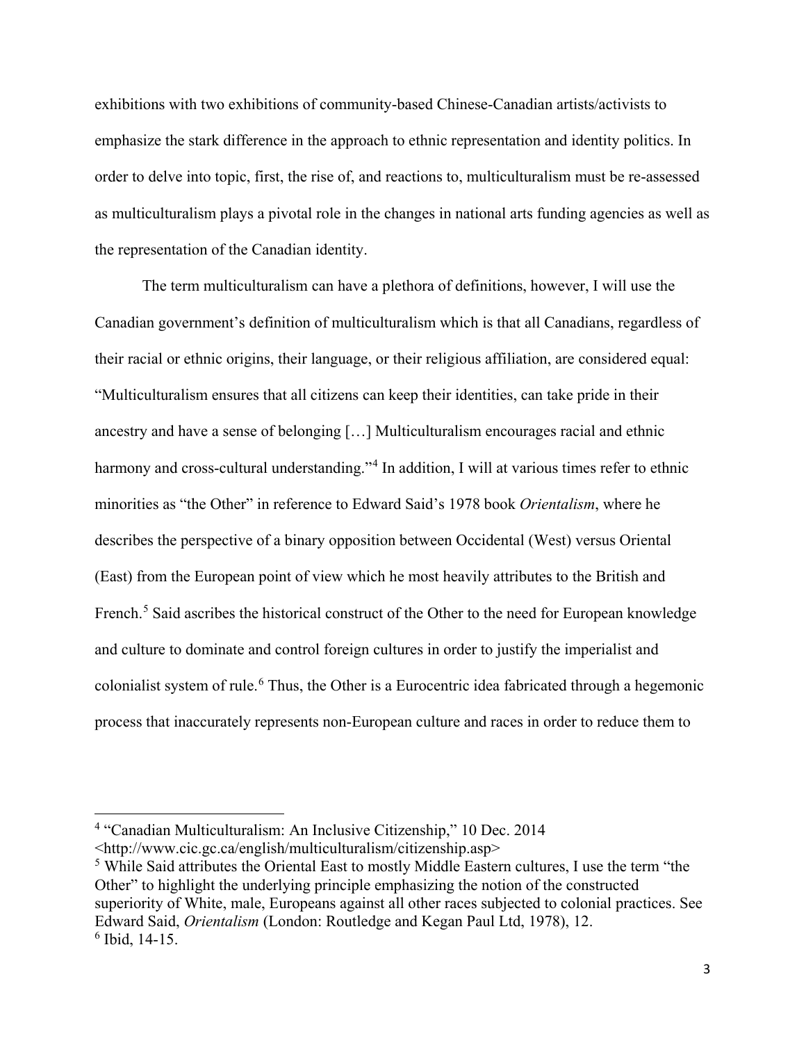exhibitions with two exhibitions of community-based Chinese-Canadian artists/activists to emphasize the stark difference in the approach to ethnic representation and identity politics. In order to delve into topic, first, the rise of, and reactions to, multiculturalism must be re-assessed as multiculturalism plays a pivotal role in the changes in national arts funding agencies as well as the representation of the Canadian identity.

The term multiculturalism can have a plethora of definitions, however, I will use the Canadian government's definition of multiculturalism which is that all Canadians, regardless of their racial or ethnic origins, their language, or their religious affiliation, are considered equal: "Multiculturalism ensures that all citizens can keep their identities, can take pride in their ancestry and have a sense of belonging […] Multiculturalism encourages racial and ethnic harmony and cross-cultural understanding."[4] In addition, I will at various times refer to ethnic minorities as "the Other" in reference to Edward Said's 1978 book *Orientalism*, where he describes the perspective of a binary opposition between Occidental (West) versus Oriental (East) from the European point of view which he most heavily attributes to the British and French.[5] Said ascribes the historical construct of the Other to the need for European knowledge and culture to dominate and control foreign cultures in order to justify the imperialist and colonialist system of rule.[6] Thus, the Other is a Eurocentric idea fabricated through a hegemonic process that inaccurately represents non-European culture and races in order to reduce them to

---

[4] "Canadian Multiculturalism: An Inclusive Citizenship," 10 Dec. 2014 <http://www.cic.gc.ca/english/multiculturalism/citizenship.asp>

[5] While Said attributes the Oriental East to mostly Middle Eastern cultures, I use the term "the Other" to highlight the underlying principle emphasizing the notion of the constructed superiority of White, male, Europeans against all other races subjected to colonial practices. See Edward Said, *Orientalism* (London: Routledge and Kegan Paul Ltd, 1978), 12.

[6] Ibid, 14-15.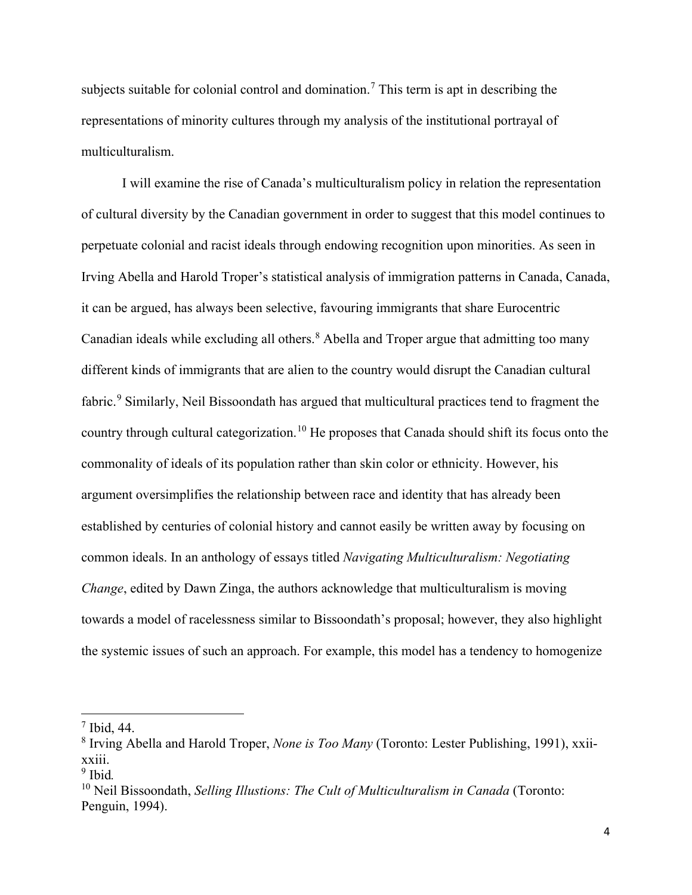subjects suitable for colonial control and domination.[7] This term is apt in describing the representations of minority cultures through my analysis of the institutional portrayal of multiculturalism.

I will examine the rise of Canada's multiculturalism policy in relation the representation of cultural diversity by the Canadian government in order to suggest that this model continues to perpetuate colonial and racist ideals through endowing recognition upon minorities. As seen in Irving Abella and Harold Troper's statistical analysis of immigration patterns in Canada, Canada, it can be argued, has always been selective, favouring immigrants that share Eurocentric Canadian ideals while excluding all others.[8] Abella and Troper argue that admitting too many different kinds of immigrants that are alien to the country would disrupt the Canadian cultural fabric.[9] Similarly, Neil Bissoondath has argued that multicultural practices tend to fragment the country through cultural categorization.[10] He proposes that Canada should shift its focus onto the commonality of ideals of its population rather than skin color or ethnicity. However, his argument oversimplifies the relationship between race and identity that has already been established by centuries of colonial history and cannot easily be written away by focusing on common ideals. In an anthology of essays titled *Navigating Multiculturalism: Negotiating Change*, edited by Dawn Zinga, the authors acknowledge that multiculturalism is moving towards a model of racelessness similar to Bissoondath's proposal; however, they also highlight the systemic issues of such an approach. For example, this model has a tendency to homogenize

---

[7] Ibid, 44.

[8] Irving Abella and Harold Troper, *None is Too Many* (Toronto: Lester Publishing, 1991), xxii-xxiii.

[9] Ibid.

[10] Neil Bissoondath, *Selling Illustions: The Cult of Multiculturalism in Canada* (Toronto: Penguin, 1994).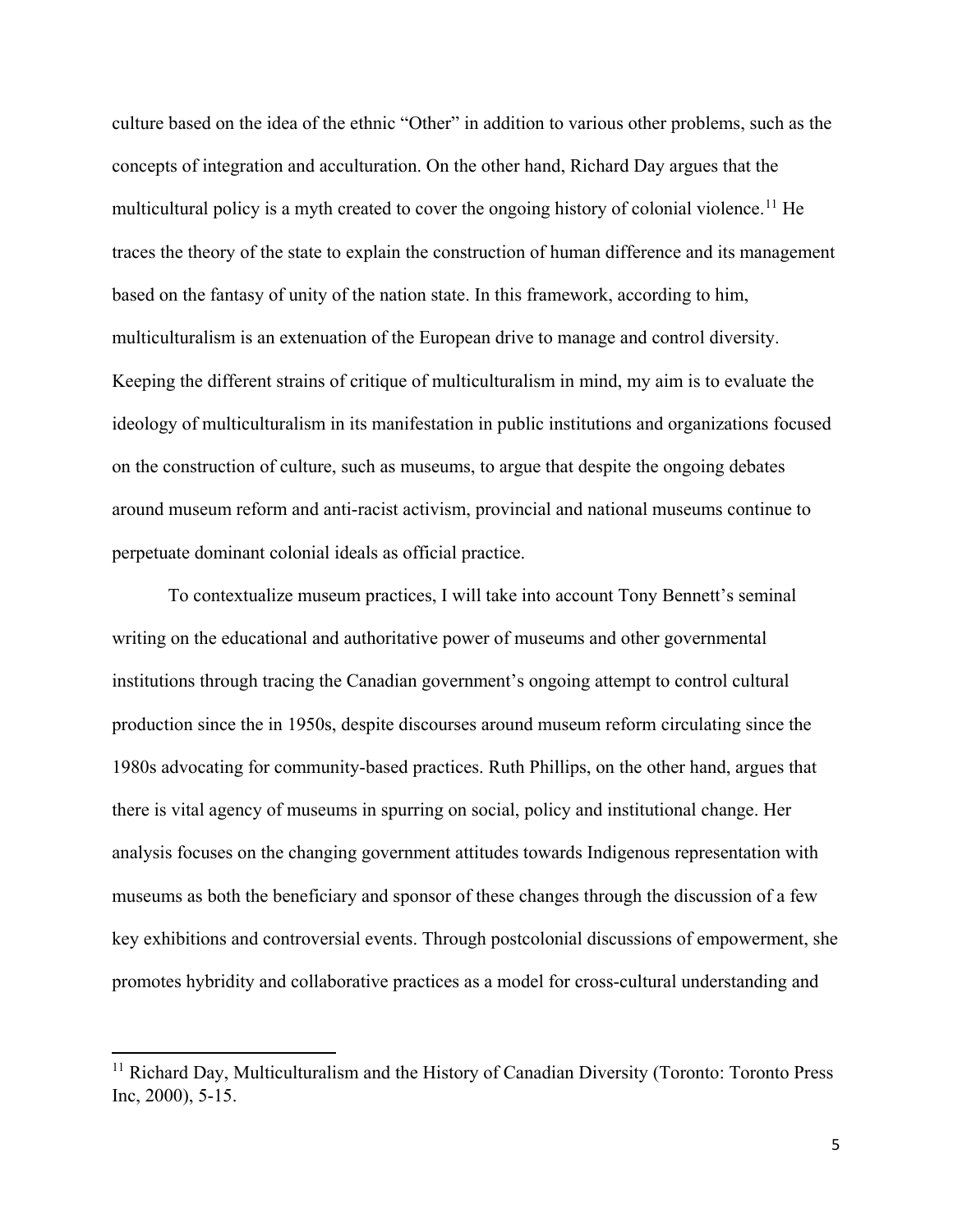culture based on the idea of the ethnic "Other" in addition to various other problems, such as the concepts of integration and acculturation. On the other hand, Richard Day argues that the multicultural policy is a myth created to cover the ongoing history of colonial violence.[11] He traces the theory of the state to explain the construction of human difference and its management based on the fantasy of unity of the nation state. In this framework, according to him, multiculturalism is an extenuation of the European drive to manage and control diversity. Keeping the different strains of critique of multiculturalism in mind, my aim is to evaluate the ideology of multiculturalism in its manifestation in public institutions and organizations focused on the construction of culture, such as museums, to argue that despite the ongoing debates around museum reform and anti-racist activism, provincial and national museums continue to perpetuate dominant colonial ideals as official practice.

To contextualize museum practices, I will take into account Tony Bennett's seminal writing on the educational and authoritative power of museums and other governmental institutions through tracing the Canadian government's ongoing attempt to control cultural production since the in 1950s, despite discourses around museum reform circulating since the 1980s advocating for community-based practices. Ruth Phillips, on the other hand, argues that there is vital agency of museums in spurring on social, policy and institutional change. Her analysis focuses on the changing government attitudes towards Indigenous representation with museums as both the beneficiary and sponsor of these changes through the discussion of a few key exhibitions and controversial events. Through postcolonial discussions of empowerment, she promotes hybridity and collaborative practices as a model for cross-cultural understanding and

---

[11] Richard Day, Multiculturalism and the History of Canadian Diversity (Toronto: Toronto Press Inc, 2000), 5-15.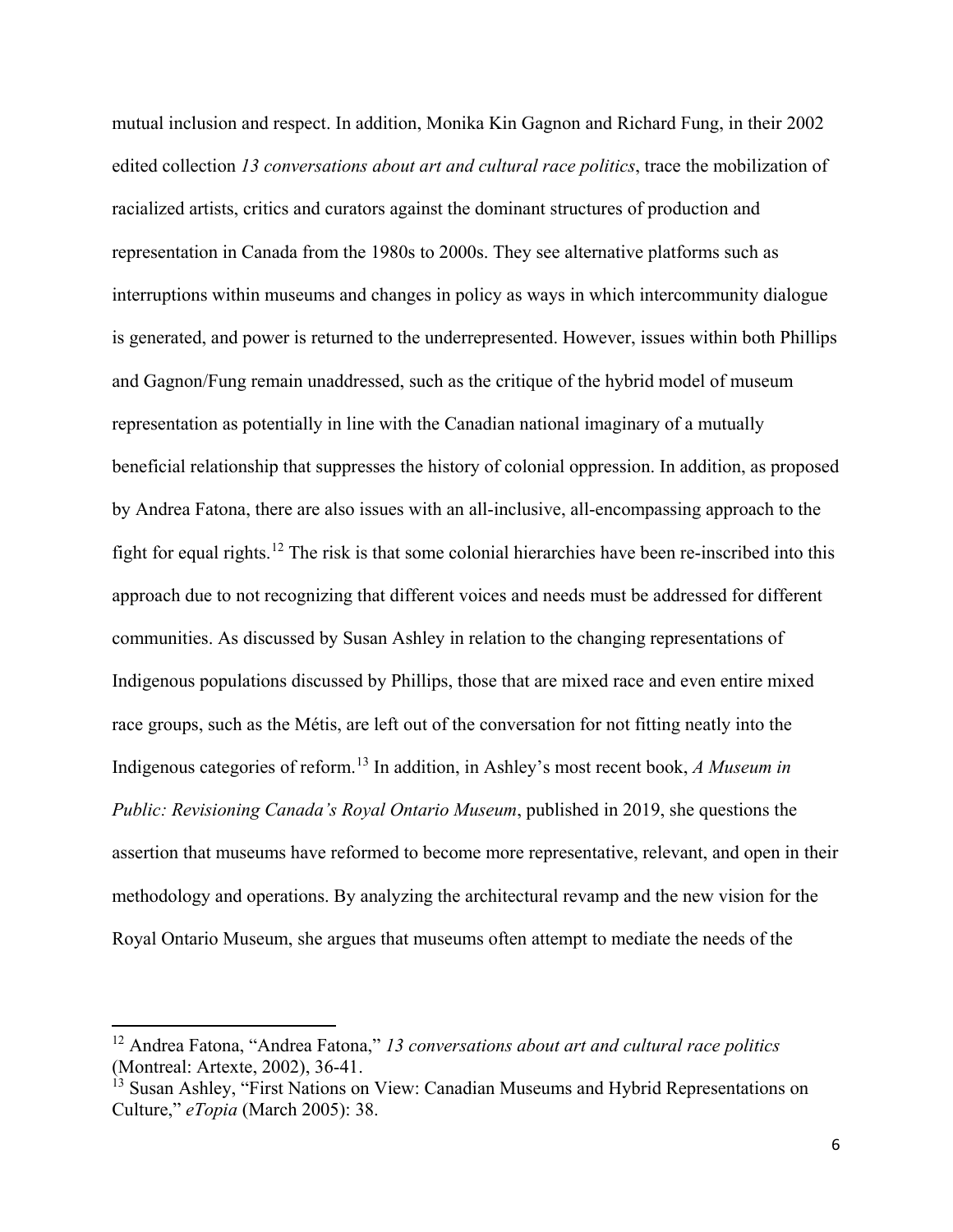mutual inclusion and respect. In addition, Monika Kin Gagnon and Richard Fung, in their 2002 edited collection *13 conversations about art and cultural race politics*, trace the mobilization of racialized artists, critics and curators against the dominant structures of production and representation in Canada from the 1980s to 2000s. They see alternative platforms such as interruptions within museums and changes in policy as ways in which intercommunity dialogue is generated, and power is returned to the underrepresented. However, issues within both Phillips and Gagnon/Fung remain unaddressed, such as the critique of the hybrid model of museum representation as potentially in line with the Canadian national imaginary of a mutually beneficial relationship that suppresses the history of colonial oppression. In addition, as proposed by Andrea Fatona, there are also issues with an all-inclusive, all-encompassing approach to the fight for equal rights.[12] The risk is that some colonial hierarchies have been re-inscribed into this approach due to not recognizing that different voices and needs must be addressed for different communities. As discussed by Susan Ashley in relation to the changing representations of Indigenous populations discussed by Phillips, those that are mixed race and even entire mixed race groups, such as the Métis, are left out of the conversation for not fitting neatly into the Indigenous categories of reform.[13] In addition, in Ashley's most recent book, *A Museum in Public: Revisioning Canada's Royal Ontario Museum*, published in 2019, she questions the assertion that museums have reformed to become more representative, relevant, and open in their methodology and operations. By analyzing the architectural revamp and the new vision for the Royal Ontario Museum, she argues that museums often attempt to mediate the needs of the

[12] Andrea Fatona, "Andrea Fatona," *13 conversations about art and cultural race politics* (Montreal: Artexte, 2002), 36-41.

[13] Susan Ashley, "First Nations on View: Canadian Museums and Hybrid Representations on Culture," *eTopia* (March 2005): 38.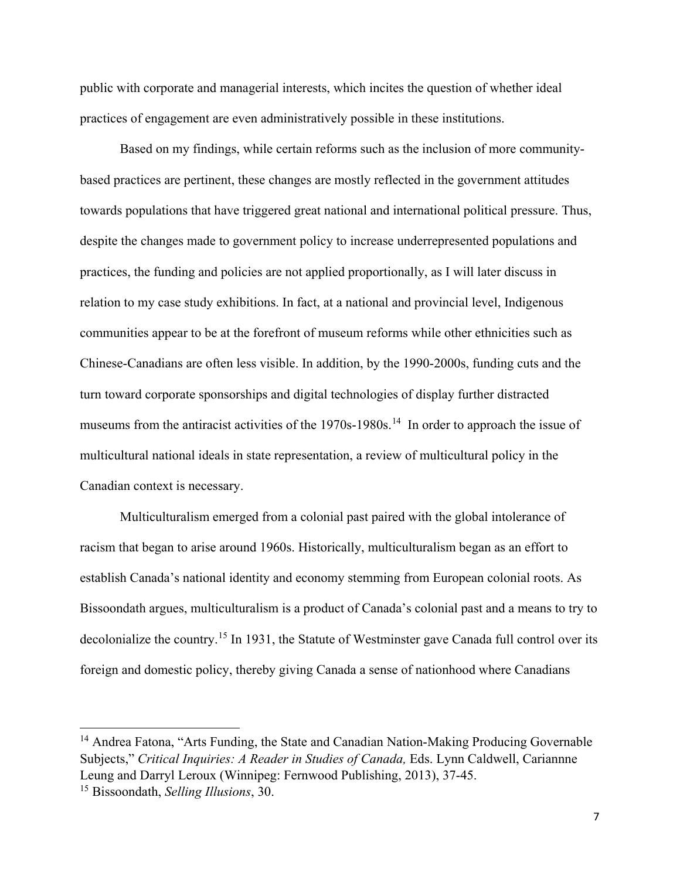public with corporate and managerial interests, which incites the question of whether ideal practices of engagement are even administratively possible in these institutions.

Based on my findings, while certain reforms such as the inclusion of more community-based practices are pertinent, these changes are mostly reflected in the government attitudes towards populations that have triggered great national and international political pressure. Thus, despite the changes made to government policy to increase underrepresented populations and practices, the funding and policies are not applied proportionally, as I will later discuss in relation to my case study exhibitions. In fact, at a national and provincial level, Indigenous communities appear to be at the forefront of museum reforms while other ethnicities such as Chinese-Canadians are often less visible. In addition, by the 1990-2000s, funding cuts and the turn toward corporate sponsorships and digital technologies of display further distracted museums from the antiracist activities of the 1970s-1980s.[14] In order to approach the issue of multicultural national ideals in state representation, a review of multicultural policy in the Canadian context is necessary.

Multiculturalism emerged from a colonial past paired with the global intolerance of racism that began to arise around 1960s. Historically, multiculturalism began as an effort to establish Canada's national identity and economy stemming from European colonial roots. As Bissoondath argues, multiculturalism is a product of Canada's colonial past and a means to try to decolonialize the country.[15] In 1931, the Statute of Westminster gave Canada full control over its foreign and domestic policy, thereby giving Canada a sense of nationhood where Canadians

---

[14] Andrea Fatona, "Arts Funding, the State and Canadian Nation-Making Producing Governable Subjects," *Critical Inquiries: A Reader in Studies of Canada,* Eds. Lynn Caldwell, Cariannne Leung and Darryl Leroux (Winnipeg: Fernwood Publishing, 2013), 37-45.

[15] Bissoondath, *Selling Illusions*, 30.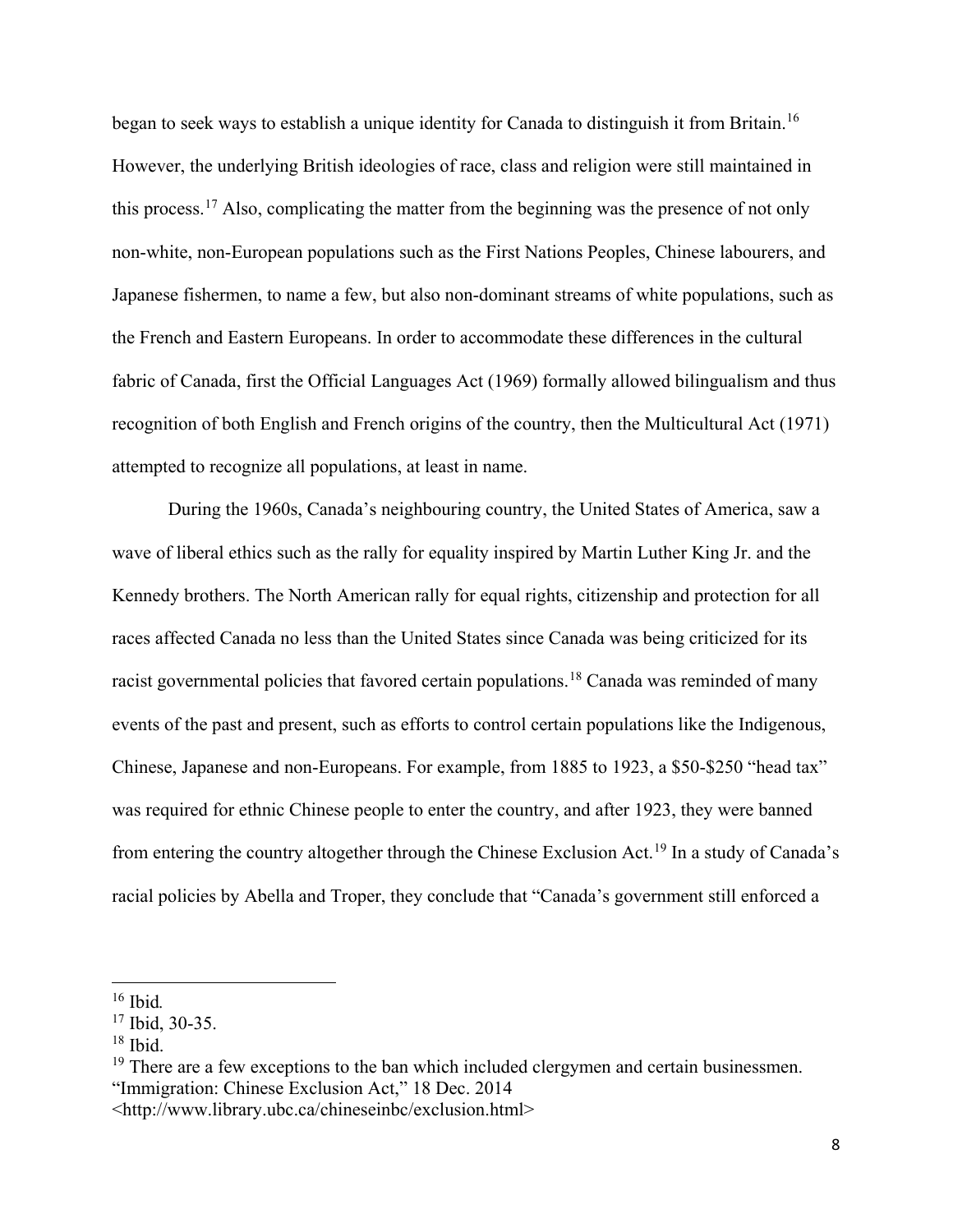began to seek ways to establish a unique identity for Canada to distinguish it from Britain.[16] However, the underlying British ideologies of race, class and religion were still maintained in this process.[17] Also, complicating the matter from the beginning was the presence of not only non-white, non-European populations such as the First Nations Peoples, Chinese labourers, and Japanese fishermen, to name a few, but also non-dominant streams of white populations, such as the French and Eastern Europeans. In order to accommodate these differences in the cultural fabric of Canada, first the Official Languages Act (1969) formally allowed bilingualism and thus recognition of both English and French origins of the country, then the Multicultural Act (1971) attempted to recognize all populations, at least in name.

During the 1960s, Canada's neighbouring country, the United States of America, saw a wave of liberal ethics such as the rally for equality inspired by Martin Luther King Jr. and the Kennedy brothers. The North American rally for equal rights, citizenship and protection for all races affected Canada no less than the United States since Canada was being criticized for its racist governmental policies that favored certain populations.[18] Canada was reminded of many events of the past and present, such as efforts to control certain populations like the Indigenous, Chinese, Japanese and non-Europeans. For example, from 1885 to 1923, a $50-$250 "head tax" was required for ethnic Chinese people to enter the country, and after 1923, they were banned from entering the country altogether through the Chinese Exclusion Act.[19] In a study of Canada's racial policies by Abella and Troper, they conclude that "Canada's government still enforced a

---

[16] Ibid*.*

[17] Ibid, 30-35.

[18] Ibid.

[19] There are a few exceptions to the ban which included clergymen and certain businessmen. "Immigration: Chinese Exclusion Act," 18 Dec. 2014 <http://www.library.ubc.ca/chineseinbc/exclusion.html>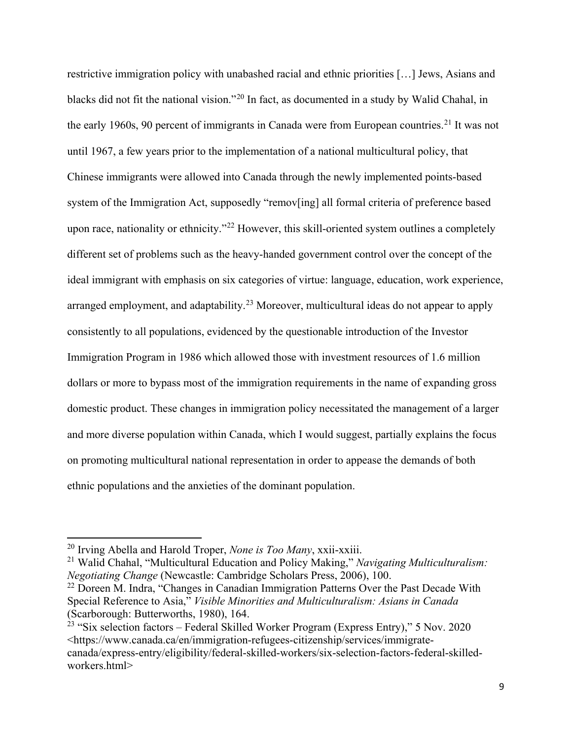restrictive immigration policy with unabashed racial and ethnic priorities […] Jews, Asians and blacks did not fit the national vision."[20] In fact, as documented in a study by Walid Chahal, in the early 1960s, 90 percent of immigrants in Canada were from European countries.[21] It was not until 1967, a few years prior to the implementation of a national multicultural policy, that Chinese immigrants were allowed into Canada through the newly implemented points-based system of the Immigration Act, supposedly "remov[ing] all formal criteria of preference based upon race, nationality or ethnicity."[22] However, this skill-oriented system outlines a completely different set of problems such as the heavy-handed government control over the concept of the ideal immigrant with emphasis on six categories of virtue: language, education, work experience, arranged employment, and adaptability.[23] Moreover, multicultural ideas do not appear to apply consistently to all populations, evidenced by the questionable introduction of the Investor Immigration Program in 1986 which allowed those with investment resources of 1.6 million dollars or more to bypass most of the immigration requirements in the name of expanding gross domestic product. These changes in immigration policy necessitated the management of a larger and more diverse population within Canada, which I would suggest, partially explains the focus on promoting multicultural national representation in order to appease the demands of both ethnic populations and the anxieties of the dominant population.

---

[20] Irving Abella and Harold Troper, *None is Too Many*, xxii-xxiii.

[21] Walid Chahal, "Multicultural Education and Policy Making," *Navigating Multiculturalism: Negotiating Change* (Newcastle: Cambridge Scholars Press, 2006), 100.

[22] Doreen M. Indra, "Changes in Canadian Immigration Patterns Over the Past Decade With Special Reference to Asia," *Visible Minorities and Multiculturalism: Asians in Canada* (Scarborough: Butterworths, 1980), 164.

[23] "Six selection factors – Federal Skilled Worker Program (Express Entry)," 5 Nov. 2020 <https://www.canada.ca/en/immigration-refugees-citizenship/services/immigrate-canada/express-entry/eligibility/federal-skilled-workers/six-selection-factors-federal-skilled-workers.html>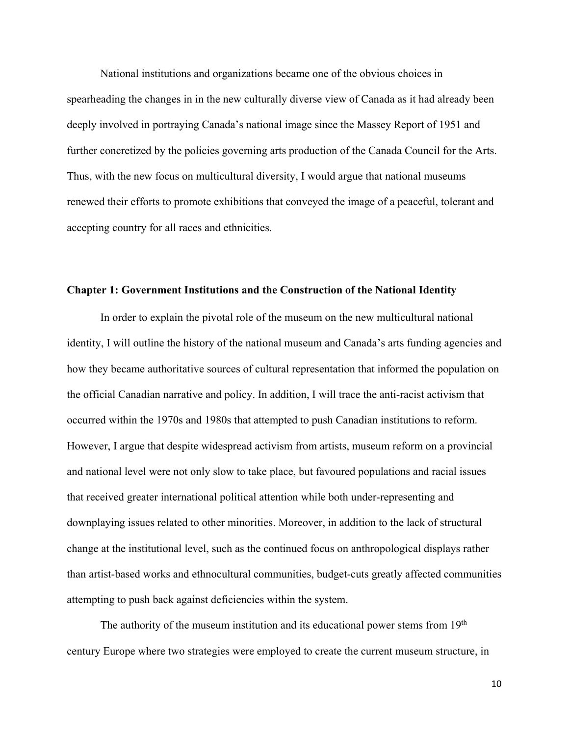National institutions and organizations became one of the obvious choices in spearheading the changes in in the new culturally diverse view of Canada as it had already been deeply involved in portraying Canada's national image since the Massey Report of 1951 and further concretized by the policies governing arts production of the Canada Council for the Arts. Thus, with the new focus on multicultural diversity, I would argue that national museums renewed their efforts to promote exhibitions that conveyed the image of a peaceful, tolerant and accepting country for all races and ethnicities.

## Chapter 1: Government Institutions and the Construction of the National Identity

In order to explain the pivotal role of the museum on the new multicultural national identity, I will outline the history of the national museum and Canada's arts funding agencies and how they became authoritative sources of cultural representation that informed the population on the official Canadian narrative and policy. In addition, I will trace the anti-racist activism that occurred within the 1970s and 1980s that attempted to push Canadian institutions to reform. However, I argue that despite widespread activism from artists, museum reform on a provincial and national level were not only slow to take place, but favoured populations and racial issues that received greater international political attention while both under-representing and downplaying issues related to other minorities. Moreover, in addition to the lack of structural change at the institutional level, such as the continued focus on anthropological displays rather than artist-based works and ethnocultural communities, budget-cuts greatly affected communities attempting to push back against deficiencies within the system.

The authority of the museum institution and its educational power stems from 19th century Europe where two strategies were employed to create the current museum structure, in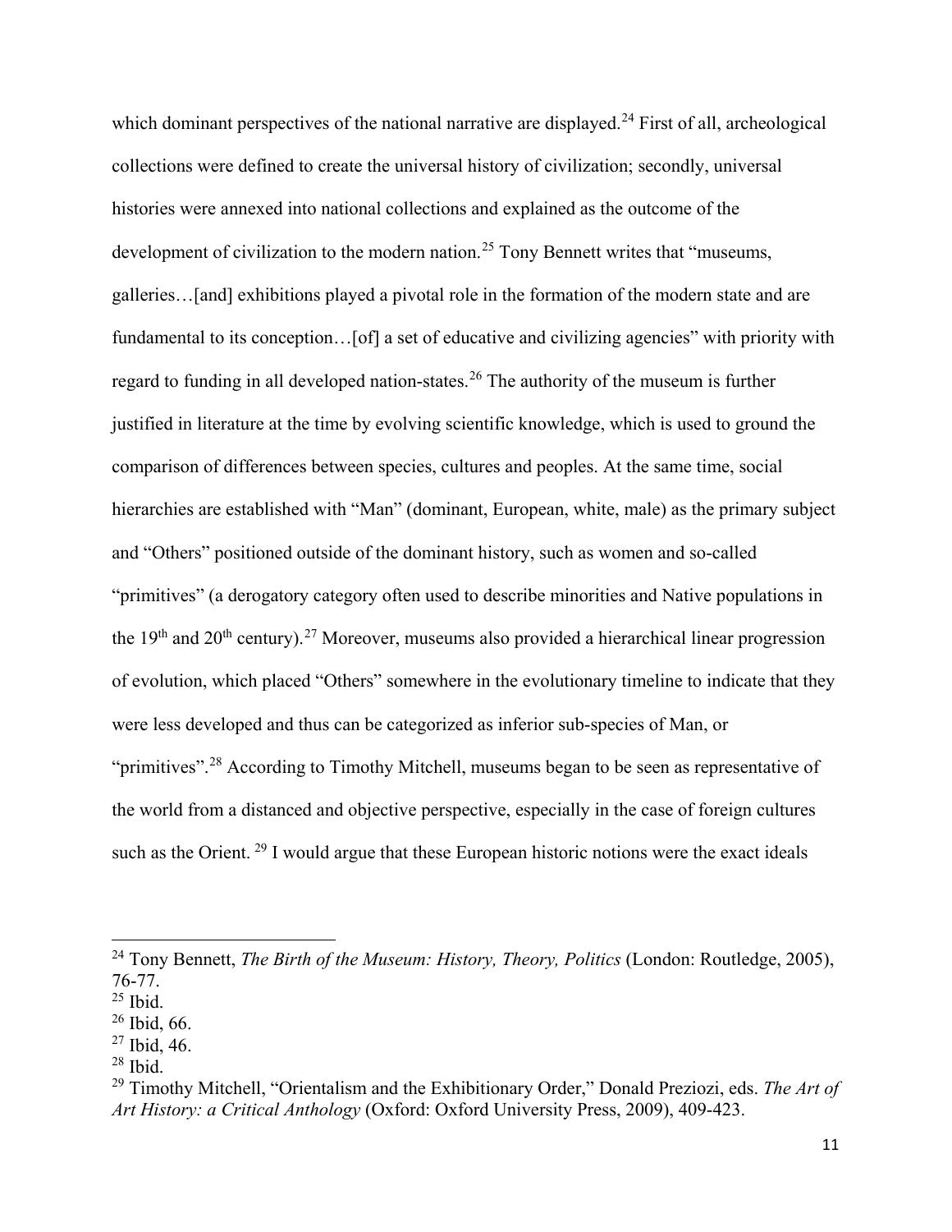which dominant perspectives of the national narrative are displayed.[24] First of all, archeological collections were defined to create the universal history of civilization; secondly, universal histories were annexed into national collections and explained as the outcome of the development of civilization to the modern nation.[25] Tony Bennett writes that "museums, galleries…[and] exhibitions played a pivotal role in the formation of the modern state and are fundamental to its conception…[of] a set of educative and civilizing agencies" with priority with regard to funding in all developed nation-states.[26] The authority of the museum is further justified in literature at the time by evolving scientific knowledge, which is used to ground the comparison of differences between species, cultures and peoples. At the same time, social hierarchies are established with "Man" (dominant, European, white, male) as the primary subject and "Others" positioned outside of the dominant history, such as women and so-called "primitives" (a derogatory category often used to describe minorities and Native populations in the 19th and 20th century).[27] Moreover, museums also provided a hierarchical linear progression of evolution, which placed "Others" somewhere in the evolutionary timeline to indicate that they were less developed and thus can be categorized as inferior sub-species of Man, or "primitives".[28] According to Timothy Mitchell, museums began to be seen as representative of the world from a distanced and objective perspective, especially in the case of foreign cultures such as the Orient.[29] I would argue that these European historic notions were the exact ideals

---

[24] Tony Bennett, *The Birth of the Museum: History, Theory, Politics* (London: Routledge, 2005), 76-77.

[25] Ibid.

[26] Ibid, 66.

[27] Ibid, 46.

[28] Ibid.

[29] Timothy Mitchell, "Orientalism and the Exhibitionary Order," Donald Preziozi, eds. *The Art of Art History: a Critical Anthology* (Oxford: Oxford University Press, 2009), 409-423.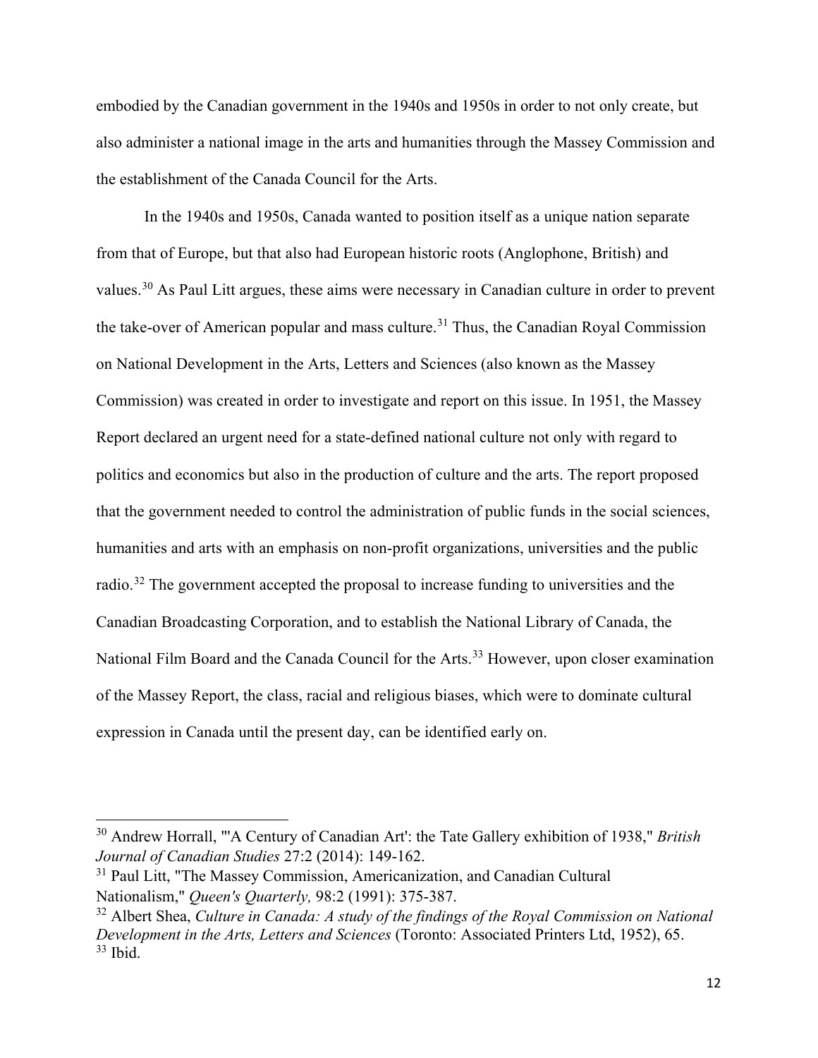embodied by the Canadian government in the 1940s and 1950s in order to not only create, but also administer a national image in the arts and humanities through the Massey Commission and the establishment of the Canada Council for the Arts.

In the 1940s and 1950s, Canada wanted to position itself as a unique nation separate from that of Europe, but that also had European historic roots (Anglophone, British) and values.[30] As Paul Litt argues, these aims were necessary in Canadian culture in order to prevent the take-over of American popular and mass culture.[31] Thus, the Canadian Royal Commission on National Development in the Arts, Letters and Sciences (also known as the Massey Commission) was created in order to investigate and report on this issue. In 1951, the Massey Report declared an urgent need for a state-defined national culture not only with regard to politics and economics but also in the production of culture and the arts. The report proposed that the government needed to control the administration of public funds in the social sciences, humanities and arts with an emphasis on non-profit organizations, universities and the public radio.[32] The government accepted the proposal to increase funding to universities and the Canadian Broadcasting Corporation, and to establish the National Library of Canada, the National Film Board and the Canada Council for the Arts.[33] However, upon closer examination of the Massey Report, the class, racial and religious biases, which were to dominate cultural expression in Canada until the present day, can be identified early on.

---

[30] Andrew Horrall, "'A Century of Canadian Art': the Tate Gallery exhibition of 1938," *British Journal of Canadian Studies* 27:2 (2014): 149-162.

[31] Paul Litt, "The Massey Commission, Americanization, and Canadian Cultural Nationalism," *Queen's Quarterly,* 98:2 (1991): 375-387.

[32] Albert Shea, *Culture in Canada: A study of the findings of the Royal Commission on National Development in the Arts, Letters and Sciences* (Toronto: Associated Printers Ltd, 1952), 65.

[33] Ibid.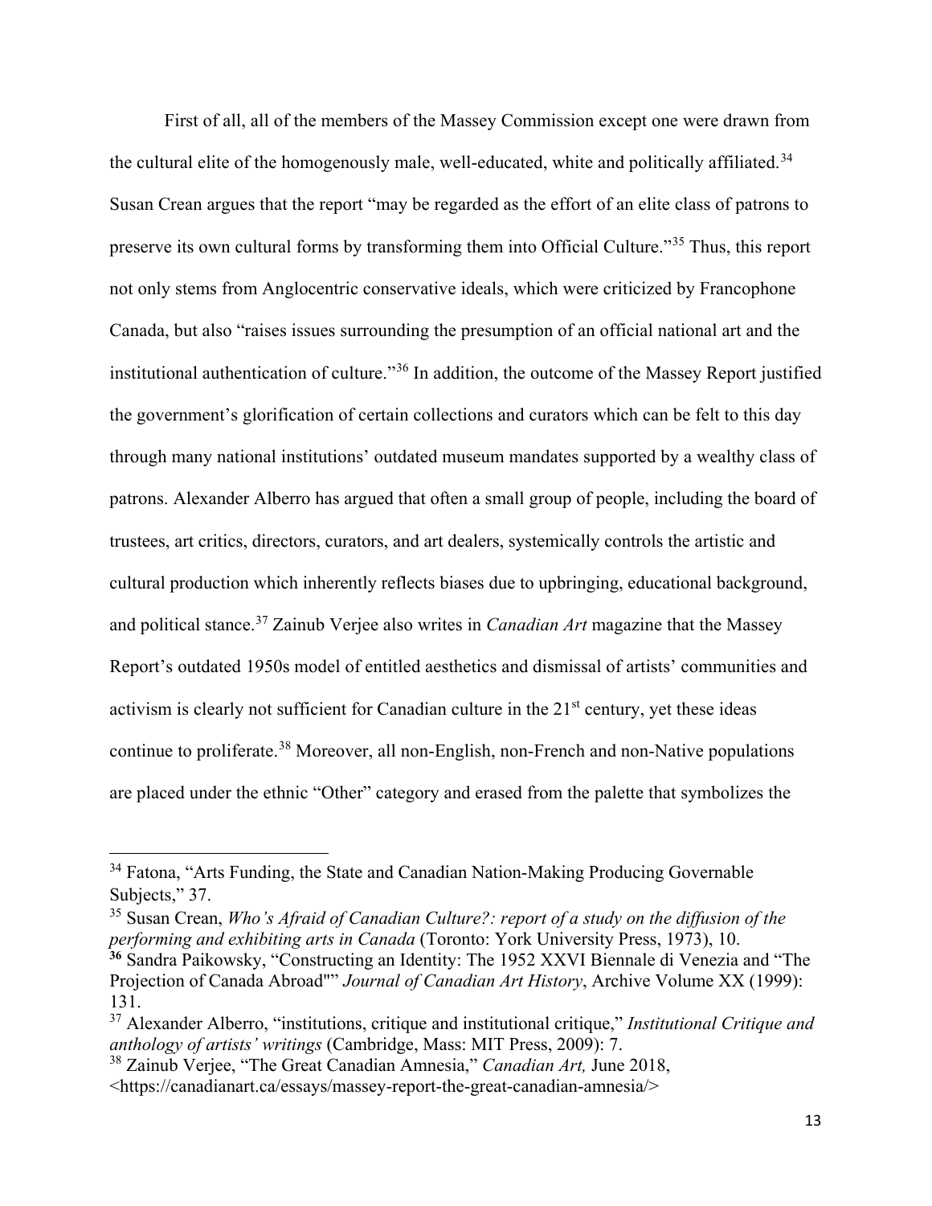First of all, all of the members of the Massey Commission except one were drawn from the cultural elite of the homogenously male, well-educated, white and politically affiliated.[34] Susan Crean argues that the report "may be regarded as the effort of an elite class of patrons to preserve its own cultural forms by transforming them into Official Culture."[35] Thus, this report not only stems from Anglocentric conservative ideals, which were criticized by Francophone Canada, but also "raises issues surrounding the presumption of an official national art and the institutional authentication of culture."[36] In addition, the outcome of the Massey Report justified the government's glorification of certain collections and curators which can be felt to this day through many national institutions' outdated museum mandates supported by a wealthy class of patrons. Alexander Alberro has argued that often a small group of people, including the board of trustees, art critics, directors, curators, and art dealers, systemically controls the artistic and cultural production which inherently reflects biases due to upbringing, educational background, and political stance.[37] Zainub Verjee also writes in *Canadian Art* magazine that the Massey Report's outdated 1950s model of entitled aesthetics and dismissal of artists' communities and activism is clearly not sufficient for Canadian culture in the 21st century, yet these ideas continue to proliferate.[38] Moreover, all non-English, non-French and non-Native populations are placed under the ethnic "Other" category and erased from the palette that symbolizes the

---

[34] Fatona, "Arts Funding, the State and Canadian Nation-Making Producing Governable Subjects," 37.

[35] Susan Crean, *Who's Afraid of Canadian Culture?: report of a study on the diffusion of the performing and exhibiting arts in Canada* (Toronto: York University Press, 1973), 10.

**[36]** Sandra Paikowsky, "Constructing an Identity: The 1952 XXVI Biennale di Venezia and "The Projection of Canada Abroad"" *Journal of Canadian Art History*, Archive Volume XX (1999): 131.

[37] Alexander Alberro, "institutions, critique and institutional critique," *Institutional Critique and anthology of artists' writings* (Cambridge, Mass: MIT Press, 2009): 7.

[38] Zainub Verjee, "The Great Canadian Amnesia," *Canadian Art,* June 2018, <https://canadianart.ca/essays/massey-report-the-great-canadian-amnesia/>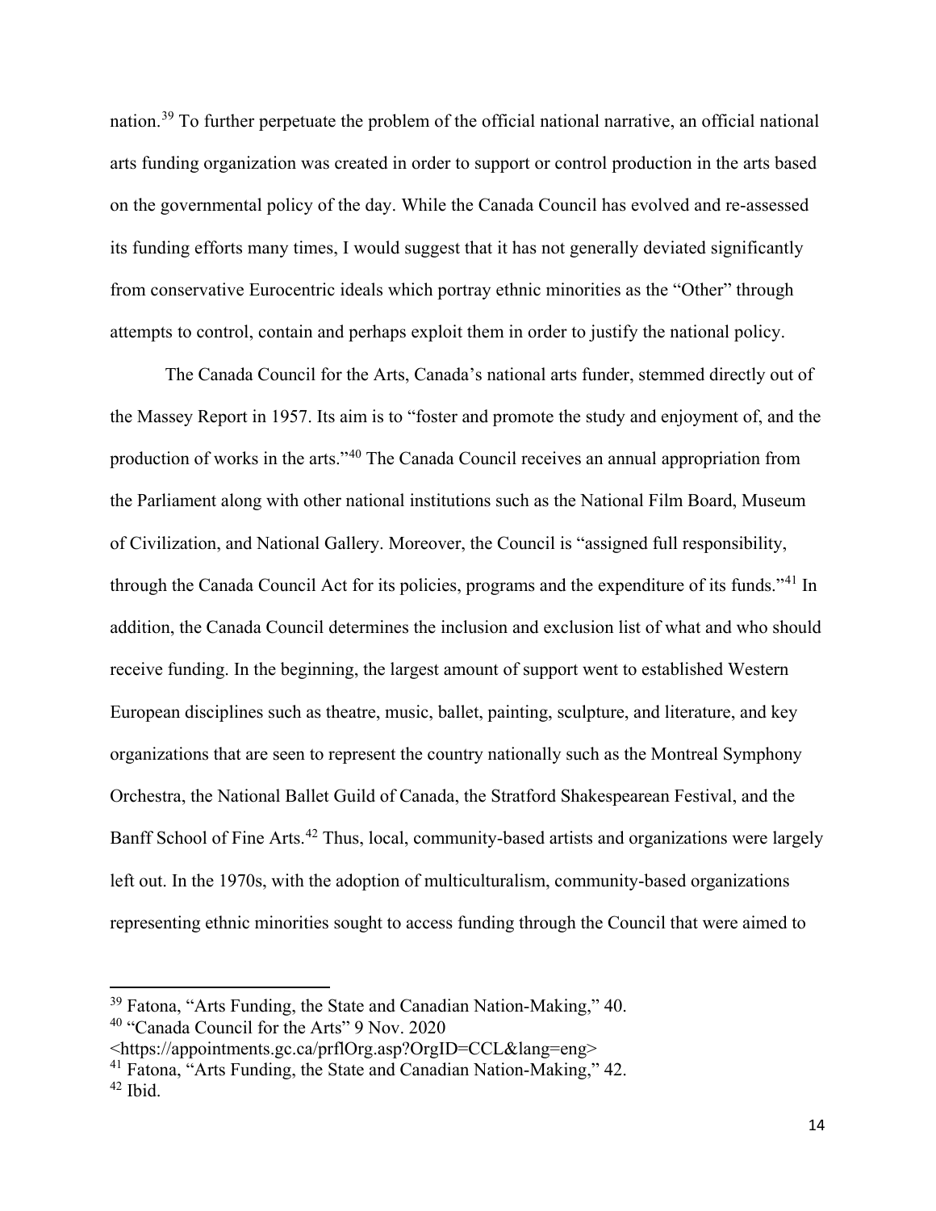nation.[39] To further perpetuate the problem of the official national narrative, an official national arts funding organization was created in order to support or control production in the arts based on the governmental policy of the day. While the Canada Council has evolved and re-assessed its funding efforts many times, I would suggest that it has not generally deviated significantly from conservative Eurocentric ideals which portray ethnic minorities as the "Other" through attempts to control, contain and perhaps exploit them in order to justify the national policy.

The Canada Council for the Arts, Canada's national arts funder, stemmed directly out of the Massey Report in 1957. Its aim is to "foster and promote the study and enjoyment of, and the production of works in the arts."[40] The Canada Council receives an annual appropriation from the Parliament along with other national institutions such as the National Film Board, Museum of Civilization, and National Gallery. Moreover, the Council is "assigned full responsibility, through the Canada Council Act for its policies, programs and the expenditure of its funds."[41] In addition, the Canada Council determines the inclusion and exclusion list of what and who should receive funding. In the beginning, the largest amount of support went to established Western European disciplines such as theatre, music, ballet, painting, sculpture, and literature, and key organizations that are seen to represent the country nationally such as the Montreal Symphony Orchestra, the National Ballet Guild of Canada, the Stratford Shakespearean Festival, and the Banff School of Fine Arts.[42] Thus, local, community-based artists and organizations were largely left out. In the 1970s, with the adoption of multiculturalism, community-based organizations representing ethnic minorities sought to access funding through the Council that were aimed to

---

[39] Fatona, "Arts Funding, the State and Canadian Nation-Making," 40.

[40] "Canada Council for the Arts" 9 Nov. 2020 <https://appointments.gc.ca/prflOrg.asp?OrgID=CCL&lang=eng>

[41] Fatona, "Arts Funding, the State and Canadian Nation-Making," 42.

[42] Ibid.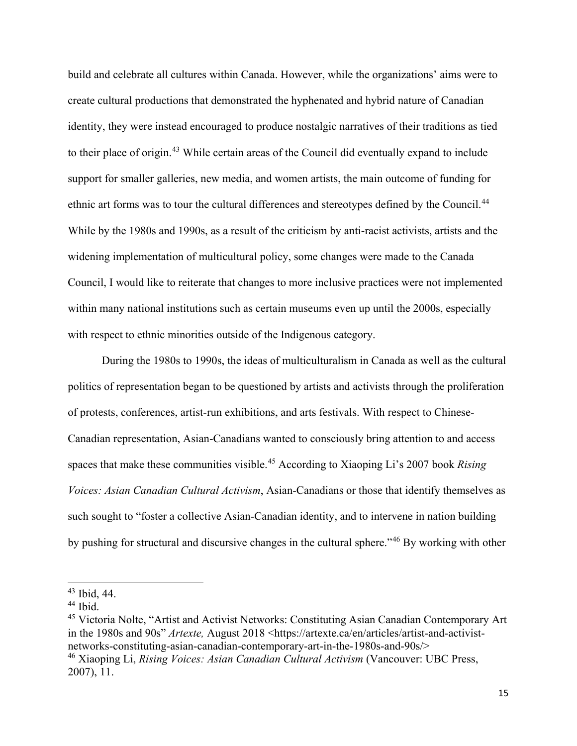build and celebrate all cultures within Canada. However, while the organizations' aims were to create cultural productions that demonstrated the hyphenated and hybrid nature of Canadian identity, they were instead encouraged to produce nostalgic narratives of their traditions as tied to their place of origin.[43] While certain areas of the Council did eventually expand to include support for smaller galleries, new media, and women artists, the main outcome of funding for ethnic art forms was to tour the cultural differences and stereotypes defined by the Council.[44] While by the 1980s and 1990s, as a result of the criticism by anti-racist activists, artists and the widening implementation of multicultural policy, some changes were made to the Canada Council, I would like to reiterate that changes to more inclusive practices were not implemented within many national institutions such as certain museums even up until the 2000s, especially with respect to ethnic minorities outside of the Indigenous category.

During the 1980s to 1990s, the ideas of multiculturalism in Canada as well as the cultural politics of representation began to be questioned by artists and activists through the proliferation of protests, conferences, artist-run exhibitions, and arts festivals. With respect to Chinese-Canadian representation, Asian-Canadians wanted to consciously bring attention to and access spaces that make these communities visible.[45] According to Xiaoping Li's 2007 book *Rising Voices: Asian Canadian Cultural Activism*, Asian-Canadians or those that identify themselves as such sought to "foster a collective Asian-Canadian identity, and to intervene in nation building by pushing for structural and discursive changes in the cultural sphere."[46] By working with other

---

[43] Ibid, 44.

[44] Ibid.

[45] Victoria Nolte, "Artist and Activist Networks: Constituting Asian Canadian Contemporary Art in the 1980s and 90s" *Artexte,* August 2018 <https://artexte.ca/en/articles/artist-and-activist-networks-constituting-asian-canadian-contemporary-art-in-the-1980s-and-90s/>

[46] Xiaoping Li, *Rising Voices: Asian Canadian Cultural Activism* (Vancouver: UBC Press, 2007), 11.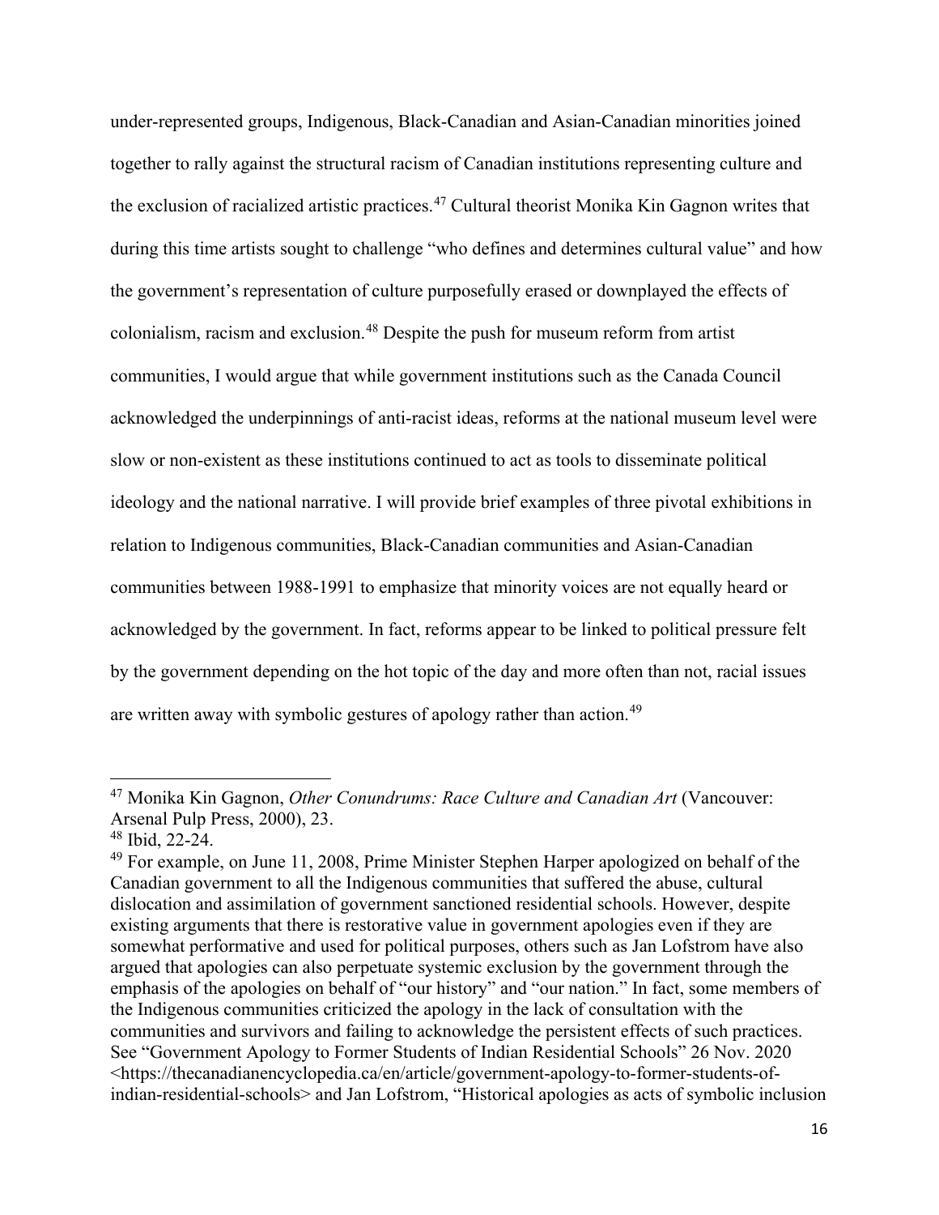under-represented groups, Indigenous, Black-Canadian and Asian-Canadian minorities joined together to rally against the structural racism of Canadian institutions representing culture and the exclusion of racialized artistic practices.[47] Cultural theorist Monika Kin Gagnon writes that during this time artists sought to challenge "who defines and determines cultural value" and how the government's representation of culture purposefully erased or downplayed the effects of colonialism, racism and exclusion.[48] Despite the push for museum reform from artist communities, I would argue that while government institutions such as the Canada Council acknowledged the underpinnings of anti-racist ideas, reforms at the national museum level were slow or non-existent as these institutions continued to act as tools to disseminate political ideology and the national narrative. I will provide brief examples of three pivotal exhibitions in relation to Indigenous communities, Black-Canadian communities and Asian-Canadian communities between 1988-1991 to emphasize that minority voices are not equally heard or acknowledged by the government. In fact, reforms appear to be linked to political pressure felt by the government depending on the hot topic of the day and more often than not, racial issues are written away with symbolic gestures of apology rather than action.[49]

---

[47] Monika Kin Gagnon, *Other Conundrums: Race Culture and Canadian Art* (Vancouver: Arsenal Pulp Press, 2000), 23.

[48] Ibid, 22-24.

[49] For example, on June 11, 2008, Prime Minister Stephen Harper apologized on behalf of the Canadian government to all the Indigenous communities that suffered the abuse, cultural dislocation and assimilation of government sanctioned residential schools. However, despite existing arguments that there is restorative value in government apologies even if they are somewhat performative and used for political purposes, others such as Jan Lofstrom have also argued that apologies can also perpetuate systemic exclusion by the government through the emphasis of the apologies on behalf of "our history" and "our nation." In fact, some members of the Indigenous communities criticized the apology in the lack of consultation with the communities and survivors and failing to acknowledge the persistent effects of such practices. See "Government Apology to Former Students of Indian Residential Schools" 26 Nov. 2020 <https://thecanadianencyclopedia.ca/en/article/government-apology-to-former-students-of-indian-residential-schools> and Jan Lofstrom, "Historical apologies as acts of symbolic inclusion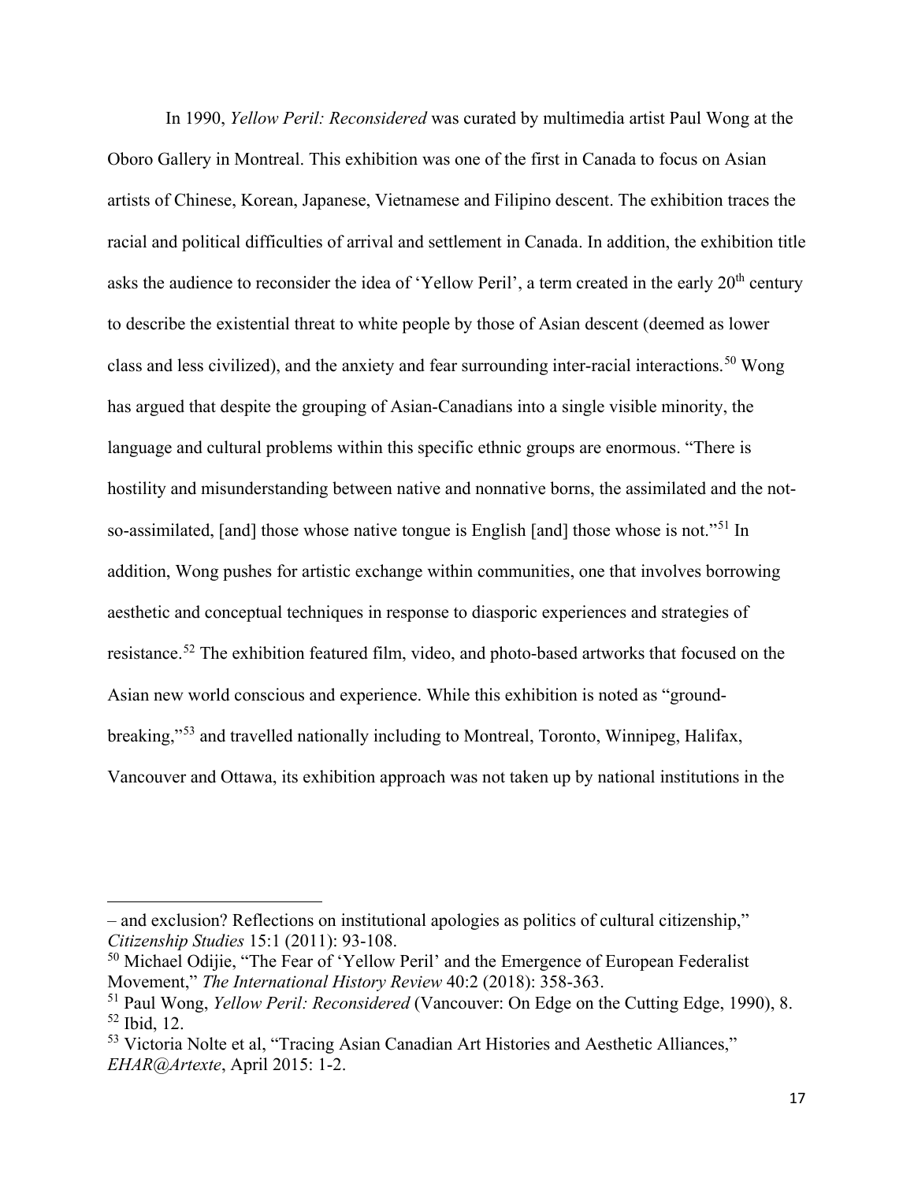In 1990, *Yellow Peril: Reconsidered* was curated by multimedia artist Paul Wong at the Oboro Gallery in Montreal. This exhibition was one of the first in Canada to focus on Asian artists of Chinese, Korean, Japanese, Vietnamese and Filipino descent. The exhibition traces the racial and political difficulties of arrival and settlement in Canada. In addition, the exhibition title asks the audience to reconsider the idea of 'Yellow Peril', a term created in the early 20th century to describe the existential threat to white people by those of Asian descent (deemed as lower class and less civilized), and the anxiety and fear surrounding inter-racial interactions.[50] Wong has argued that despite the grouping of Asian-Canadians into a single visible minority, the language and cultural problems within this specific ethnic groups are enormous. "There is hostility and misunderstanding between native and nonnative borns, the assimilated and the not-so-assimilated, [and] those whose native tongue is English [and] those whose is not."[51] In addition, Wong pushes for artistic exchange within communities, one that involves borrowing aesthetic and conceptual techniques in response to diasporic experiences and strategies of resistance.[52] The exhibition featured film, video, and photo-based artworks that focused on the Asian new world conscious and experience. While this exhibition is noted as "ground-breaking,"[53] and travelled nationally including to Montreal, Toronto, Winnipeg, Halifax, Vancouver and Ottawa, its exhibition approach was not taken up by national institutions in the

---

– and exclusion? Reflections on institutional apologies as politics of cultural citizenship," *Citizenship Studies* 15:1 (2011): 93-108.

[50] Michael Odijie, "The Fear of 'Yellow Peril' and the Emergence of European Federalist Movement," *The International History Review* 40:2 (2018): 358-363.

[51] Paul Wong, *Yellow Peril: Reconsidered* (Vancouver: On Edge on the Cutting Edge, 1990), 8.

[52] Ibid, 12.

[53] Victoria Nolte et al, "Tracing Asian Canadian Art Histories and Aesthetic Alliances," *EHAR@Artexte*, April 2015: 1-2.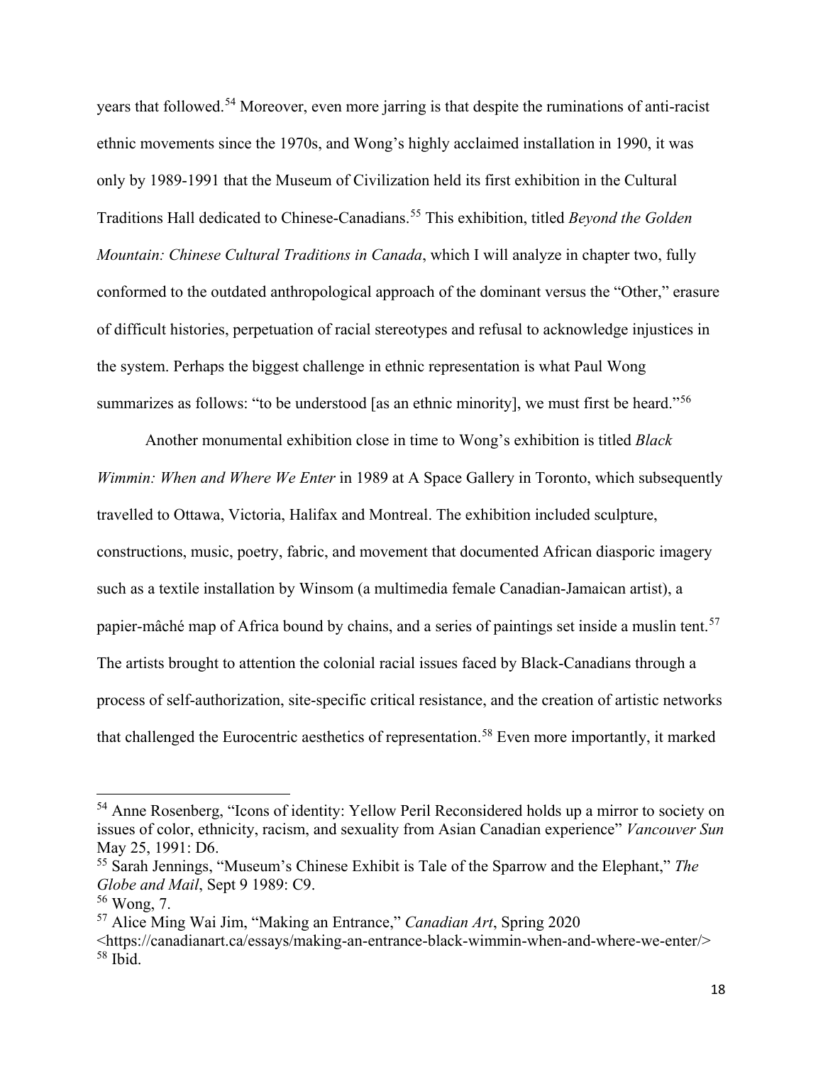years that followed.[54] Moreover, even more jarring is that despite the ruminations of anti-racist ethnic movements since the 1970s, and Wong's highly acclaimed installation in 1990, it was only by 1989-1991 that the Museum of Civilization held its first exhibition in the Cultural Traditions Hall dedicated to Chinese-Canadians.[55] This exhibition, titled *Beyond the Golden Mountain: Chinese Cultural Traditions in Canada*, which I will analyze in chapter two, fully conformed to the outdated anthropological approach of the dominant versus the "Other," erasure of difficult histories, perpetuation of racial stereotypes and refusal to acknowledge injustices in the system. Perhaps the biggest challenge in ethnic representation is what Paul Wong summarizes as follows: "to be understood [as an ethnic minority], we must first be heard."[56]

Another monumental exhibition close in time to Wong's exhibition is titled *Black Wimmin: When and Where We Enter* in 1989 at A Space Gallery in Toronto, which subsequently travelled to Ottawa, Victoria, Halifax and Montreal. The exhibition included sculpture, constructions, music, poetry, fabric, and movement that documented African diasporic imagery such as a textile installation by Winsom (a multimedia female Canadian-Jamaican artist), a papier-mâché map of Africa bound by chains, and a series of paintings set inside a muslin tent.[57] The artists brought to attention the colonial racial issues faced by Black-Canadians through a process of self-authorization, site-specific critical resistance, and the creation of artistic networks that challenged the Eurocentric aesthetics of representation.[58] Even more importantly, it marked

---

[54] Anne Rosenberg, "Icons of identity: Yellow Peril Reconsidered holds up a mirror to society on issues of color, ethnicity, racism, and sexuality from Asian Canadian experience" *Vancouver Sun* May 25, 1991: D6.

[55] Sarah Jennings, "Museum's Chinese Exhibit is Tale of the Sparrow and the Elephant," *The Globe and Mail*, Sept 9 1989: C9.

[56] Wong, 7.

[57] Alice Ming Wai Jim, "Making an Entrance," *Canadian Art*, Spring 2020 <https://canadianart.ca/essays/making-an-entrance-black-wimmin-when-and-where-we-enter/>

[58] Ibid.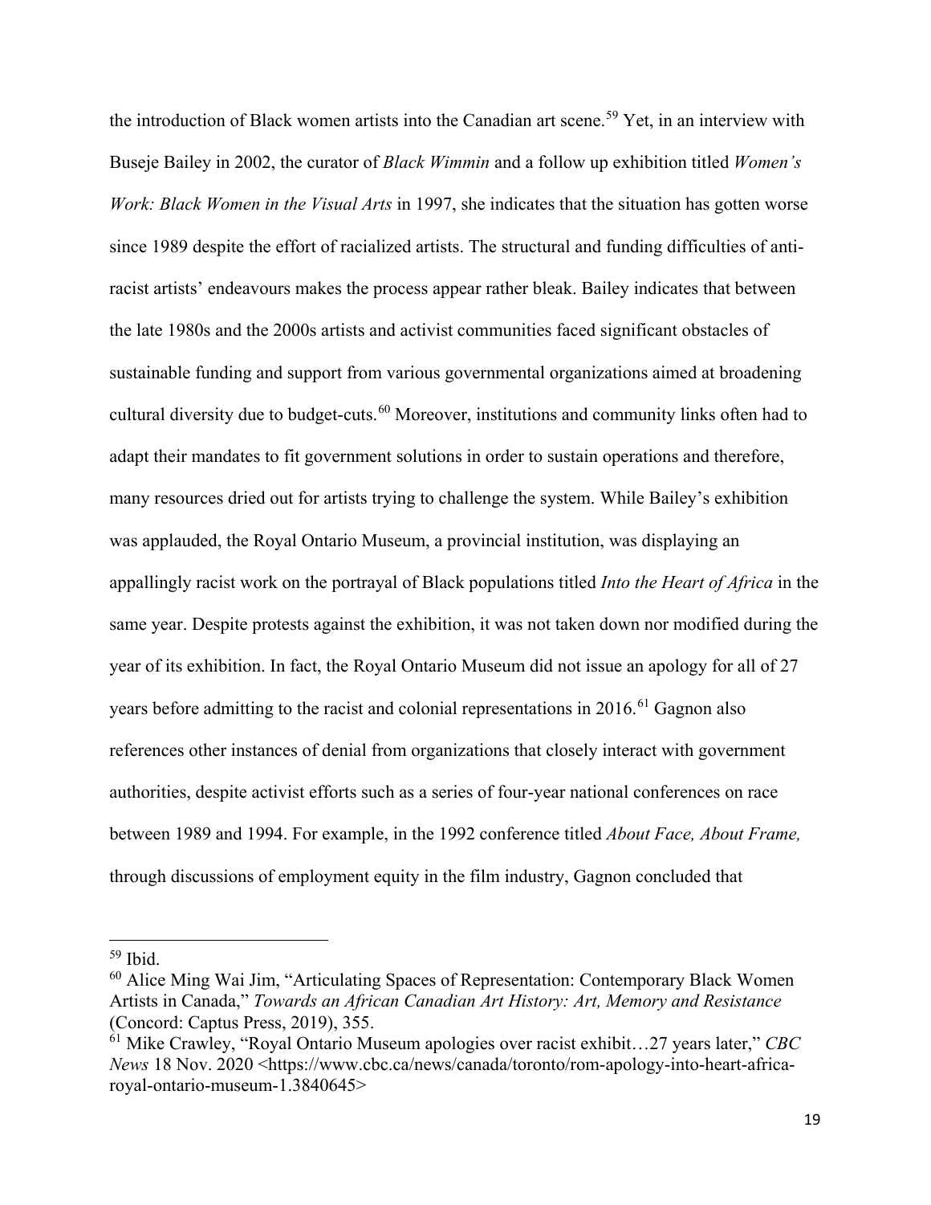the introduction of Black women artists into the Canadian art scene.[59] Yet, in an interview with Buseje Bailey in 2002, the curator of *Black Wimmin* and a follow up exhibition titled *Women's Work: Black Women in the Visual Arts* in 1997, she indicates that the situation has gotten worse since 1989 despite the effort of racialized artists. The structural and funding difficulties of anti-racist artists' endeavours makes the process appear rather bleak. Bailey indicates that between the late 1980s and the 2000s artists and activist communities faced significant obstacles of sustainable funding and support from various governmental organizations aimed at broadening cultural diversity due to budget-cuts.[60] Moreover, institutions and community links often had to adapt their mandates to fit government solutions in order to sustain operations and therefore, many resources dried out for artists trying to challenge the system. While Bailey's exhibition was applauded, the Royal Ontario Museum, a provincial institution, was displaying an appallingly racist work on the portrayal of Black populations titled *Into the Heart of Africa* in the same year. Despite protests against the exhibition, it was not taken down nor modified during the year of its exhibition. In fact, the Royal Ontario Museum did not issue an apology for all of 27 years before admitting to the racist and colonial representations in 2016.[61] Gagnon also references other instances of denial from organizations that closely interact with government authorities, despite activist efforts such as a series of four-year national conferences on race between 1989 and 1994. For example, in the 1992 conference titled *About Face, About Frame,* through discussions of employment equity in the film industry, Gagnon concluded that

---

[59] Ibid.

[60] Alice Ming Wai Jim, "Articulating Spaces of Representation: Contemporary Black Women Artists in Canada," *Towards an African Canadian Art History: Art, Memory and Resistance* (Concord: Captus Press, 2019), 355.

[61] Mike Crawley, "Royal Ontario Museum apologies over racist exhibit…27 years later," *CBC News* 18 Nov. 2020 <https://www.cbc.ca/news/canada/toronto/rom-apology-into-heart-africa-royal-ontario-museum-1.3840645>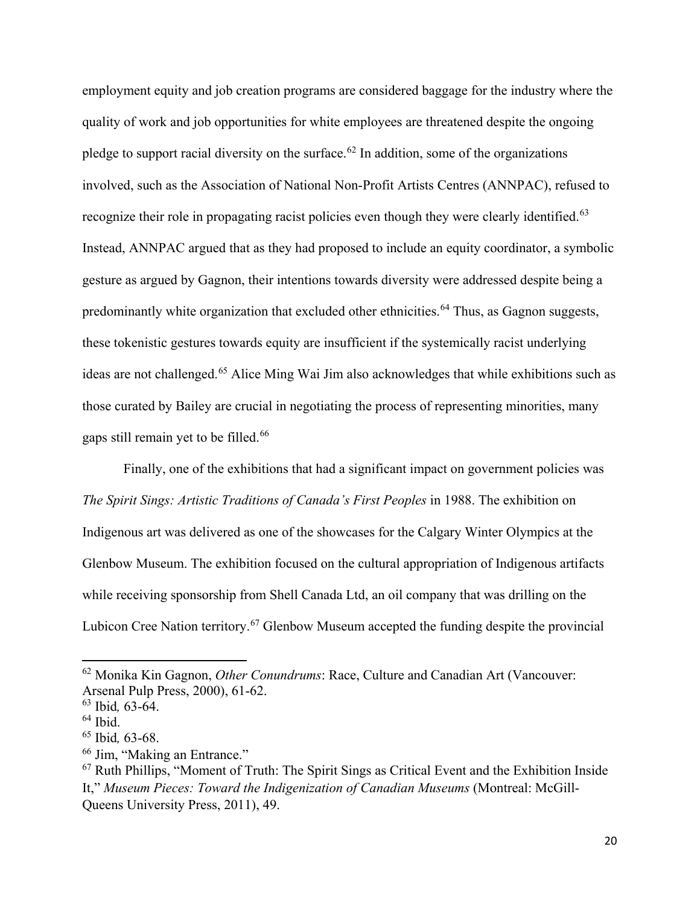employment equity and job creation programs are considered baggage for the industry where the quality of work and job opportunities for white employees are threatened despite the ongoing pledge to support racial diversity on the surface.[62] In addition, some of the organizations involved, such as the Association of National Non-Profit Artists Centres (ANNPAC), refused to recognize their role in propagating racist policies even though they were clearly identified.[63] Instead, ANNPAC argued that as they had proposed to include an equity coordinator, a symbolic gesture as argued by Gagnon, their intentions towards diversity were addressed despite being a predominantly white organization that excluded other ethnicities.[64] Thus, as Gagnon suggests, these tokenistic gestures towards equity are insufficient if the systemically racist underlying ideas are not challenged.[65] Alice Ming Wai Jim also acknowledges that while exhibitions such as those curated by Bailey are crucial in negotiating the process of representing minorities, many gaps still remain yet to be filled.[66]

Finally, one of the exhibitions that had a significant impact on government policies was *The Spirit Sings: Artistic Traditions of Canada's First Peoples* in 1988. The exhibition on Indigenous art was delivered as one of the showcases for the Calgary Winter Olympics at the Glenbow Museum. The exhibition focused on the cultural appropriation of Indigenous artifacts while receiving sponsorship from Shell Canada Ltd, an oil company that was drilling on the Lubicon Cree Nation territory.[67] Glenbow Museum accepted the funding despite the provincial

---

[62] Monika Kin Gagnon, *Other Conundrums*: Race, Culture and Canadian Art (Vancouver: Arsenal Pulp Press, 2000), 61-62.

[63] Ibid*,* 63-64.

[64] Ibid.

[65] Ibid*,* 63-68.

[66] Jim, "Making an Entrance."

[67] Ruth Phillips, "Moment of Truth: The Spirit Sings as Critical Event and the Exhibition Inside It," *Museum Pieces: Toward the Indigenization of Canadian Museums* (Montreal: McGill-Queens University Press, 2011), 49.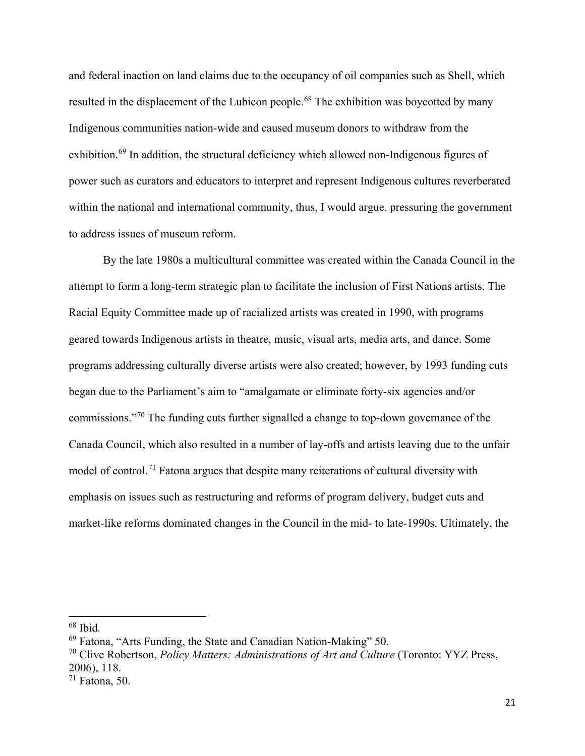and federal inaction on land claims due to the occupancy of oil companies such as Shell, which resulted in the displacement of the Lubicon people.[68] The exhibition was boycotted by many Indigenous communities nation-wide and caused museum donors to withdraw from the exhibition.[69] In addition, the structural deficiency which allowed non-Indigenous figures of power such as curators and educators to interpret and represent Indigenous cultures reverberated within the national and international community, thus, I would argue, pressuring the government to address issues of museum reform.

By the late 1980s a multicultural committee was created within the Canada Council in the attempt to form a long-term strategic plan to facilitate the inclusion of First Nations artists. The Racial Equity Committee made up of racialized artists was created in 1990, with programs geared towards Indigenous artists in theatre, music, visual arts, media arts, and dance. Some programs addressing culturally diverse artists were also created; however, by 1993 funding cuts began due to the Parliament's aim to "amalgamate or eliminate forty-six agencies and/or commissions."[70] The funding cuts further signalled a change to top-down governance of the Canada Council, which also resulted in a number of lay-offs and artists leaving due to the unfair model of control.[71] Fatona argues that despite many reiterations of cultural diversity with emphasis on issues such as restructuring and reforms of program delivery, budget cuts and market-like reforms dominated changes in the Council in the mid- to late-1990s. Ultimately, the

---

[68] Ibid.

[69] Fatona, "Arts Funding, the State and Canadian Nation-Making" 50.

[70] Clive Robertson, *Policy Matters: Administrations of Art and Culture* (Toronto: YYZ Press, 2006), 118.

[71] Fatona, 50.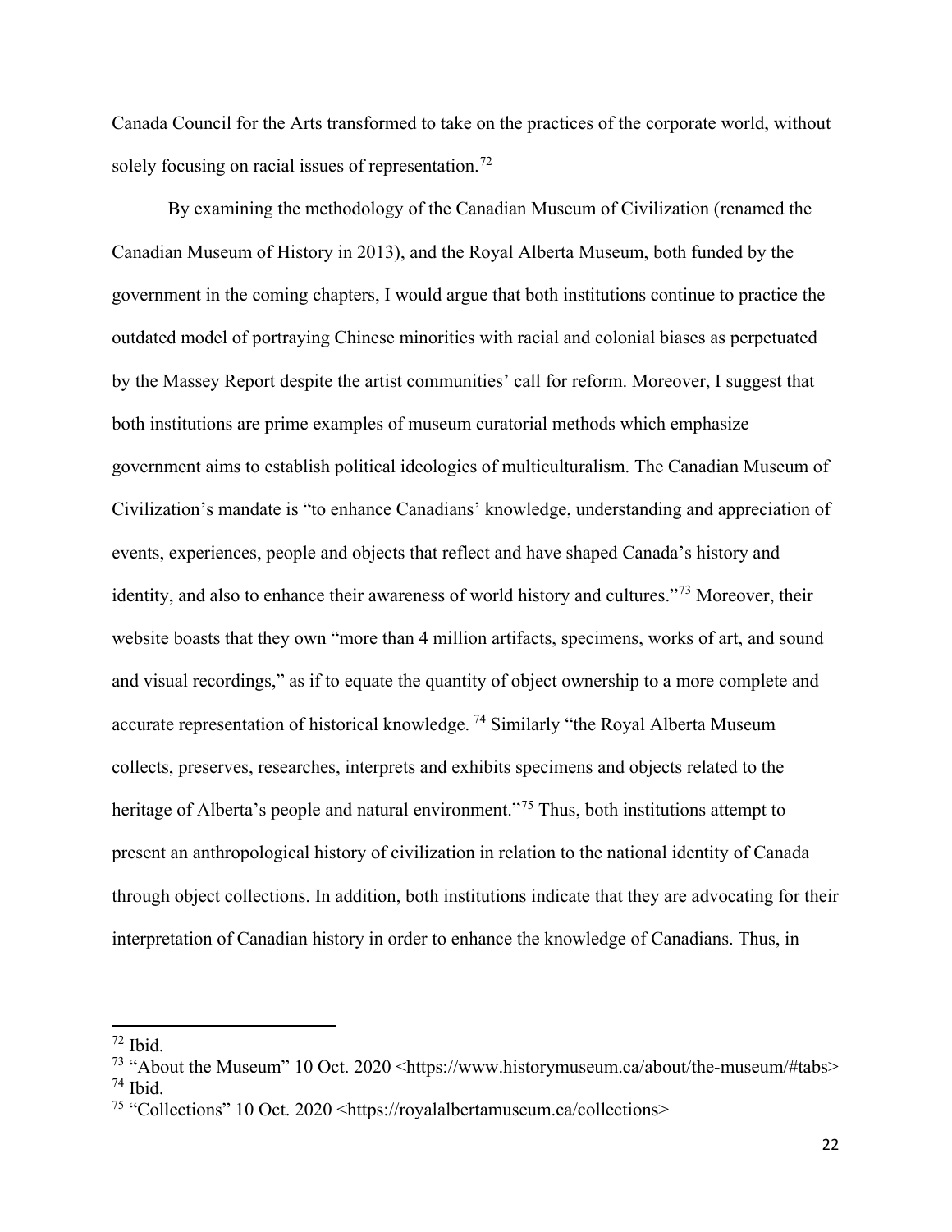Canada Council for the Arts transformed to take on the practices of the corporate world, without solely focusing on racial issues of representation.[72]

By examining the methodology of the Canadian Museum of Civilization (renamed the Canadian Museum of History in 2013), and the Royal Alberta Museum, both funded by the government in the coming chapters, I would argue that both institutions continue to practice the outdated model of portraying Chinese minorities with racial and colonial biases as perpetuated by the Massey Report despite the artist communities' call for reform. Moreover, I suggest that both institutions are prime examples of museum curatorial methods which emphasize government aims to establish political ideologies of multiculturalism. The Canadian Museum of Civilization's mandate is "to enhance Canadians' knowledge, understanding and appreciation of events, experiences, people and objects that reflect and have shaped Canada's history and identity, and also to enhance their awareness of world history and cultures."[73] Moreover, their website boasts that they own "more than 4 million artifacts, specimens, works of art, and sound and visual recordings," as if to equate the quantity of object ownership to a more complete and accurate representation of historical knowledge. [74] Similarly "the Royal Alberta Museum collects, preserves, researches, interprets and exhibits specimens and objects related to the heritage of Alberta's people and natural environment."[75] Thus, both institutions attempt to present an anthropological history of civilization in relation to the national identity of Canada through object collections. In addition, both institutions indicate that they are advocating for their interpretation of Canadian history in order to enhance the knowledge of Canadians. Thus, in

---

[72] Ibid.

[73] "About the Museum" 10 Oct. 2020 <https://www.historymuseum.ca/about/the-museum/#tabs>

[74] Ibid.

[75] "Collections" 10 Oct. 2020 <https://royalalbertamuseum.ca/collections>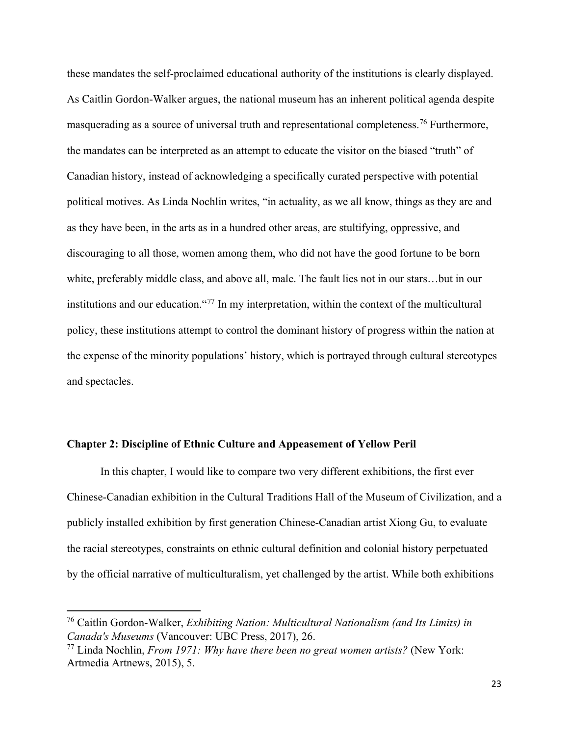these mandates the self-proclaimed educational authority of the institutions is clearly displayed. As Caitlin Gordon-Walker argues, the national museum has an inherent political agenda despite masquerading as a source of universal truth and representational completeness.[76] Furthermore, the mandates can be interpreted as an attempt to educate the visitor on the biased "truth" of Canadian history, instead of acknowledging a specifically curated perspective with potential political motives. As Linda Nochlin writes, "in actuality, as we all know, things as they are and as they have been, in the arts as in a hundred other areas, are stultifying, oppressive, and discouraging to all those, women among them, who did not have the good fortune to be born white, preferably middle class, and above all, male. The fault lies not in our stars…but in our institutions and our education."[77] In my interpretation, within the context of the multicultural policy, these institutions attempt to control the dominant history of progress within the nation at the expense of the minority populations' history, which is portrayed through cultural stereotypes and spectacles.

## Chapter 2: Discipline of Ethnic Culture and Appeasement of Yellow Peril

In this chapter, I would like to compare two very different exhibitions, the first ever Chinese-Canadian exhibition in the Cultural Traditions Hall of the Museum of Civilization, and a publicly installed exhibition by first generation Chinese-Canadian artist Xiong Gu, to evaluate the racial stereotypes, constraints on ethnic cultural definition and colonial history perpetuated by the official narrative of multiculturalism, yet challenged by the artist. While both exhibitions

---

[76] Caitlin Gordon-Walker, *Exhibiting Nation: Multicultural Nationalism (and Its Limits) in Canada's Museums* (Vancouver: UBC Press, 2017), 26.

[77] Linda Nochlin, *From 1971: Why have there been no great women artists?* (New York: Artmedia Artnews, 2015), 5.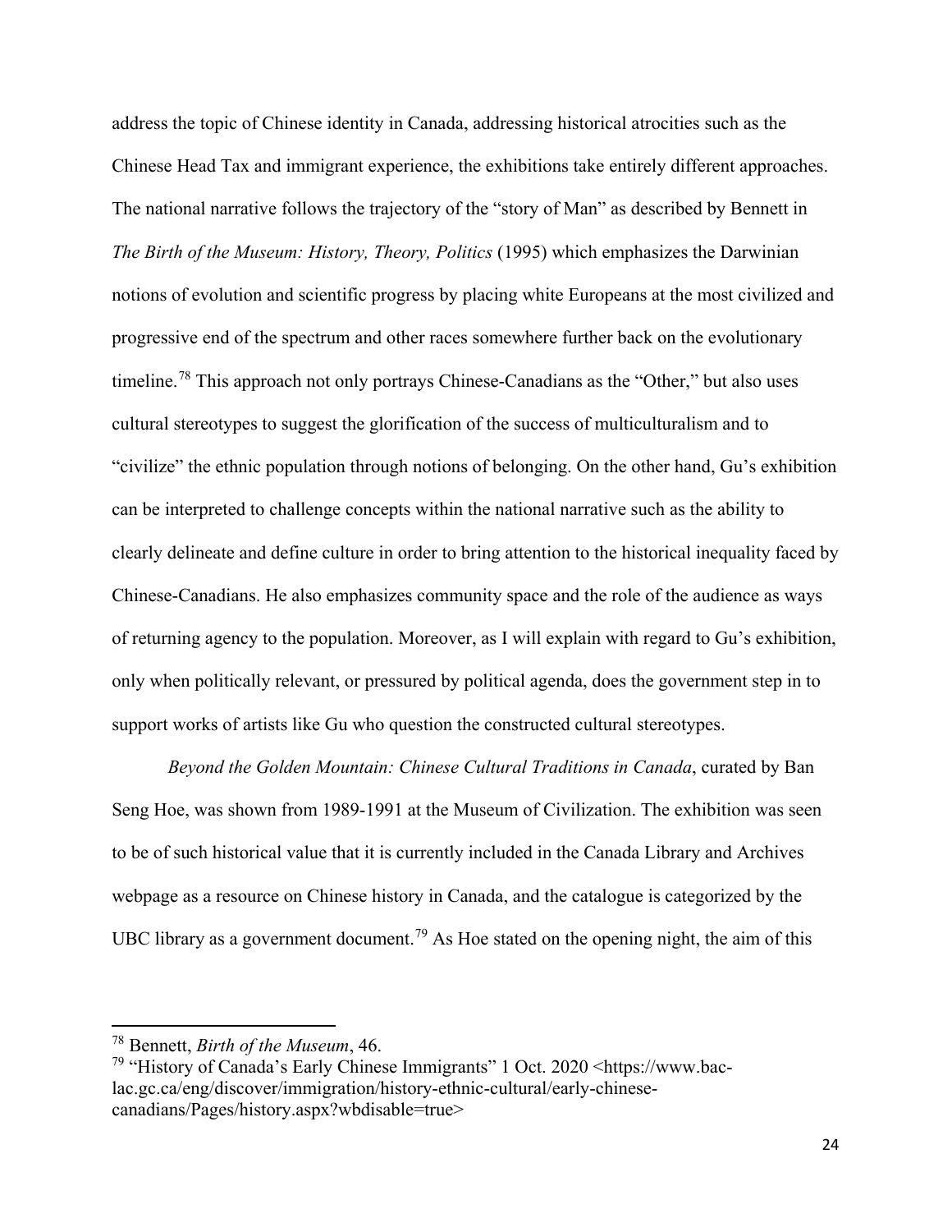address the topic of Chinese identity in Canada, addressing historical atrocities such as the Chinese Head Tax and immigrant experience, the exhibitions take entirely different approaches. The national narrative follows the trajectory of the "story of Man" as described by Bennett in *The Birth of the Museum: History, Theory, Politics* (1995) which emphasizes the Darwinian notions of evolution and scientific progress by placing white Europeans at the most civilized and progressive end of the spectrum and other races somewhere further back on the evolutionary timeline.[78] This approach not only portrays Chinese-Canadians as the "Other," but also uses cultural stereotypes to suggest the glorification of the success of multiculturalism and to "civilize" the ethnic population through notions of belonging. On the other hand, Gu's exhibition can be interpreted to challenge concepts within the national narrative such as the ability to clearly delineate and define culture in order to bring attention to the historical inequality faced by Chinese-Canadians. He also emphasizes community space and the role of the audience as ways of returning agency to the population. Moreover, as I will explain with regard to Gu's exhibition, only when politically relevant, or pressured by political agenda, does the government step in to support works of artists like Gu who question the constructed cultural stereotypes.

*Beyond the Golden Mountain: Chinese Cultural Traditions in Canada*, curated by Ban Seng Hoe, was shown from 1989-1991 at the Museum of Civilization. The exhibition was seen to be of such historical value that it is currently included in the Canada Library and Archives webpage as a resource on Chinese history in Canada, and the catalogue is categorized by the UBC library as a government document.[79] As Hoe stated on the opening night, the aim of this

---

[78] Bennett, *Birth of the Museum*, 46.

[79] "History of Canada's Early Chinese Immigrants" 1 Oct. 2020 <https://www.bac-lac.gc.ca/eng/discover/immigration/history-ethnic-cultural/early-chinese-canadians/Pages/history.aspx?wbdisable=true>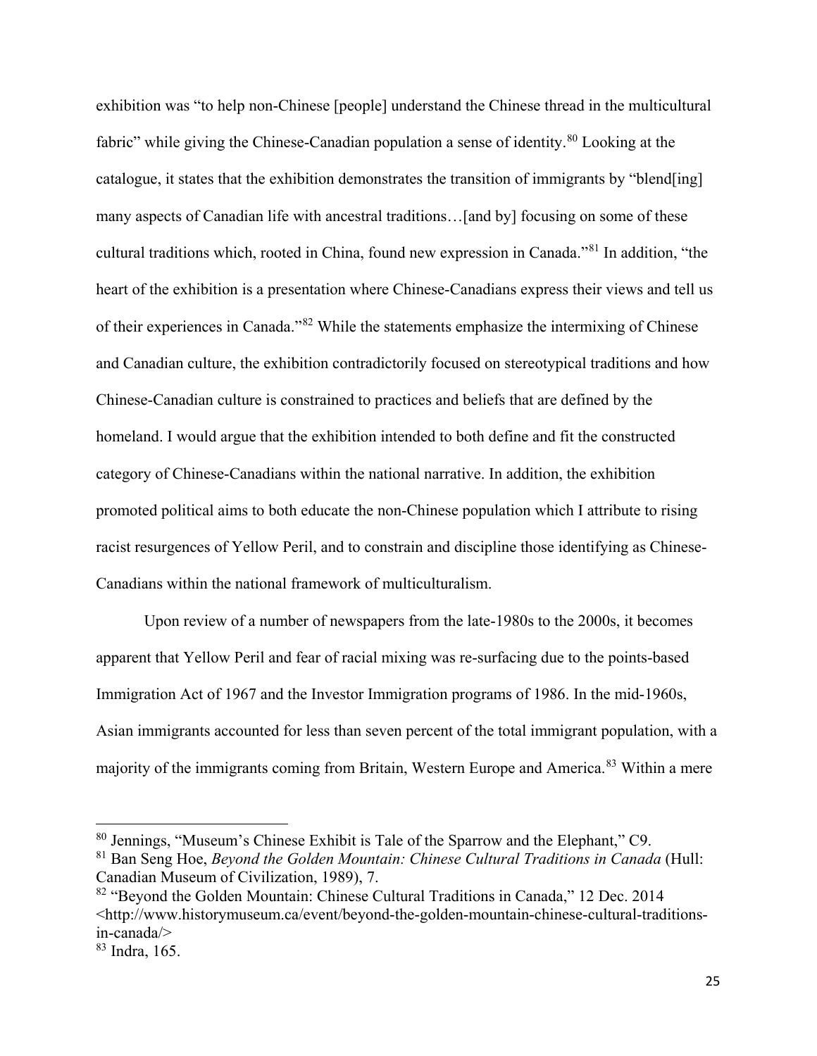exhibition was "to help non-Chinese [people] understand the Chinese thread in the multicultural fabric" while giving the Chinese-Canadian population a sense of identity.[80] Looking at the catalogue, it states that the exhibition demonstrates the transition of immigrants by "blend[ing] many aspects of Canadian life with ancestral traditions…[and by] focusing on some of these cultural traditions which, rooted in China, found new expression in Canada."[81] In addition, "the heart of the exhibition is a presentation where Chinese-Canadians express their views and tell us of their experiences in Canada."[82] While the statements emphasize the intermixing of Chinese and Canadian culture, the exhibition contradictorily focused on stereotypical traditions and how Chinese-Canadian culture is constrained to practices and beliefs that are defined by the homeland. I would argue that the exhibition intended to both define and fit the constructed category of Chinese-Canadians within the national narrative. In addition, the exhibition promoted political aims to both educate the non-Chinese population which I attribute to rising racist resurgences of Yellow Peril, and to constrain and discipline those identifying as Chinese-Canadians within the national framework of multiculturalism.

Upon review of a number of newspapers from the late-1980s to the 2000s, it becomes apparent that Yellow Peril and fear of racial mixing was re-surfacing due to the points-based Immigration Act of 1967 and the Investor Immigration programs of 1986. In the mid-1960s, Asian immigrants accounted for less than seven percent of the total immigrant population, with a majority of the immigrants coming from Britain, Western Europe and America.[83] Within a mere

---

[80] Jennings, "Museum's Chinese Exhibit is Tale of the Sparrow and the Elephant," C9.

[81] Ban Seng Hoe, *Beyond the Golden Mountain: Chinese Cultural Traditions in Canada* (Hull: Canadian Museum of Civilization, 1989), 7.

[82] "Beyond the Golden Mountain: Chinese Cultural Traditions in Canada," 12 Dec. 2014 <http://www.historymuseum.ca/event/beyond-the-golden-mountain-chinese-cultural-traditions-in-canada/>

[83] Indra, 165.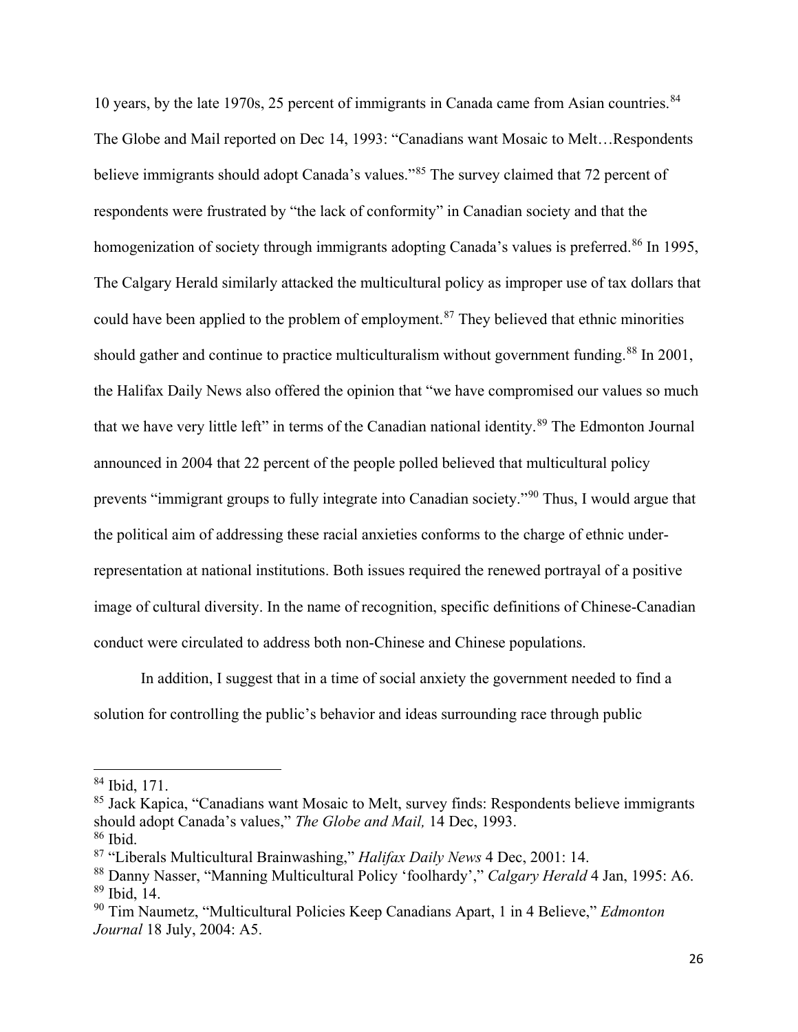10 years, by the late 1970s, 25 percent of immigrants in Canada came from Asian countries.[84] The Globe and Mail reported on Dec 14, 1993: "Canadians want Mosaic to Melt…Respondents believe immigrants should adopt Canada's values."[85] The survey claimed that 72 percent of respondents were frustrated by "the lack of conformity" in Canadian society and that the homogenization of society through immigrants adopting Canada's values is preferred.[86] In 1995, The Calgary Herald similarly attacked the multicultural policy as improper use of tax dollars that could have been applied to the problem of employment.[87] They believed that ethnic minorities should gather and continue to practice multiculturalism without government funding.[88] In 2001, the Halifax Daily News also offered the opinion that "we have compromised our values so much that we have very little left" in terms of the Canadian national identity.[89] The Edmonton Journal announced in 2004 that 22 percent of the people polled believed that multicultural policy prevents "immigrant groups to fully integrate into Canadian society."[90] Thus, I would argue that the political aim of addressing these racial anxieties conforms to the charge of ethnic under-representation at national institutions. Both issues required the renewed portrayal of a positive image of cultural diversity. In the name of recognition, specific definitions of Chinese-Canadian conduct were circulated to address both non-Chinese and Chinese populations.

In addition, I suggest that in a time of social anxiety the government needed to find a solution for controlling the public's behavior and ideas surrounding race through public

---

[84] Ibid, 171.

[85] Jack Kapica, "Canadians want Mosaic to Melt, survey finds: Respondents believe immigrants should adopt Canada's values," *The Globe and Mail,* 14 Dec, 1993.

[86] Ibid.

[87] "Liberals Multicultural Brainwashing," *Halifax Daily News* 4 Dec, 2001: 14.

[88] Danny Nasser, "Manning Multicultural Policy 'foolhardy'," *Calgary Herald* 4 Jan, 1995: A6.

[89] Ibid, 14.

[90] Tim Naumetz, "Multicultural Policies Keep Canadians Apart, 1 in 4 Believe," *Edmonton Journal* 18 July, 2004: A5.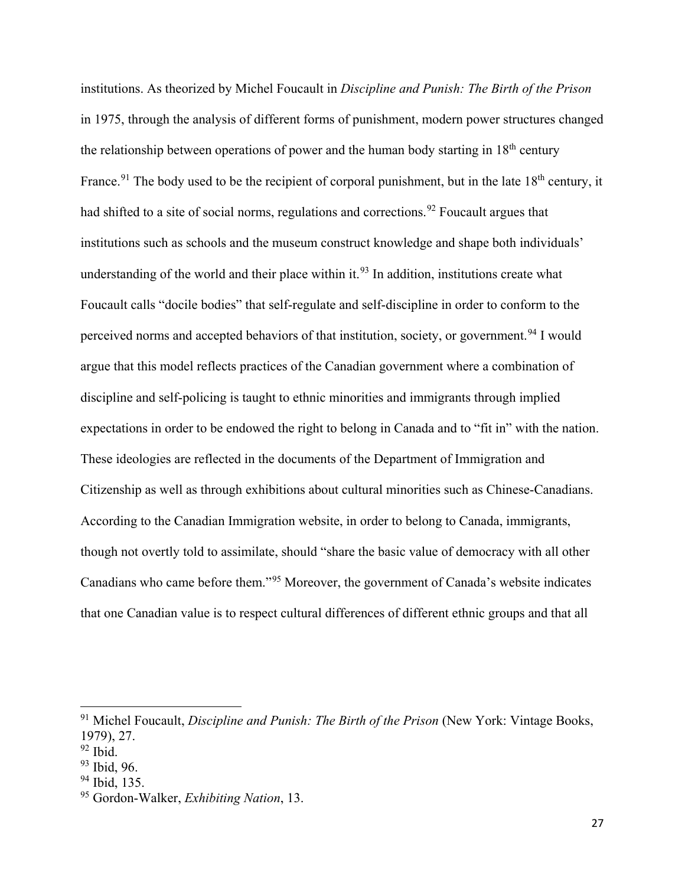institutions. As theorized by Michel Foucault in *Discipline and Punish: The Birth of the Prison* in 1975, through the analysis of different forms of punishment, modern power structures changed the relationship between operations of power and the human body starting in 18th century France.[91] The body used to be the recipient of corporal punishment, but in the late 18th century, it had shifted to a site of social norms, regulations and corrections.[92] Foucault argues that institutions such as schools and the museum construct knowledge and shape both individuals' understanding of the world and their place within it.[93] In addition, institutions create what Foucault calls "docile bodies" that self-regulate and self-discipline in order to conform to the perceived norms and accepted behaviors of that institution, society, or government.[94] I would argue that this model reflects practices of the Canadian government where a combination of discipline and self-policing is taught to ethnic minorities and immigrants through implied expectations in order to be endowed the right to belong in Canada and to "fit in" with the nation. These ideologies are reflected in the documents of the Department of Immigration and Citizenship as well as through exhibitions about cultural minorities such as Chinese-Canadians. According to the Canadian Immigration website, in order to belong to Canada, immigrants, though not overtly told to assimilate, should "share the basic value of democracy with all other Canadians who came before them."[95] Moreover, the government of Canada's website indicates that one Canadian value is to respect cultural differences of different ethnic groups and that all

---

[91] Michel Foucault, *Discipline and Punish: The Birth of the Prison* (New York: Vintage Books, 1979), 27.

[92] Ibid.

[93] Ibid, 96.

[94] Ibid, 135.

[95] Gordon-Walker, *Exhibiting Nation*, 13.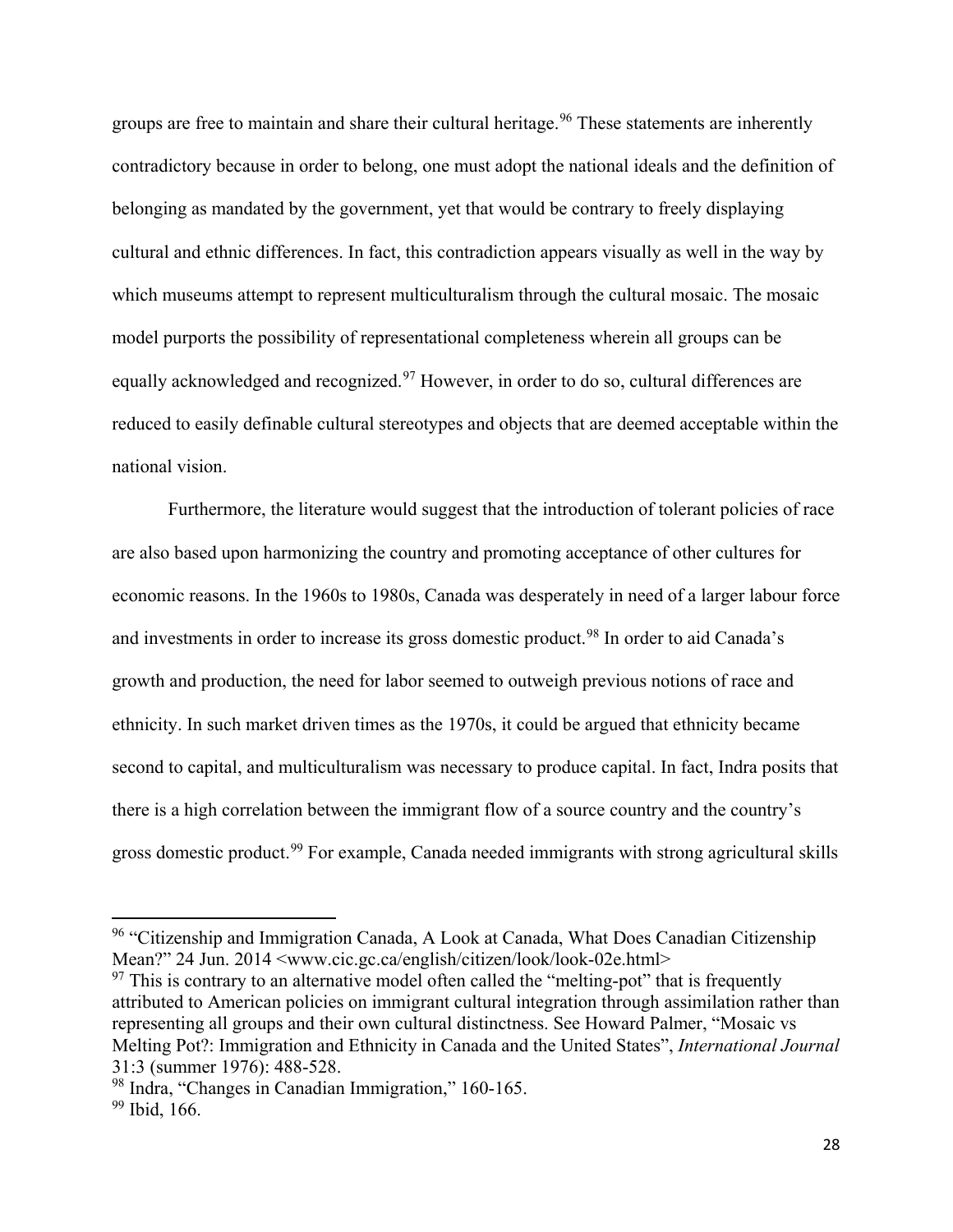groups are free to maintain and share their cultural heritage.[96] These statements are inherently contradictory because in order to belong, one must adopt the national ideals and the definition of belonging as mandated by the government, yet that would be contrary to freely displaying cultural and ethnic differences. In fact, this contradiction appears visually as well in the way by which museums attempt to represent multiculturalism through the cultural mosaic. The mosaic model purports the possibility of representational completeness wherein all groups can be equally acknowledged and recognized.[97] However, in order to do so, cultural differences are reduced to easily definable cultural stereotypes and objects that are deemed acceptable within the national vision.

Furthermore, the literature would suggest that the introduction of tolerant policies of race are also based upon harmonizing the country and promoting acceptance of other cultures for economic reasons. In the 1960s to 1980s, Canada was desperately in need of a larger labour force and investments in order to increase its gross domestic product.[98] In order to aid Canada's growth and production, the need for labor seemed to outweigh previous notions of race and ethnicity. In such market driven times as the 1970s, it could be argued that ethnicity became second to capital, and multiculturalism was necessary to produce capital. In fact, Indra posits that there is a high correlation between the immigrant flow of a source country and the country's gross domestic product.[99] For example, Canada needed immigrants with strong agricultural skills

---

[96] "Citizenship and Immigration Canada, A Look at Canada, What Does Canadian Citizenship Mean?" 24 Jun. 2014 <www.cic.gc.ca/english/citizen/look/look-02e.html>

[97] This is contrary to an alternative model often called the "melting-pot" that is frequently attributed to American policies on immigrant cultural integration through assimilation rather than representing all groups and their own cultural distinctness. See Howard Palmer, "Mosaic vs Melting Pot?: Immigration and Ethnicity in Canada and the United States", *International Journal* 31:3 (summer 1976): 488-528.

[98] Indra, "Changes in Canadian Immigration," 160-165.

[99] Ibid, 166.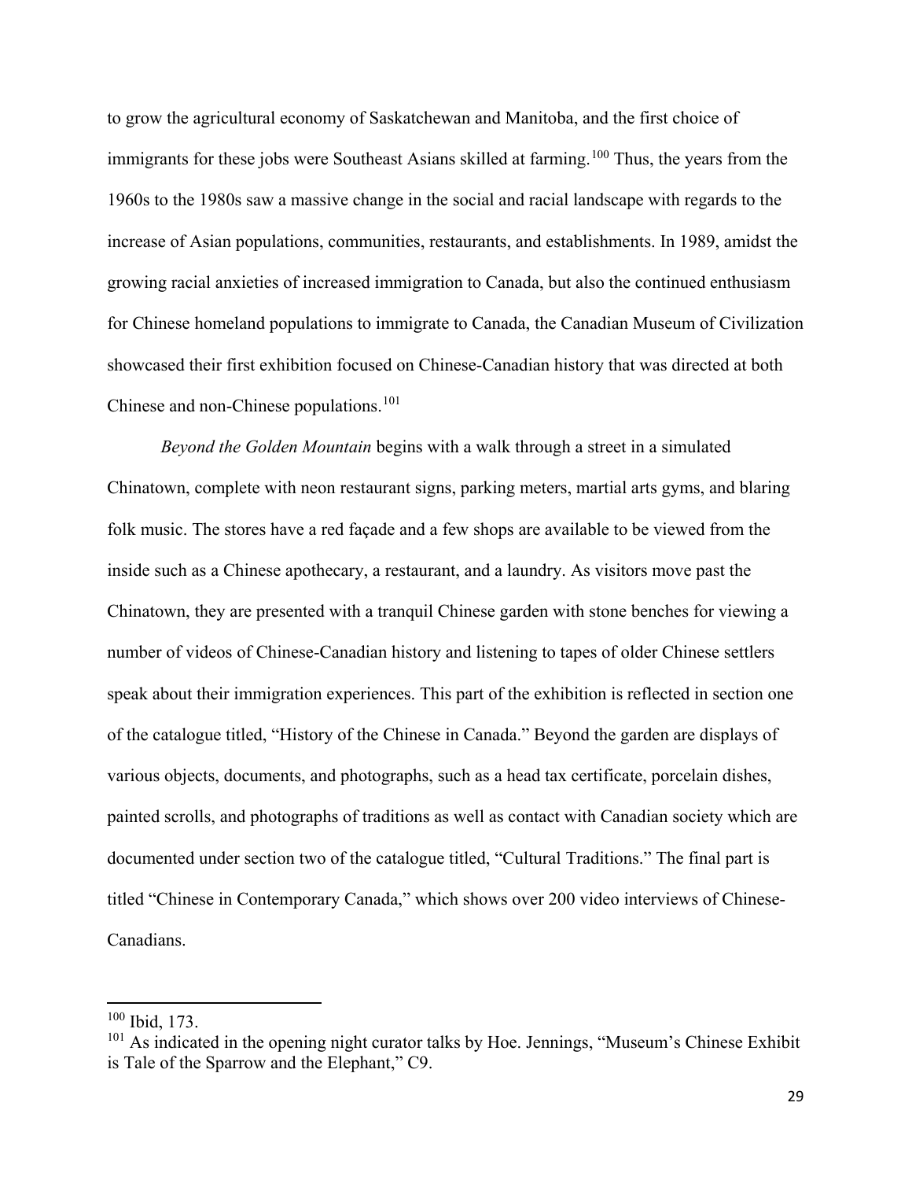to grow the agricultural economy of Saskatchewan and Manitoba, and the first choice of immigrants for these jobs were Southeast Asians skilled at farming.[100] Thus, the years from the 1960s to the 1980s saw a massive change in the social and racial landscape with regards to the increase of Asian populations, communities, restaurants, and establishments. In 1989, amidst the growing racial anxieties of increased immigration to Canada, but also the continued enthusiasm for Chinese homeland populations to immigrate to Canada, the Canadian Museum of Civilization showcased their first exhibition focused on Chinese-Canadian history that was directed at both Chinese and non-Chinese populations.[101]

*Beyond the Golden Mountain* begins with a walk through a street in a simulated Chinatown, complete with neon restaurant signs, parking meters, martial arts gyms, and blaring folk music. The stores have a red façade and a few shops are available to be viewed from the inside such as a Chinese apothecary, a restaurant, and a laundry. As visitors move past the Chinatown, they are presented with a tranquil Chinese garden with stone benches for viewing a number of videos of Chinese-Canadian history and listening to tapes of older Chinese settlers speak about their immigration experiences. This part of the exhibition is reflected in section one of the catalogue titled, "History of the Chinese in Canada." Beyond the garden are displays of various objects, documents, and photographs, such as a head tax certificate, porcelain dishes, painted scrolls, and photographs of traditions as well as contact with Canadian society which are documented under section two of the catalogue titled, "Cultural Traditions." The final part is titled "Chinese in Contemporary Canada," which shows over 200 video interviews of Chinese-Canadians.

---

[100] Ibid, 173.

[101] As indicated in the opening night curator talks by Hoe. Jennings, "Museum's Chinese Exhibit is Tale of the Sparrow and the Elephant," C9.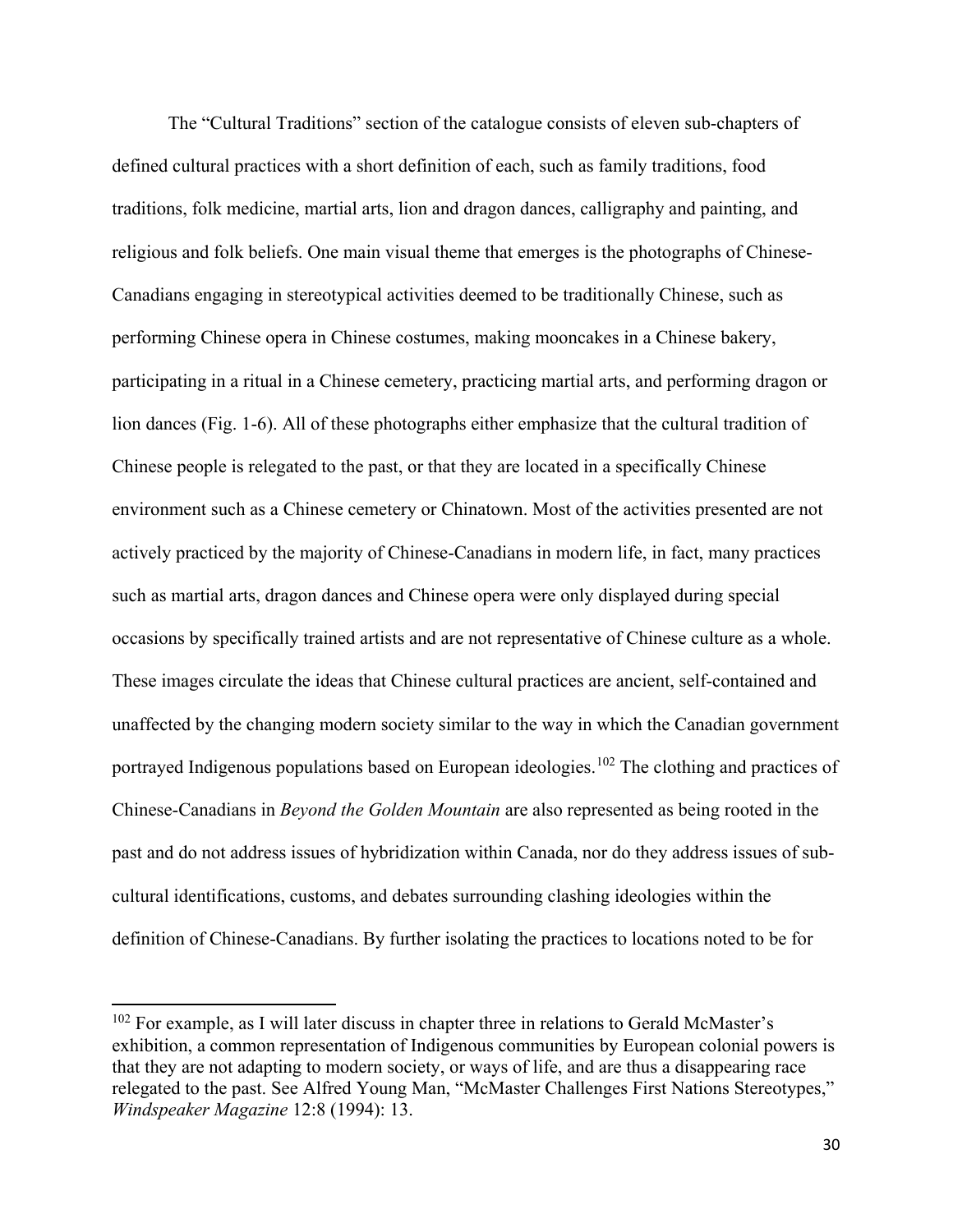The "Cultural Traditions" section of the catalogue consists of eleven sub-chapters of defined cultural practices with a short definition of each, such as family traditions, food traditions, folk medicine, martial arts, lion and dragon dances, calligraphy and painting, and religious and folk beliefs. One main visual theme that emerges is the photographs of Chinese-Canadians engaging in stereotypical activities deemed to be traditionally Chinese, such as performing Chinese opera in Chinese costumes, making mooncakes in a Chinese bakery, participating in a ritual in a Chinese cemetery, practicing martial arts, and performing dragon or lion dances (Fig. 1-6). All of these photographs either emphasize that the cultural tradition of Chinese people is relegated to the past, or that they are located in a specifically Chinese environment such as a Chinese cemetery or Chinatown. Most of the activities presented are not actively practiced by the majority of Chinese-Canadians in modern life, in fact, many practices such as martial arts, dragon dances and Chinese opera were only displayed during special occasions by specifically trained artists and are not representative of Chinese culture as a whole. These images circulate the ideas that Chinese cultural practices are ancient, self-contained and unaffected by the changing modern society similar to the way in which the Canadian government portrayed Indigenous populations based on European ideologies.[102] The clothing and practices of Chinese-Canadians in *Beyond the Golden Mountain* are also represented as being rooted in the past and do not address issues of hybridization within Canada, nor do they address issues of sub-cultural identifications, customs, and debates surrounding clashing ideologies within the definition of Chinese-Canadians. By further isolating the practices to locations noted to be for

---

[102] For example, as I will later discuss in chapter three in relations to Gerald McMaster's exhibition, a common representation of Indigenous communities by European colonial powers is that they are not adapting to modern society, or ways of life, and are thus a disappearing race relegated to the past. See Alfred Young Man, "McMaster Challenges First Nations Stereotypes," *Windspeaker Magazine* 12:8 (1994): 13.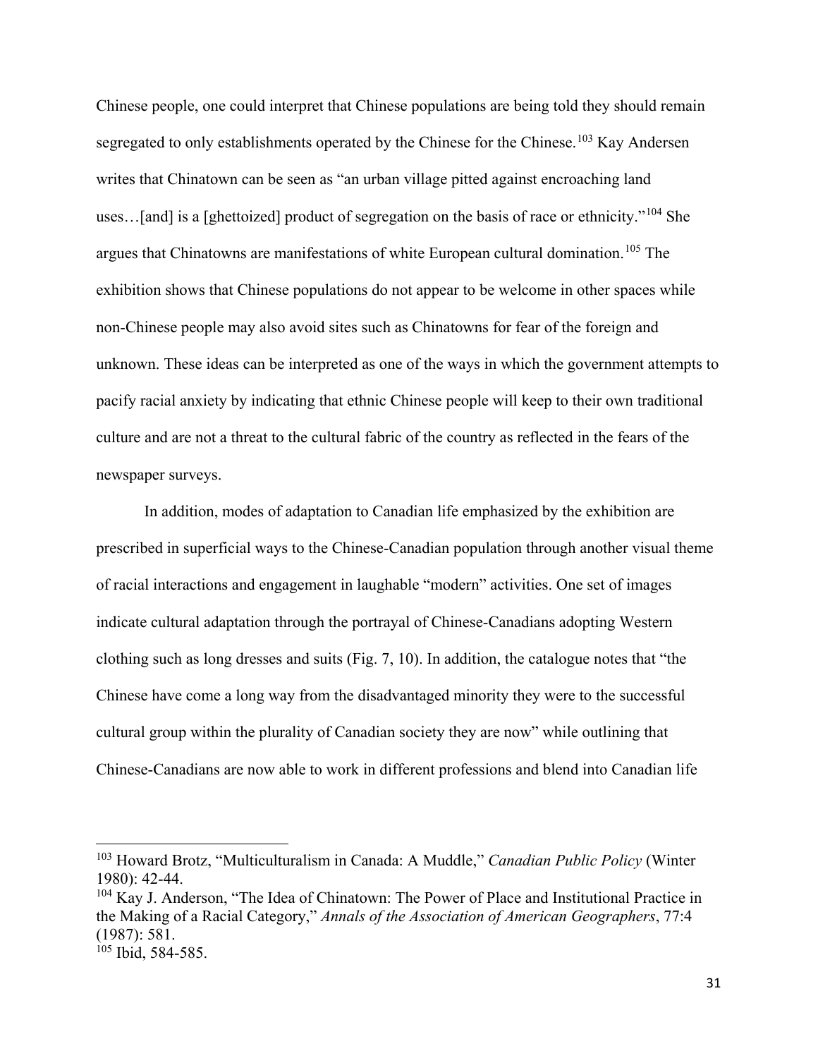Chinese people, one could interpret that Chinese populations are being told they should remain segregated to only establishments operated by the Chinese for the Chinese.[103] Kay Andersen writes that Chinatown can be seen as "an urban village pitted against encroaching land uses…[and] is a [ghettoized] product of segregation on the basis of race or ethnicity."[104] She argues that Chinatowns are manifestations of white European cultural domination.[105] The exhibition shows that Chinese populations do not appear to be welcome in other spaces while non-Chinese people may also avoid sites such as Chinatowns for fear of the foreign and unknown. These ideas can be interpreted as one of the ways in which the government attempts to pacify racial anxiety by indicating that ethnic Chinese people will keep to their own traditional culture and are not a threat to the cultural fabric of the country as reflected in the fears of the newspaper surveys.

In addition, modes of adaptation to Canadian life emphasized by the exhibition are prescribed in superficial ways to the Chinese-Canadian population through another visual theme of racial interactions and engagement in laughable "modern" activities. One set of images indicate cultural adaptation through the portrayal of Chinese-Canadians adopting Western clothing such as long dresses and suits (Fig. 7, 10). In addition, the catalogue notes that "the Chinese have come a long way from the disadvantaged minority they were to the successful cultural group within the plurality of Canadian society they are now" while outlining that Chinese-Canadians are now able to work in different professions and blend into Canadian life

---

[103] Howard Brotz, "Multiculturalism in Canada: A Muddle," *Canadian Public Policy* (Winter 1980): 42-44.

[104] Kay J. Anderson, "The Idea of Chinatown: The Power of Place and Institutional Practice in the Making of a Racial Category," *Annals of the Association of American Geographers*, 77:4 (1987): 581.

[105] Ibid, 584-585.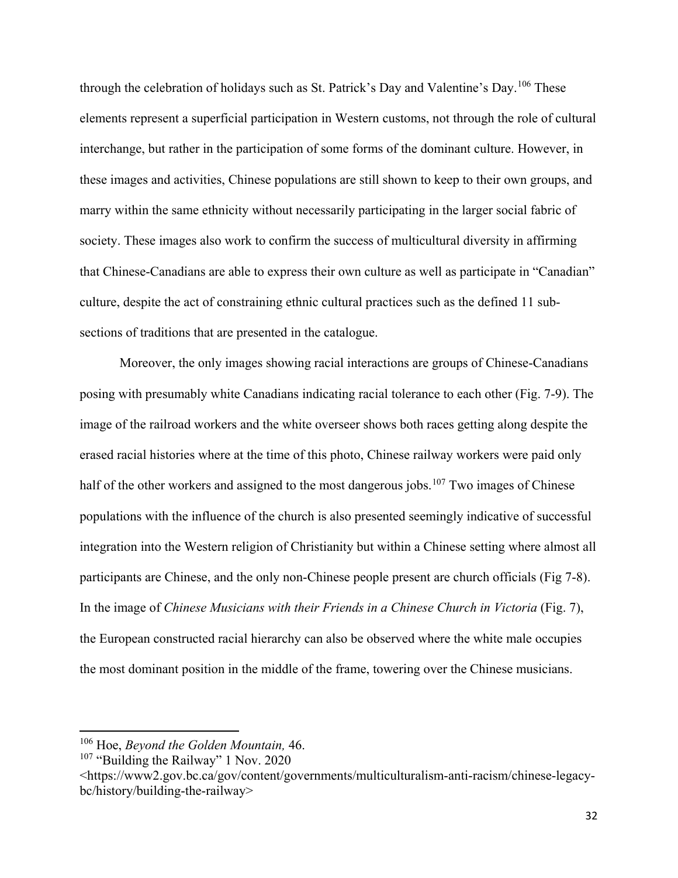through the celebration of holidays such as St. Patrick's Day and Valentine's Day.[106] These elements represent a superficial participation in Western customs, not through the role of cultural interchange, but rather in the participation of some forms of the dominant culture. However, in these images and activities, Chinese populations are still shown to keep to their own groups, and marry within the same ethnicity without necessarily participating in the larger social fabric of society. These images also work to confirm the success of multicultural diversity in affirming that Chinese-Canadians are able to express their own culture as well as participate in "Canadian" culture, despite the act of constraining ethnic cultural practices such as the defined 11 sub-sections of traditions that are presented in the catalogue.

Moreover, the only images showing racial interactions are groups of Chinese-Canadians posing with presumably white Canadians indicating racial tolerance to each other (Fig. 7-9). The image of the railroad workers and the white overseer shows both races getting along despite the erased racial histories where at the time of this photo, Chinese railway workers were paid only half of the other workers and assigned to the most dangerous jobs.[107] Two images of Chinese populations with the influence of the church is also presented seemingly indicative of successful integration into the Western religion of Christianity but within a Chinese setting where almost all participants are Chinese, and the only non-Chinese people present are church officials (Fig 7-8). In the image of *Chinese Musicians with their Friends in a Chinese Church in Victoria* (Fig. 7), the European constructed racial hierarchy can also be observed where the white male occupies the most dominant position in the middle of the frame, towering over the Chinese musicians.

---

[106] Hoe, *Beyond the Golden Mountain,* 46.

[107] "Building the Railway" 1 Nov. 2020 <https://www2.gov.bc.ca/gov/content/governments/multiculturalism-anti-racism/chinese-legacy-bc/history/building-the-railway>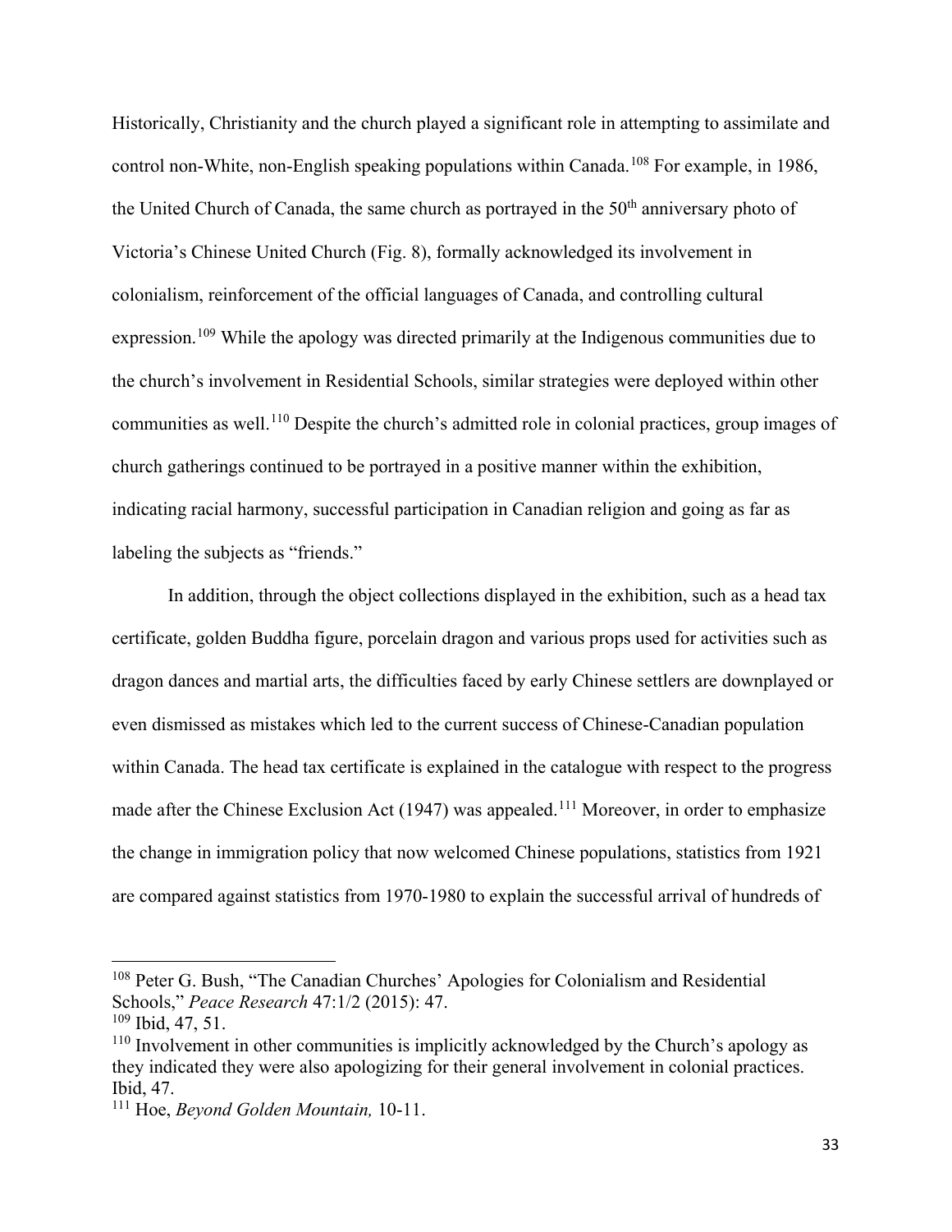Historically, Christianity and the church played a significant role in attempting to assimilate and control non-White, non-English speaking populations within Canada.[108] For example, in 1986, the United Church of Canada, the same church as portrayed in the 50th anniversary photo of Victoria's Chinese United Church (Fig. 8), formally acknowledged its involvement in colonialism, reinforcement of the official languages of Canada, and controlling cultural expression.[109] While the apology was directed primarily at the Indigenous communities due to the church's involvement in Residential Schools, similar strategies were deployed within other communities as well.[110] Despite the church's admitted role in colonial practices, group images of church gatherings continued to be portrayed in a positive manner within the exhibition, indicating racial harmony, successful participation in Canadian religion and going as far as labeling the subjects as "friends."

In addition, through the object collections displayed in the exhibition, such as a head tax certificate, golden Buddha figure, porcelain dragon and various props used for activities such as dragon dances and martial arts, the difficulties faced by early Chinese settlers are downplayed or even dismissed as mistakes which led to the current success of Chinese-Canadian population within Canada. The head tax certificate is explained in the catalogue with respect to the progress made after the Chinese Exclusion Act (1947) was appealed.[111] Moreover, in order to emphasize the change in immigration policy that now welcomed Chinese populations, statistics from 1921 are compared against statistics from 1970-1980 to explain the successful arrival of hundreds of

---

[108] Peter G. Bush, "The Canadian Churches' Apologies for Colonialism and Residential Schools," *Peace Research* 47:1/2 (2015): 47.

[109] Ibid, 47, 51.

[110] Involvement in other communities is implicitly acknowledged by the Church's apology as they indicated they were also apologizing for their general involvement in colonial practices. Ibid, 47.

[111] Hoe, *Beyond Golden Mountain,* 10-11.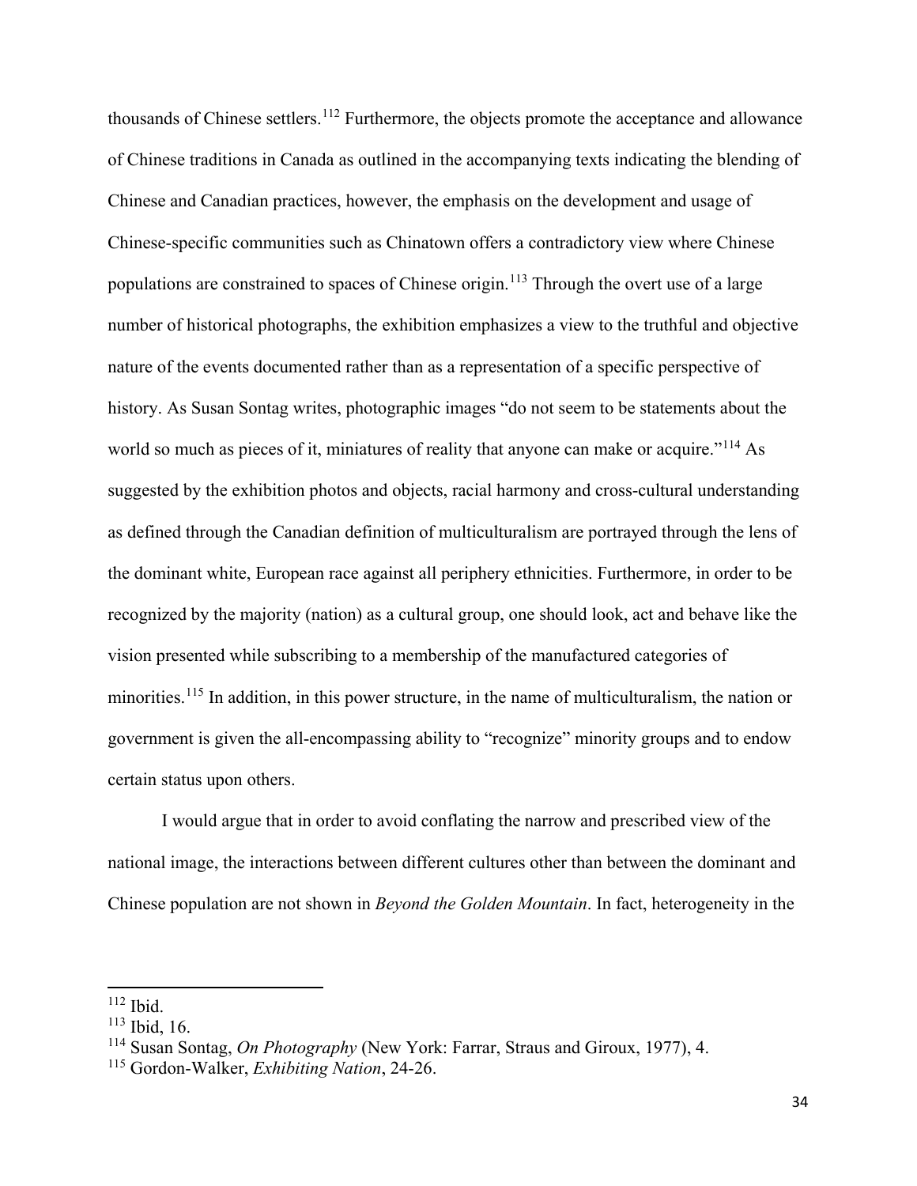thousands of Chinese settlers.[112] Furthermore, the objects promote the acceptance and allowance of Chinese traditions in Canada as outlined in the accompanying texts indicating the blending of Chinese and Canadian practices, however, the emphasis on the development and usage of Chinese-specific communities such as Chinatown offers a contradictory view where Chinese populations are constrained to spaces of Chinese origin.[113] Through the overt use of a large number of historical photographs, the exhibition emphasizes a view to the truthful and objective nature of the events documented rather than as a representation of a specific perspective of history. As Susan Sontag writes, photographic images "do not seem to be statements about the world so much as pieces of it, miniatures of reality that anyone can make or acquire."[114] As suggested by the exhibition photos and objects, racial harmony and cross-cultural understanding as defined through the Canadian definition of multiculturalism are portrayed through the lens of the dominant white, European race against all periphery ethnicities. Furthermore, in order to be recognized by the majority (nation) as a cultural group, one should look, act and behave like the vision presented while subscribing to a membership of the manufactured categories of minorities.[115] In addition, in this power structure, in the name of multiculturalism, the nation or government is given the all-encompassing ability to "recognize" minority groups and to endow certain status upon others.

I would argue that in order to avoid conflating the narrow and prescribed view of the national image, the interactions between different cultures other than between the dominant and Chinese population are not shown in *Beyond the Golden Mountain*. In fact, heterogeneity in the

---

[112] Ibid.

[113] Ibid, 16.

[114] Susan Sontag, *On Photography* (New York: Farrar, Straus and Giroux, 1977), 4.

[115] Gordon-Walker, *Exhibiting Nation*, 24-26.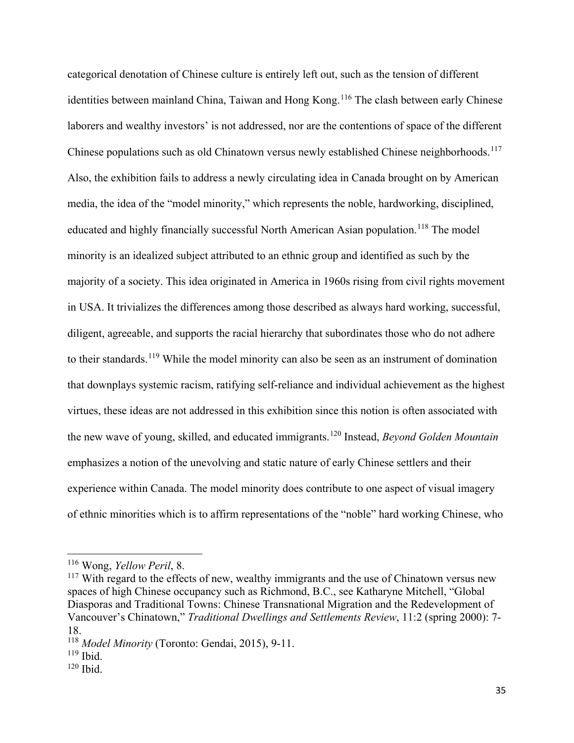categorical denotation of Chinese culture is entirely left out, such as the tension of different identities between mainland China, Taiwan and Hong Kong.[116] The clash between early Chinese laborers and wealthy investors' is not addressed, nor are the contentions of space of the different Chinese populations such as old Chinatown versus newly established Chinese neighborhoods.[117] Also, the exhibition fails to address a newly circulating idea in Canada brought on by American media, the idea of the "model minority," which represents the noble, hardworking, disciplined, educated and highly financially successful North American Asian population.[118] The model minority is an idealized subject attributed to an ethnic group and identified as such by the majority of a society. This idea originated in America in 1960s rising from civil rights movement in USA. It trivializes the differences among those described as always hard working, successful, diligent, agreeable, and supports the racial hierarchy that subordinates those who do not adhere to their standards.[119] While the model minority can also be seen as an instrument of domination that downplays systemic racism, ratifying self-reliance and individual achievement as the highest virtues, these ideas are not addressed in this exhibition since this notion is often associated with the new wave of young, skilled, and educated immigrants.[120] Instead, *Beyond Golden Mountain* emphasizes a notion of the unevolving and static nature of early Chinese settlers and their experience within Canada. The model minority does contribute to one aspect of visual imagery of ethnic minorities which is to affirm representations of the "noble" hard working Chinese, who

---

[116] Wong, *Yellow Peril*, 8.

[117] With regard to the effects of new, wealthy immigrants and the use of Chinatown versus new spaces of high Chinese occupancy such as Richmond, B.C., see Katharyne Mitchell, "Global Diasporas and Traditional Towns: Chinese Transnational Migration and the Redevelopment of Vancouver's Chinatown," *Traditional Dwellings and Settlements Review*, 11:2 (spring 2000): 7-18.

[118] *Model Minority* (Toronto: Gendai, 2015), 9-11.

[119] Ibid.

[120] Ibid.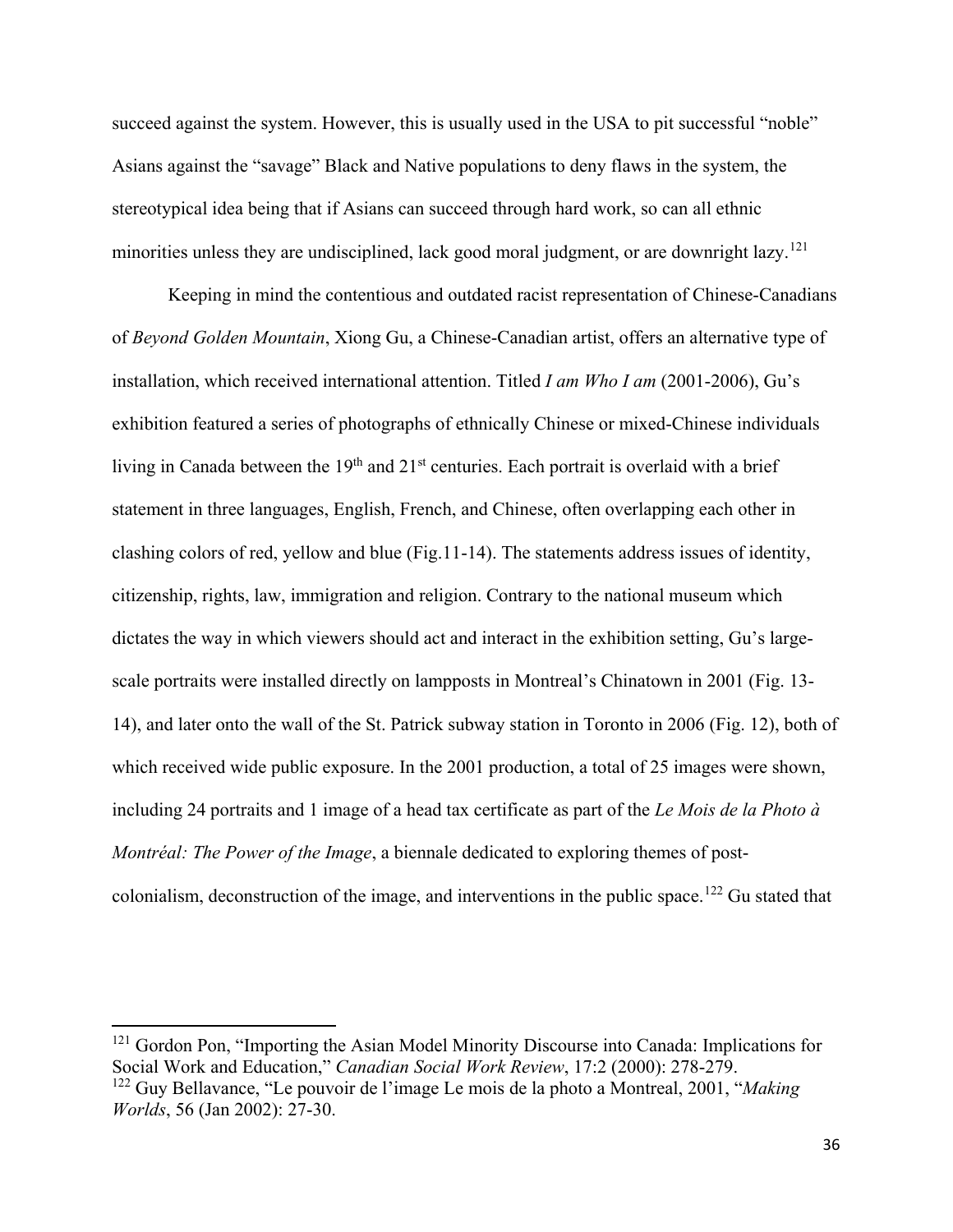succeed against the system. However, this is usually used in the USA to pit successful "noble" Asians against the "savage" Black and Native populations to deny flaws in the system, the stereotypical idea being that if Asians can succeed through hard work, so can all ethnic minorities unless they are undisciplined, lack good moral judgment, or are downright lazy.[121]

Keeping in mind the contentious and outdated racist representation of Chinese-Canadians of *Beyond Golden Mountain*, Xiong Gu, a Chinese-Canadian artist, offers an alternative type of installation, which received international attention. Titled *I am Who I am* (2001-2006), Gu's exhibition featured a series of photographs of ethnically Chinese or mixed-Chinese individuals living in Canada between the 19th and 21st centuries. Each portrait is overlaid with a brief statement in three languages, English, French, and Chinese, often overlapping each other in clashing colors of red, yellow and blue (Fig.11-14). The statements address issues of identity, citizenship, rights, law, immigration and religion. Contrary to the national museum which dictates the way in which viewers should act and interact in the exhibition setting, Gu's large-scale portraits were installed directly on lampposts in Montreal's Chinatown in 2001 (Fig. 13-14), and later onto the wall of the St. Patrick subway station in Toronto in 2006 (Fig. 12), both of which received wide public exposure. In the 2001 production, a total of 25 images were shown, including 24 portraits and 1 image of a head tax certificate as part of the *Le Mois de la Photo à Montréal: The Power of the Image*, a biennale dedicated to exploring themes of post-colonialism, deconstruction of the image, and interventions in the public space.[122] Gu stated that

---

[121] Gordon Pon, "Importing the Asian Model Minority Discourse into Canada: Implications for Social Work and Education," *Canadian Social Work Review*, 17:2 (2000): 278-279.

[122] Guy Bellavance, "Le pouvoir de l'image Le mois de la photo a Montreal, 2001, "*Making Worlds*, 56 (Jan 2002): 27-30.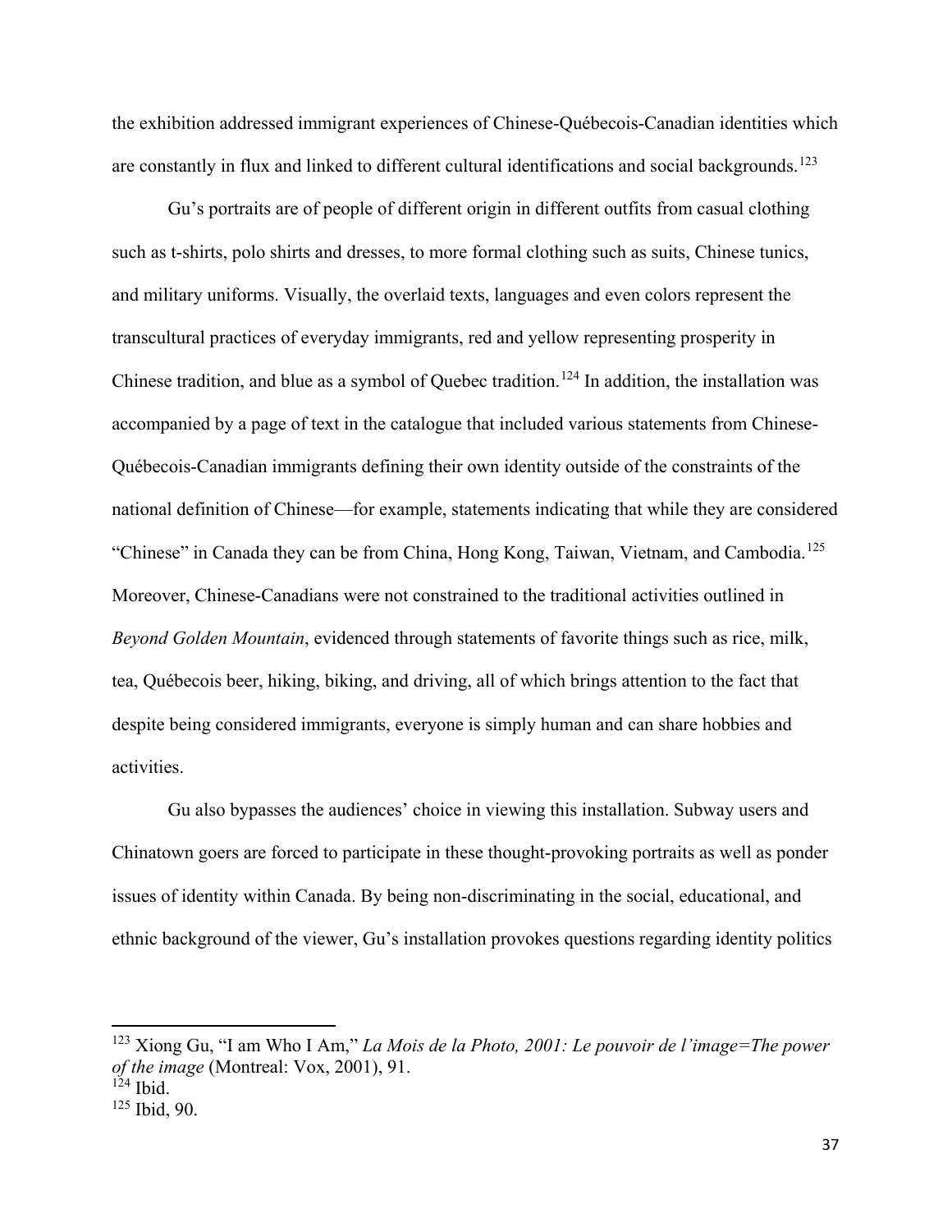the exhibition addressed immigrant experiences of Chinese-Québecois-Canadian identities which are constantly in flux and linked to different cultural identifications and social backgrounds.[123]

Gu's portraits are of people of different origin in different outfits from casual clothing such as t-shirts, polo shirts and dresses, to more formal clothing such as suits, Chinese tunics, and military uniforms. Visually, the overlaid texts, languages and even colors represent the transcultural practices of everyday immigrants, red and yellow representing prosperity in Chinese tradition, and blue as a symbol of Quebec tradition.[124] In addition, the installation was accompanied by a page of text in the catalogue that included various statements from Chinese-Québecois-Canadian immigrants defining their own identity outside of the constraints of the national definition of Chinese—for example, statements indicating that while they are considered "Chinese" in Canada they can be from China, Hong Kong, Taiwan, Vietnam, and Cambodia.[125] Moreover, Chinese-Canadians were not constrained to the traditional activities outlined in *Beyond Golden Mountain*, evidenced through statements of favorite things such as rice, milk, tea, Québecois beer, hiking, biking, and driving, all of which brings attention to the fact that despite being considered immigrants, everyone is simply human and can share hobbies and activities.

Gu also bypasses the audiences' choice in viewing this installation. Subway users and Chinatown goers are forced to participate in these thought-provoking portraits as well as ponder issues of identity within Canada. By being non-discriminating in the social, educational, and ethnic background of the viewer, Gu's installation provokes questions regarding identity politics

---

[123] Xiong Gu, "I am Who I Am," *La Mois de la Photo, 2001: Le pouvoir de l'image=The power of the image* (Montreal: Vox, 2001), 91.

[124] Ibid.

[125] Ibid, 90.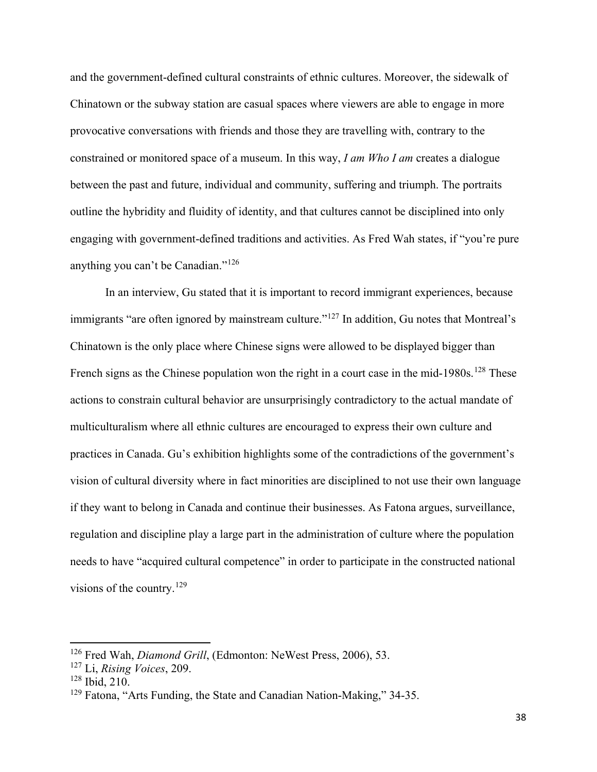and the government-defined cultural constraints of ethnic cultures. Moreover, the sidewalk of Chinatown or the subway station are casual spaces where viewers are able to engage in more provocative conversations with friends and those they are travelling with, contrary to the constrained or monitored space of a museum. In this way, *I am Who I am* creates a dialogue between the past and future, individual and community, suffering and triumph. The portraits outline the hybridity and fluidity of identity, and that cultures cannot be disciplined into only engaging with government-defined traditions and activities. As Fred Wah states, if "you're pure anything you can't be Canadian."[126]

In an interview, Gu stated that it is important to record immigrant experiences, because immigrants "are often ignored by mainstream culture."[127] In addition, Gu notes that Montreal's Chinatown is the only place where Chinese signs were allowed to be displayed bigger than French signs as the Chinese population won the right in a court case in the mid-1980s.[128] These actions to constrain cultural behavior are unsurprisingly contradictory to the actual mandate of multiculturalism where all ethnic cultures are encouraged to express their own culture and practices in Canada. Gu's exhibition highlights some of the contradictions of the government's vision of cultural diversity where in fact minorities are disciplined to not use their own language if they want to belong in Canada and continue their businesses. As Fatona argues, surveillance, regulation and discipline play a large part in the administration of culture where the population needs to have "acquired cultural competence" in order to participate in the constructed national visions of the country.[129]

---

[126] Fred Wah, *Diamond Grill*, (Edmonton: NeWest Press, 2006), 53.
[127] Li, *Rising Voices*, 209.
[128] Ibid, 210.
[129] Fatona, "Arts Funding, the State and Canadian Nation-Making," 34-35.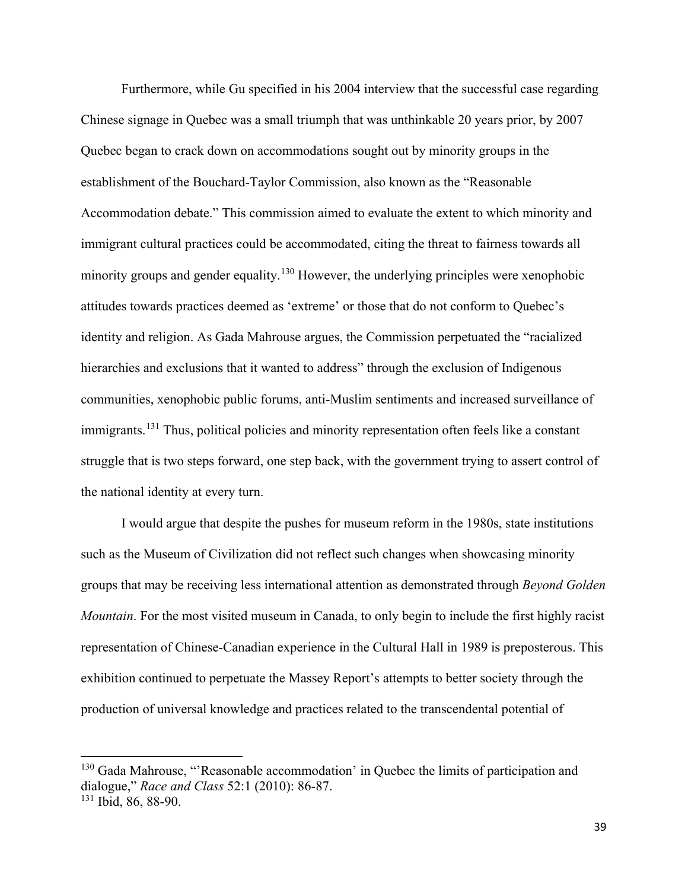Furthermore, while Gu specified in his 2004 interview that the successful case regarding Chinese signage in Quebec was a small triumph that was unthinkable 20 years prior, by 2007 Quebec began to crack down on accommodations sought out by minority groups in the establishment of the Bouchard-Taylor Commission, also known as the "Reasonable Accommodation debate." This commission aimed to evaluate the extent to which minority and immigrant cultural practices could be accommodated, citing the threat to fairness towards all minority groups and gender equality.[130] However, the underlying principles were xenophobic attitudes towards practices deemed as 'extreme' or those that do not conform to Quebec's identity and religion. As Gada Mahrouse argues, the Commission perpetuated the "racialized hierarchies and exclusions that it wanted to address" through the exclusion of Indigenous communities, xenophobic public forums, anti-Muslim sentiments and increased surveillance of immigrants.[131] Thus, political policies and minority representation often feels like a constant struggle that is two steps forward, one step back, with the government trying to assert control of the national identity at every turn.

I would argue that despite the pushes for museum reform in the 1980s, state institutions such as the Museum of Civilization did not reflect such changes when showcasing minority groups that may be receiving less international attention as demonstrated through *Beyond Golden Mountain*. For the most visited museum in Canada, to only begin to include the first highly racist representation of Chinese-Canadian experience in the Cultural Hall in 1989 is preposterous. This exhibition continued to perpetuate the Massey Report's attempts to better society through the production of universal knowledge and practices related to the transcendental potential of

---

[130] Gada Mahrouse, "'Reasonable accommodation' in Quebec the limits of participation and dialogue," *Race and Class* 52:1 (2010): 86-87.

[131] Ibid, 86, 88-90.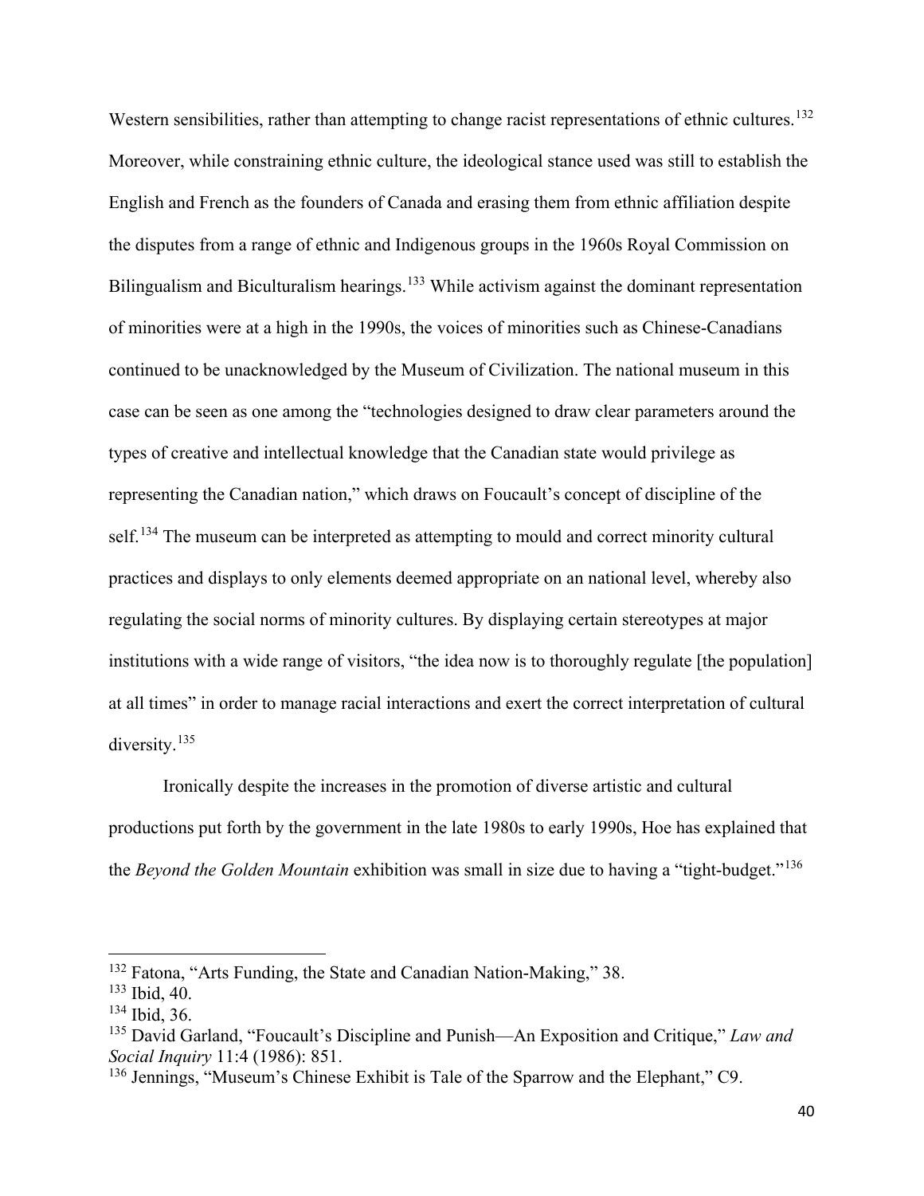Western sensibilities, rather than attempting to change racist representations of ethnic cultures.[132] Moreover, while constraining ethnic culture, the ideological stance used was still to establish the English and French as the founders of Canada and erasing them from ethnic affiliation despite the disputes from a range of ethnic and Indigenous groups in the 1960s Royal Commission on Bilingualism and Biculturalism hearings.[133] While activism against the dominant representation of minorities were at a high in the 1990s, the voices of minorities such as Chinese-Canadians continued to be unacknowledged by the Museum of Civilization. The national museum in this case can be seen as one among the "technologies designed to draw clear parameters around the types of creative and intellectual knowledge that the Canadian state would privilege as representing the Canadian nation," which draws on Foucault's concept of discipline of the self.[134] The museum can be interpreted as attempting to mould and correct minority cultural practices and displays to only elements deemed appropriate on an national level, whereby also regulating the social norms of minority cultures. By displaying certain stereotypes at major institutions with a wide range of visitors, "the idea now is to thoroughly regulate [the population] at all times" in order to manage racial interactions and exert the correct interpretation of cultural diversity.[135]

Ironically despite the increases in the promotion of diverse artistic and cultural productions put forth by the government in the late 1980s to early 1990s, Hoe has explained that the *Beyond the Golden Mountain* exhibition was small in size due to having a "tight-budget."[136]

---

[132] Fatona, "Arts Funding, the State and Canadian Nation-Making," 38.
[133] Ibid, 40.
[134] Ibid, 36.
[135] David Garland, "Foucault's Discipline and Punish—An Exposition and Critique," *Law and Social Inquiry* 11:4 (1986): 851.
[136] Jennings, "Museum's Chinese Exhibit is Tale of the Sparrow and the Elephant," C9.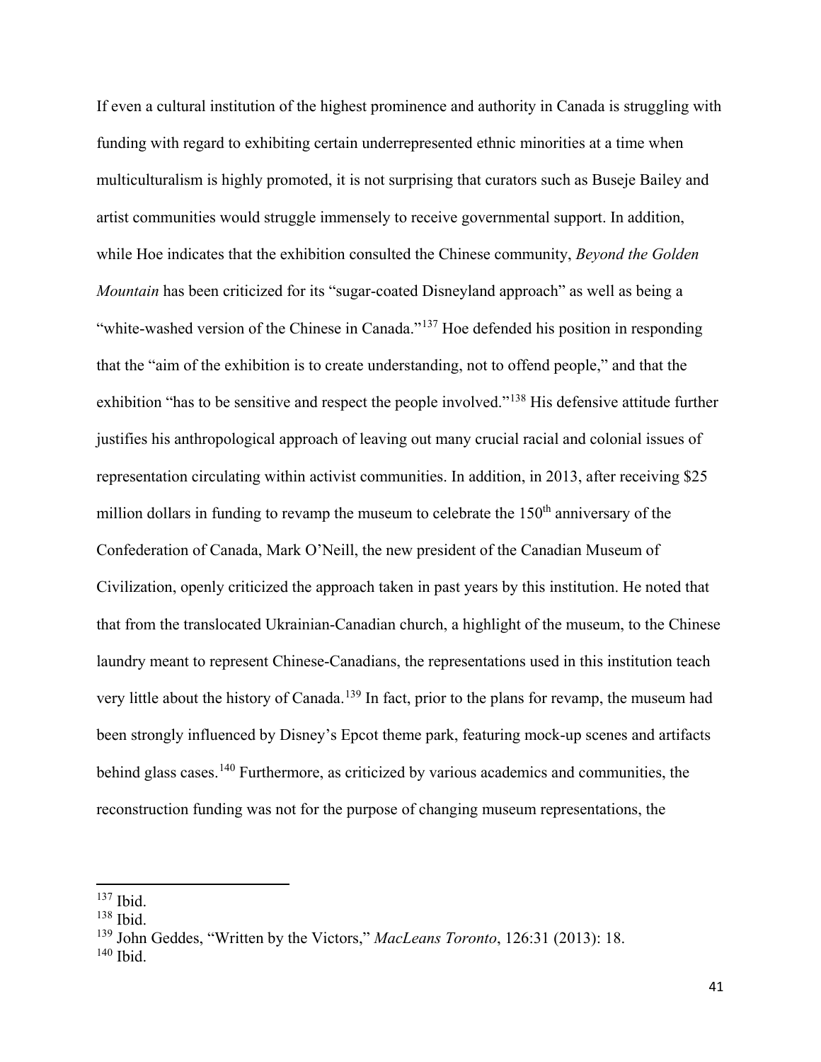If even a cultural institution of the highest prominence and authority in Canada is struggling with funding with regard to exhibiting certain underrepresented ethnic minorities at a time when multiculturalism is highly promoted, it is not surprising that curators such as Buseje Bailey and artist communities would struggle immensely to receive governmental support. In addition, while Hoe indicates that the exhibition consulted the Chinese community, *Beyond the Golden Mountain* has been criticized for its "sugar-coated Disneyland approach" as well as being a "white-washed version of the Chinese in Canada."[137] Hoe defended his position in responding that the "aim of the exhibition is to create understanding, not to offend people," and that the exhibition "has to be sensitive and respect the people involved."[138] His defensive attitude further justifies his anthropological approach of leaving out many crucial racial and colonial issues of representation circulating within activist communities. In addition, in 2013, after receiving $25 million dollars in funding to revamp the museum to celebrate the 150th anniversary of the Confederation of Canada, Mark O'Neill, the new president of the Canadian Museum of Civilization, openly criticized the approach taken in past years by this institution. He noted that that from the translocated Ukrainian-Canadian church, a highlight of the museum, to the Chinese laundry meant to represent Chinese-Canadians, the representations used in this institution teach very little about the history of Canada.[139] In fact, prior to the plans for revamp, the museum had been strongly influenced by Disney's Epcot theme park, featuring mock-up scenes and artifacts behind glass cases.[140] Furthermore, as criticized by various academics and communities, the reconstruction funding was not for the purpose of changing museum representations, the

---

[137] Ibid.

[138] Ibid.

[139] John Geddes, "Written by the Victors," *MacLeans Toronto*, 126:31 (2013): 18.

[140] Ibid.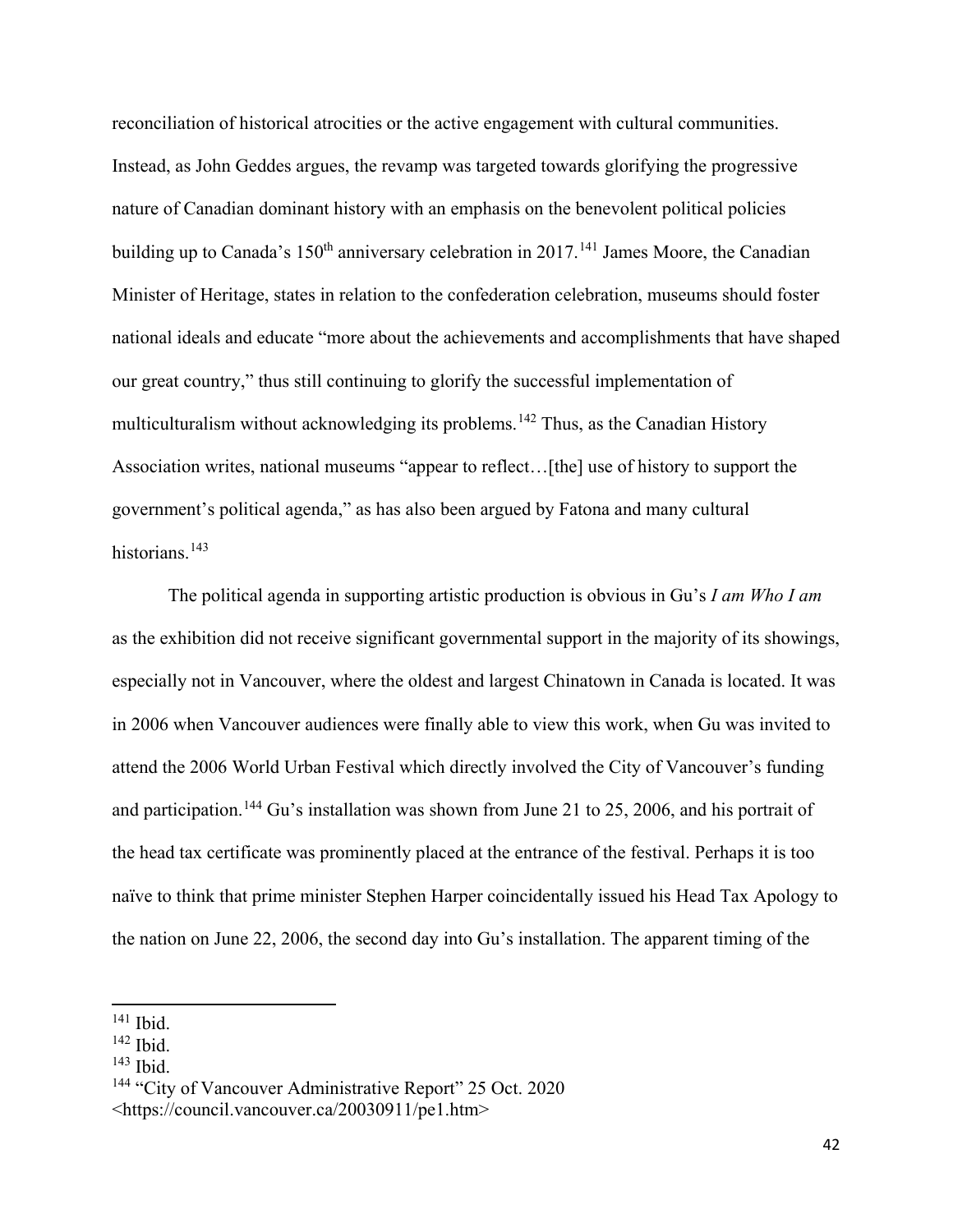reconciliation of historical atrocities or the active engagement with cultural communities. Instead, as John Geddes argues, the revamp was targeted towards glorifying the progressive nature of Canadian dominant history with an emphasis on the benevolent political policies building up to Canada's 150th anniversary celebration in 2017.[141] James Moore, the Canadian Minister of Heritage, states in relation to the confederation celebration, museums should foster national ideals and educate "more about the achievements and accomplishments that have shaped our great country," thus still continuing to glorify the successful implementation of multiculturalism without acknowledging its problems.[142] Thus, as the Canadian History Association writes, national museums "appear to reflect…[the] use of history to support the government's political agenda," as has also been argued by Fatona and many cultural historians.[143]

The political agenda in supporting artistic production is obvious in Gu's *I am Who I am* as the exhibition did not receive significant governmental support in the majority of its showings, especially not in Vancouver, where the oldest and largest Chinatown in Canada is located. It was in 2006 when Vancouver audiences were finally able to view this work, when Gu was invited to attend the 2006 World Urban Festival which directly involved the City of Vancouver's funding and participation.[144] Gu's installation was shown from June 21 to 25, 2006, and his portrait of the head tax certificate was prominently placed at the entrance of the festival. Perhaps it is too naïve to think that prime minister Stephen Harper coincidentally issued his Head Tax Apology to the nation on June 22, 2006, the second day into Gu's installation. The apparent timing of the

---

[141] Ibid.

[142] Ibid.

[143] Ibid.

[144] "City of Vancouver Administrative Report" 25 Oct. 2020 <https://council.vancouver.ca/20030911/pe1.htm>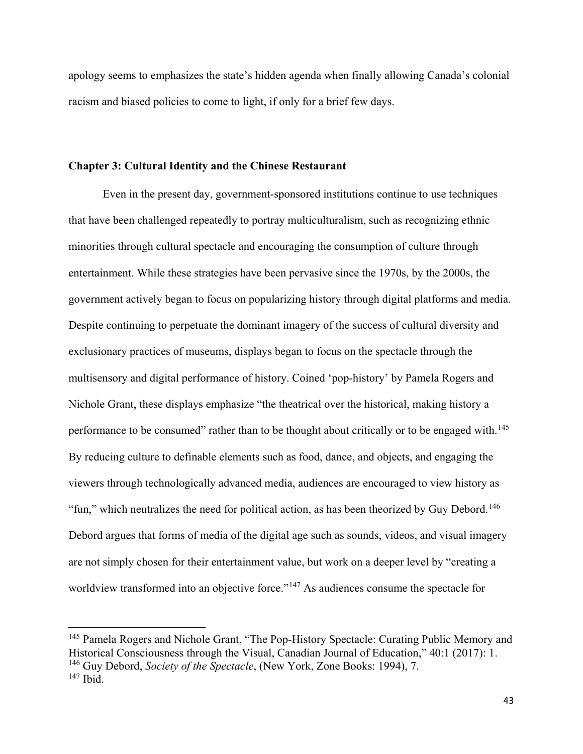apology seems to emphasizes the state's hidden agenda when finally allowing Canada's colonial racism and biased policies to come to light, if only for a brief few days.

## Chapter 3: Cultural Identity and the Chinese Restaurant

Even in the present day, government-sponsored institutions continue to use techniques that have been challenged repeatedly to portray multiculturalism, such as recognizing ethnic minorities through cultural spectacle and encouraging the consumption of culture through entertainment. While these strategies have been pervasive since the 1970s, by the 2000s, the government actively began to focus on popularizing history through digital platforms and media. Despite continuing to perpetuate the dominant imagery of the success of cultural diversity and exclusionary practices of museums, displays began to focus on the spectacle through the multisensory and digital performance of history. Coined 'pop-history' by Pamela Rogers and Nichole Grant, these displays emphasize "the theatrical over the historical, making history a performance to be consumed" rather than to be thought about critically or to be engaged with.[145] By reducing culture to definable elements such as food, dance, and objects, and engaging the viewers through technologically advanced media, audiences are encouraged to view history as "fun," which neutralizes the need for political action, as has been theorized by Guy Debord.[146] Debord argues that forms of media of the digital age such as sounds, videos, and visual imagery are not simply chosen for their entertainment value, but work on a deeper level by "creating a worldview transformed into an objective force."[147] As audiences consume the spectacle for

---

[145] Pamela Rogers and Nichole Grant, "The Pop-History Spectacle: Curating Public Memory and Historical Consciousness through the Visual, Canadian Journal of Education," 40:1 (2017): 1.
[146] Guy Debord, *Society of the Spectacle*, (New York, Zone Books: 1994), 7.
[147] Ibid.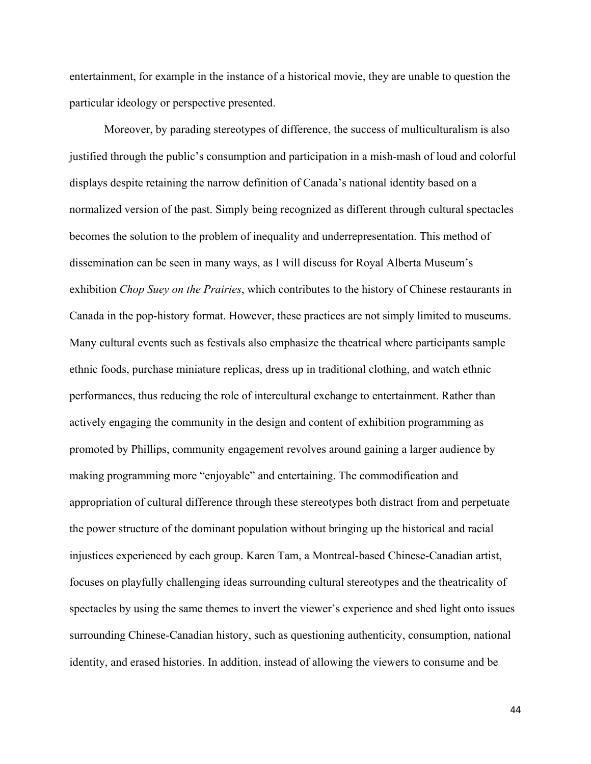entertainment, for example in the instance of a historical movie, they are unable to question the particular ideology or perspective presented.

Moreover, by parading stereotypes of difference, the success of multiculturalism is also justified through the public's consumption and participation in a mish-mash of loud and colorful displays despite retaining the narrow definition of Canada's national identity based on a normalized version of the past. Simply being recognized as different through cultural spectacles becomes the solution to the problem of inequality and underrepresentation. This method of dissemination can be seen in many ways, as I will discuss for Royal Alberta Museum's exhibition *Chop Suey on the Prairies*, which contributes to the history of Chinese restaurants in Canada in the pop-history format. However, these practices are not simply limited to museums. Many cultural events such as festivals also emphasize the theatrical where participants sample ethnic foods, purchase miniature replicas, dress up in traditional clothing, and watch ethnic performances, thus reducing the role of intercultural exchange to entertainment. Rather than actively engaging the community in the design and content of exhibition programming as promoted by Phillips, community engagement revolves around gaining a larger audience by making programming more "enjoyable" and entertaining. The commodification and appropriation of cultural difference through these stereotypes both distract from and perpetuate the power structure of the dominant population without bringing up the historical and racial injustices experienced by each group. Karen Tam, a Montreal-based Chinese-Canadian artist, focuses on playfully challenging ideas surrounding cultural stereotypes and the theatricality of spectacles by using the same themes to invert the viewer's experience and shed light onto issues surrounding Chinese-Canadian history, such as questioning authenticity, consumption, national identity, and erased histories. In addition, instead of allowing the viewers to consume and be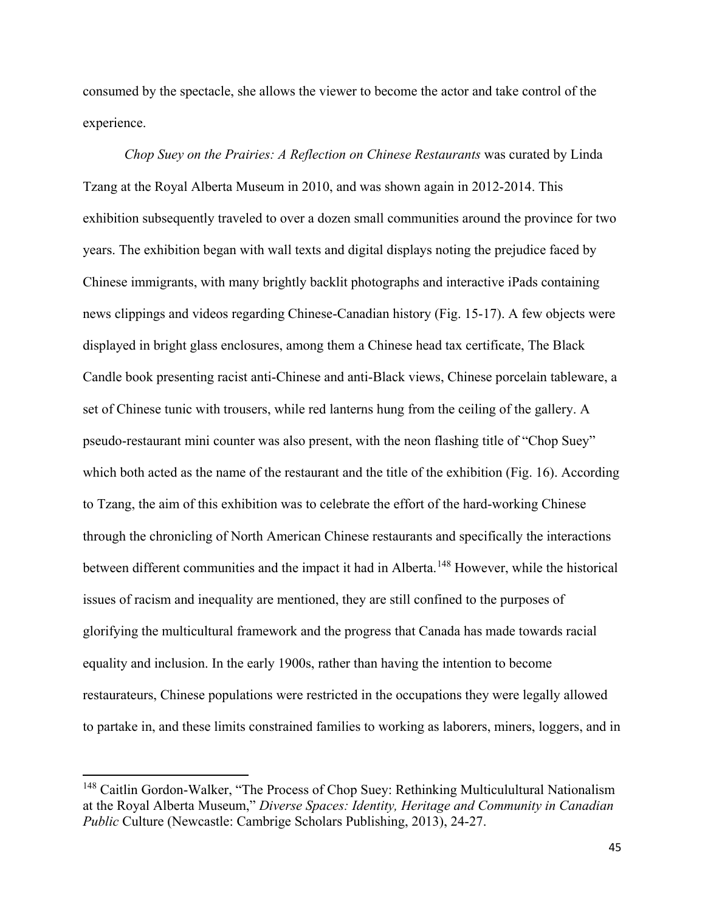consumed by the spectacle, she allows the viewer to become the actor and take control of the experience.

*Chop Suey on the Prairies: A Reflection on Chinese Restaurants* was curated by Linda Tzang at the Royal Alberta Museum in 2010, and was shown again in 2012-2014. This exhibition subsequently traveled to over a dozen small communities around the province for two years. The exhibition began with wall texts and digital displays noting the prejudice faced by Chinese immigrants, with many brightly backlit photographs and interactive iPads containing news clippings and videos regarding Chinese-Canadian history (Fig. 15-17). A few objects were displayed in bright glass enclosures, among them a Chinese head tax certificate, The Black Candle book presenting racist anti-Chinese and anti-Black views, Chinese porcelain tableware, a set of Chinese tunic with trousers, while red lanterns hung from the ceiling of the gallery. A pseudo-restaurant mini counter was also present, with the neon flashing title of "Chop Suey" which both acted as the name of the restaurant and the title of the exhibition (Fig. 16). According to Tzang, the aim of this exhibition was to celebrate the effort of the hard-working Chinese through the chronicling of North American Chinese restaurants and specifically the interactions between different communities and the impact it had in Alberta.[148] However, while the historical issues of racism and inequality are mentioned, they are still confined to the purposes of glorifying the multicultural framework and the progress that Canada has made towards racial equality and inclusion. In the early 1900s, rather than having the intention to become restaurateurs, Chinese populations were restricted in the occupations they were legally allowed to partake in, and these limits constrained families to working as laborers, miners, loggers, and in

---

[148] Caitlin Gordon-Walker, "The Process of Chop Suey: Rethinking Multicululultural Nationalism at the Royal Alberta Museum," *Diverse Spaces: Identity, Heritage and Community in Canadian Public* Culture (Newcastle: Cambrige Scholars Publishing, 2013), 24-27.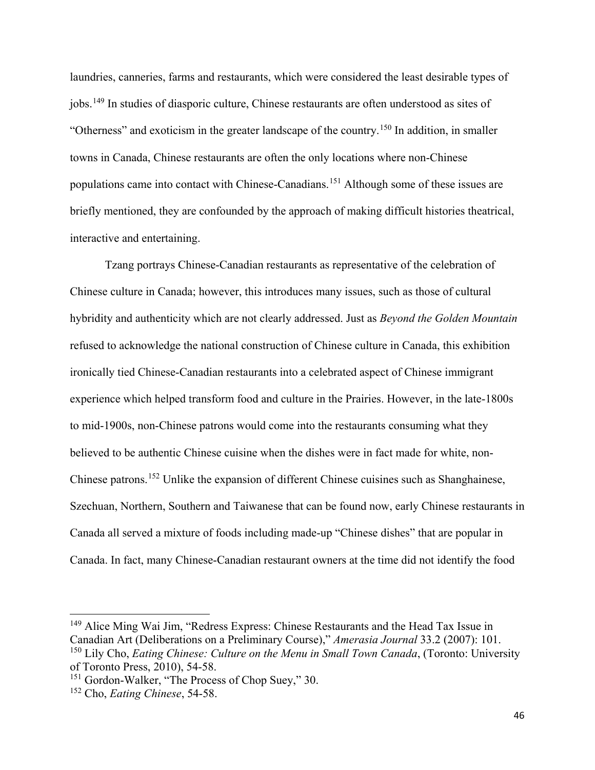laundries, canneries, farms and restaurants, which were considered the least desirable types of jobs.[149] In studies of diasporic culture, Chinese restaurants are often understood as sites of "Otherness" and exoticism in the greater landscape of the country.[150] In addition, in smaller towns in Canada, Chinese restaurants are often the only locations where non-Chinese populations came into contact with Chinese-Canadians.[151] Although some of these issues are briefly mentioned, they are confounded by the approach of making difficult histories theatrical, interactive and entertaining.

Tzang portrays Chinese-Canadian restaurants as representative of the celebration of Chinese culture in Canada; however, this introduces many issues, such as those of cultural hybridity and authenticity which are not clearly addressed. Just as *Beyond the Golden Mountain* refused to acknowledge the national construction of Chinese culture in Canada, this exhibition ironically tied Chinese-Canadian restaurants into a celebrated aspect of Chinese immigrant experience which helped transform food and culture in the Prairies. However, in the late-1800s to mid-1900s, non-Chinese patrons would come into the restaurants consuming what they believed to be authentic Chinese cuisine when the dishes were in fact made for white, non-Chinese patrons.[152] Unlike the expansion of different Chinese cuisines such as Shanghainese, Szechuan, Northern, Southern and Taiwanese that can be found now, early Chinese restaurants in Canada all served a mixture of foods including made-up "Chinese dishes" that are popular in Canada. In fact, many Chinese-Canadian restaurant owners at the time did not identify the food

---

[149] Alice Ming Wai Jim, "Redress Express: Chinese Restaurants and the Head Tax Issue in Canadian Art (Deliberations on a Preliminary Course)," *Amerasia Journal* 33.2 (2007): 101.

[150] Lily Cho, *Eating Chinese: Culture on the Menu in Small Town Canada*, (Toronto: University of Toronto Press, 2010), 54-58.

[151] Gordon-Walker, "The Process of Chop Suey," 30.

[152] Cho, *Eating Chinese*, 54-58.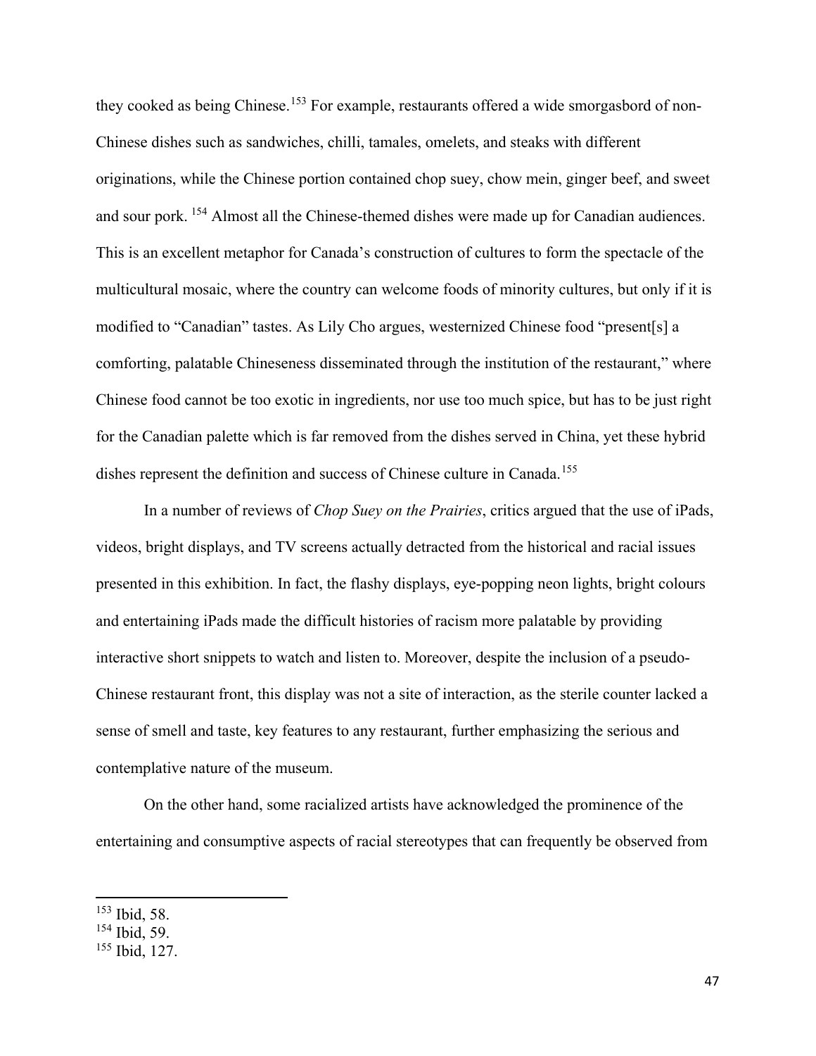they cooked as being Chinese.[153] For example, restaurants offered a wide smorgasbord of non-Chinese dishes such as sandwiches, chilli, tamales, omelets, and steaks with different originations, while the Chinese portion contained chop suey, chow mein, ginger beef, and sweet and sour pork. [154] Almost all the Chinese-themed dishes were made up for Canadian audiences. This is an excellent metaphor for Canada's construction of cultures to form the spectacle of the multicultural mosaic, where the country can welcome foods of minority cultures, but only if it is modified to "Canadian" tastes. As Lily Cho argues, westernized Chinese food "present[s] a comforting, palatable Chineseness disseminated through the institution of the restaurant," where Chinese food cannot be too exotic in ingredients, nor use too much spice, but has to be just right for the Canadian palette which is far removed from the dishes served in China, yet these hybrid dishes represent the definition and success of Chinese culture in Canada.[155]

In a number of reviews of *Chop Suey on the Prairies*, critics argued that the use of iPads, videos, bright displays, and TV screens actually detracted from the historical and racial issues presented in this exhibition. In fact, the flashy displays, eye-popping neon lights, bright colours and entertaining iPads made the difficult histories of racism more palatable by providing interactive short snippets to watch and listen to. Moreover, despite the inclusion of a pseudo-Chinese restaurant front, this display was not a site of interaction, as the sterile counter lacked a sense of smell and taste, key features to any restaurant, further emphasizing the serious and contemplative nature of the museum.

On the other hand, some racialized artists have acknowledged the prominence of the entertaining and consumptive aspects of racial stereotypes that can frequently be observed from

---

[153] Ibid, 58.
[154] Ibid, 59.
[155] Ibid, 127.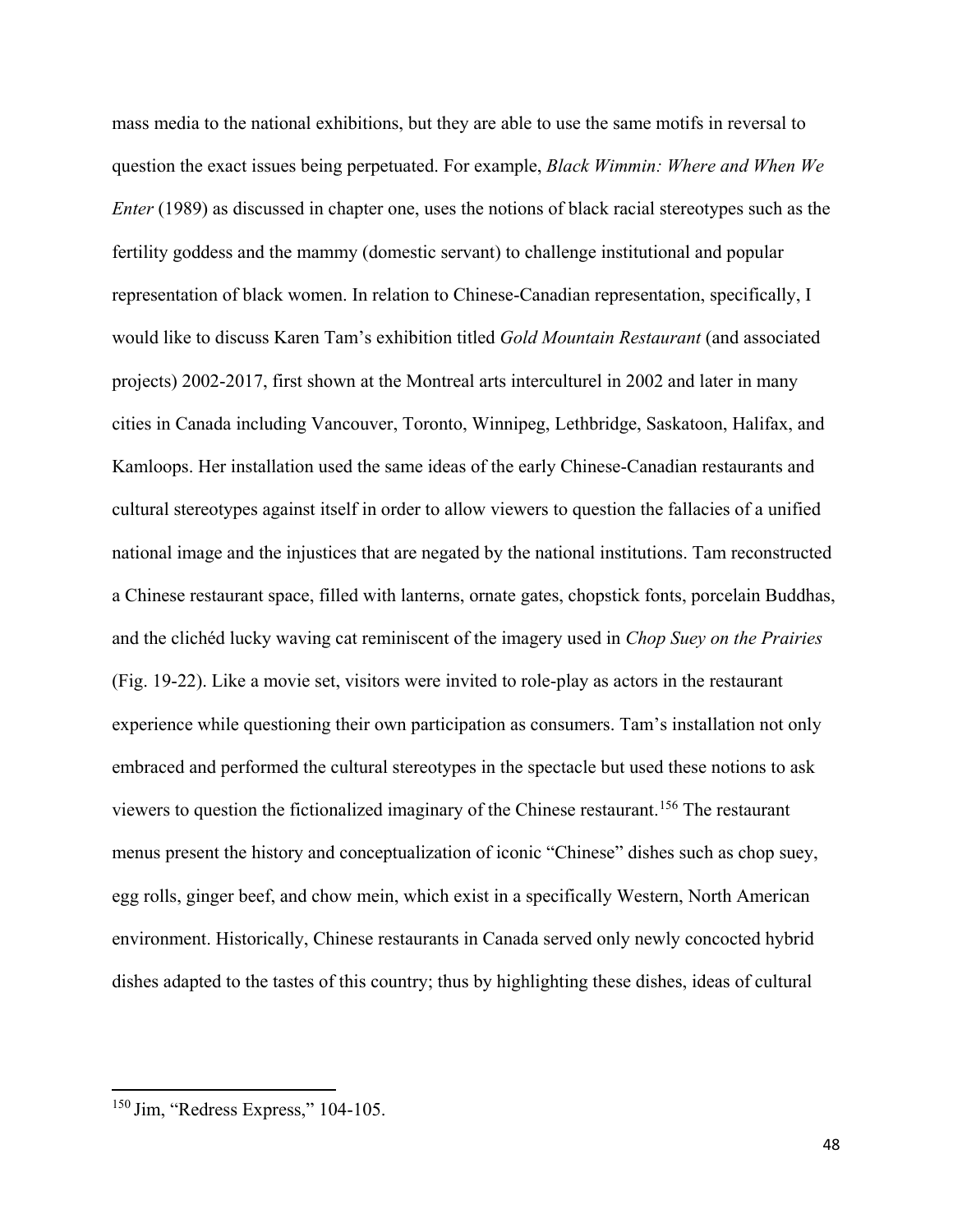mass media to the national exhibitions, but they are able to use the same motifs in reversal to question the exact issues being perpetuated. For example, *Black Wimmin: Where and When We Enter* (1989) as discussed in chapter one, uses the notions of black racial stereotypes such as the fertility goddess and the mammy (domestic servant) to challenge institutional and popular representation of black women. In relation to Chinese-Canadian representation, specifically, I would like to discuss Karen Tam's exhibition titled *Gold Mountain Restaurant* (and associated projects) 2002-2017, first shown at the Montreal arts interculturel in 2002 and later in many cities in Canada including Vancouver, Toronto, Winnipeg, Lethbridge, Saskatoon, Halifax, and Kamloops. Her installation used the same ideas of the early Chinese-Canadian restaurants and cultural stereotypes against itself in order to allow viewers to question the fallacies of a unified national image and the injustices that are negated by the national institutions. Tam reconstructed a Chinese restaurant space, filled with lanterns, ornate gates, chopstick fonts, porcelain Buddhas, and the clichéd lucky waving cat reminiscent of the imagery used in *Chop Suey on the Prairies* (Fig. 19-22). Like a movie set, visitors were invited to role-play as actors in the restaurant experience while questioning their own participation as consumers. Tam's installation not only embraced and performed the cultural stereotypes in the spectacle but used these notions to ask viewers to question the fictionalized imaginary of the Chinese restaurant.[156] The restaurant menus present the history and conceptualization of iconic "Chinese" dishes such as chop suey, egg rolls, ginger beef, and chow mein, which exist in a specifically Western, North American environment. Historically, Chinese restaurants in Canada served only newly concocted hybrid dishes adapted to the tastes of this country; thus by highlighting these dishes, ideas of cultural

---

[150] Jim, "Redress Express," 104-105.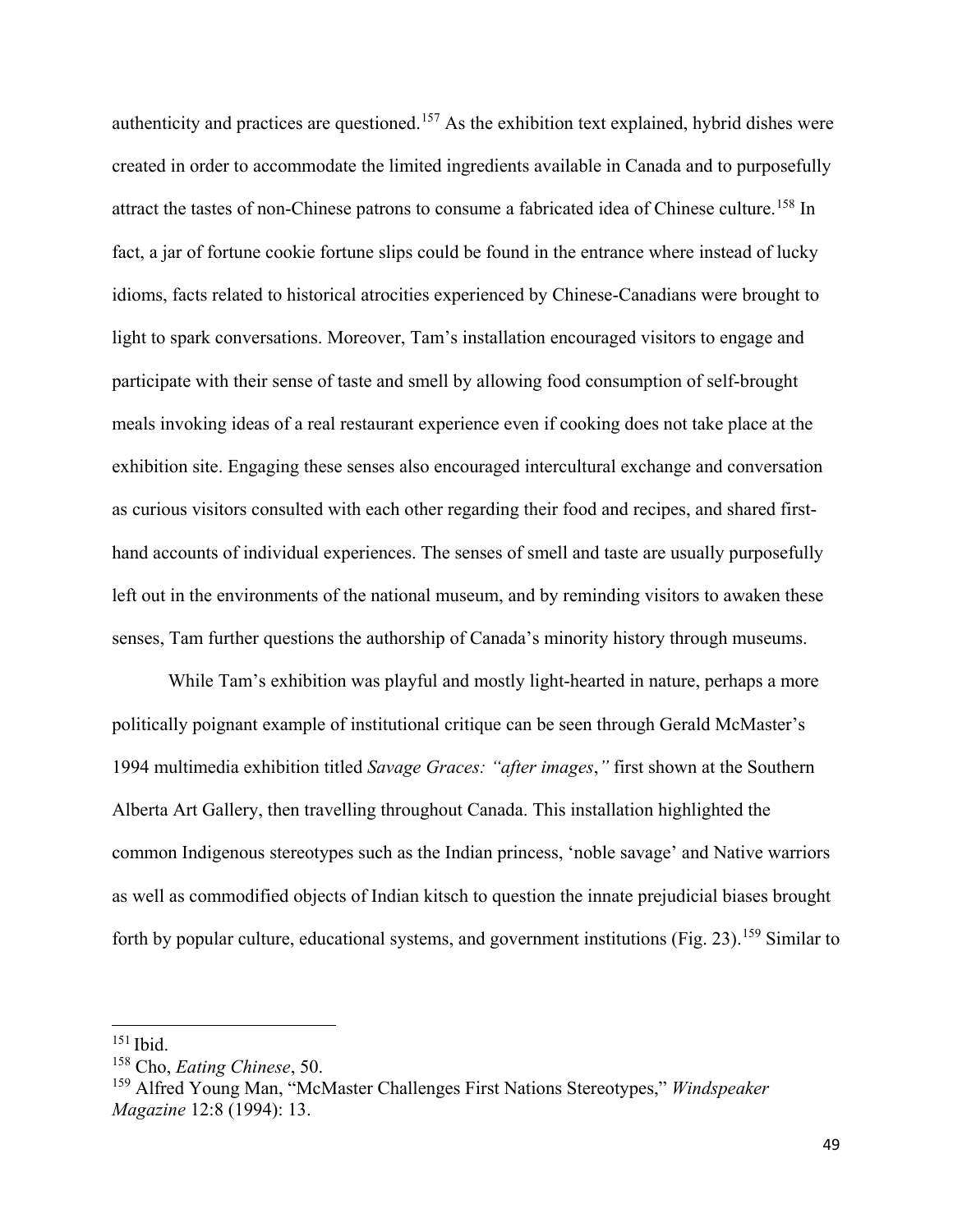authenticity and practices are questioned.[157] As the exhibition text explained, hybrid dishes were created in order to accommodate the limited ingredients available in Canada and to purposefully attract the tastes of non-Chinese patrons to consume a fabricated idea of Chinese culture.[158] In fact, a jar of fortune cookie fortune slips could be found in the entrance where instead of lucky idioms, facts related to historical atrocities experienced by Chinese-Canadians were brought to light to spark conversations. Moreover, Tam's installation encouraged visitors to engage and participate with their sense of taste and smell by allowing food consumption of self-brought meals invoking ideas of a real restaurant experience even if cooking does not take place at the exhibition site. Engaging these senses also encouraged intercultural exchange and conversation as curious visitors consulted with each other regarding their food and recipes, and shared first-hand accounts of individual experiences. The senses of smell and taste are usually purposefully left out in the environments of the national museum, and by reminding visitors to awaken these senses, Tam further questions the authorship of Canada's minority history through museums.

While Tam's exhibition was playful and mostly light-hearted in nature, perhaps a more politically poignant example of institutional critique can be seen through Gerald McMaster's 1994 multimedia exhibition titled *Savage Graces: "after images*,*"* first shown at the Southern Alberta Art Gallery, then travelling throughout Canada. This installation highlighted the common Indigenous stereotypes such as the Indian princess, 'noble savage' and Native warriors as well as commodified objects of Indian kitsch to question the innate prejudicial biases brought forth by popular culture, educational systems, and government institutions (Fig. 23).[159] Similar to

---

[151] Ibid.

[158] Cho, *Eating Chinese*, 50.

[159] Alfred Young Man, "McMaster Challenges First Nations Stereotypes," *Windspeaker Magazine* 12:8 (1994): 13.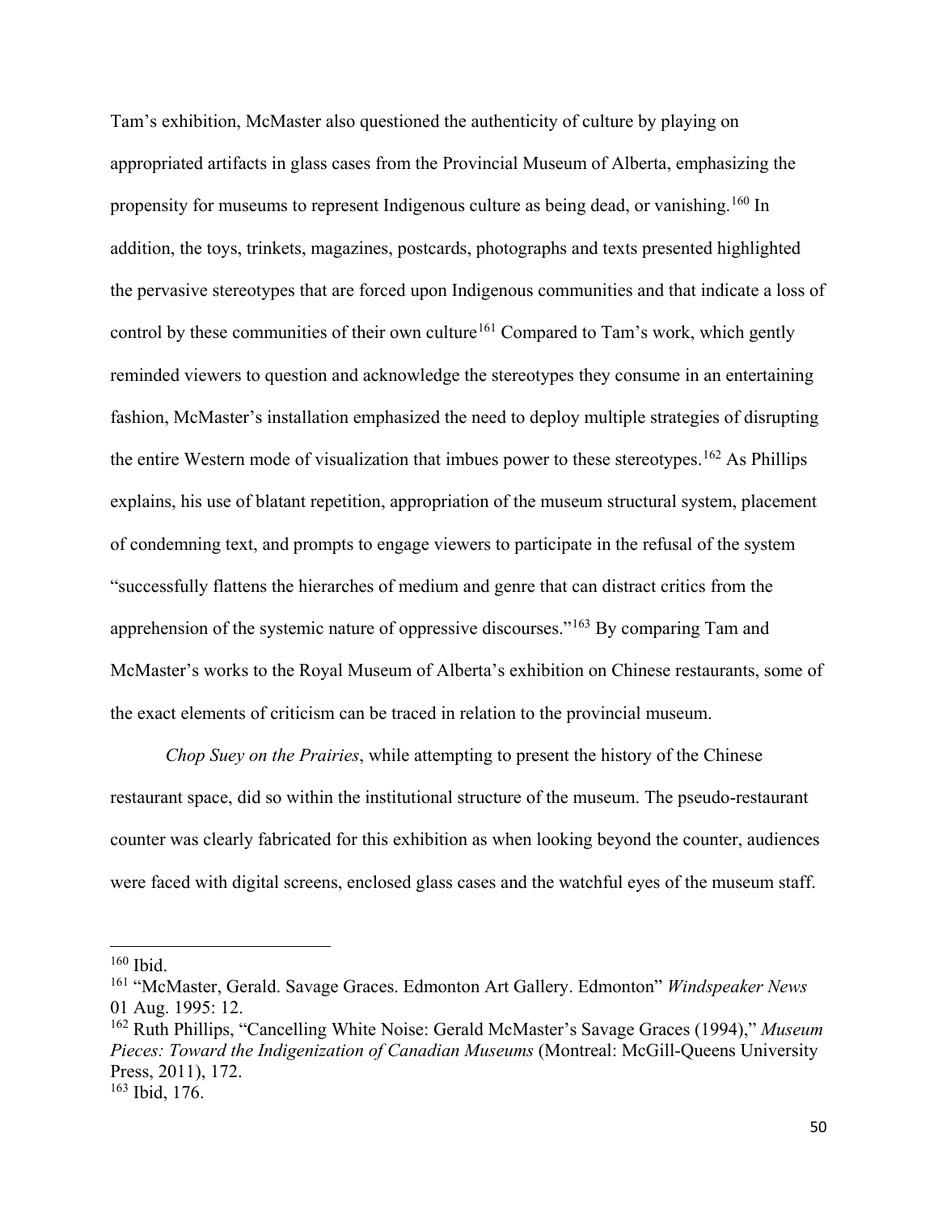Tam's exhibition, McMaster also questioned the authenticity of culture by playing on appropriated artifacts in glass cases from the Provincial Museum of Alberta, emphasizing the propensity for museums to represent Indigenous culture as being dead, or vanishing.[160] In addition, the toys, trinkets, magazines, postcards, photographs and texts presented highlighted the pervasive stereotypes that are forced upon Indigenous communities and that indicate a loss of control by these communities of their own culture[161] Compared to Tam's work, which gently reminded viewers to question and acknowledge the stereotypes they consume in an entertaining fashion, McMaster's installation emphasized the need to deploy multiple strategies of disrupting the entire Western mode of visualization that imbues power to these stereotypes.[162] As Phillips explains, his use of blatant repetition, appropriation of the museum structural system, placement of condemning text, and prompts to engage viewers to participate in the refusal of the system "successfully flattens the hierarches of medium and genre that can distract critics from the apprehension of the systemic nature of oppressive discourses."[163] By comparing Tam and McMaster's works to the Royal Museum of Alberta's exhibition on Chinese restaurants, some of the exact elements of criticism can be traced in relation to the provincial museum.

*Chop Suey on the Prairies*, while attempting to present the history of the Chinese restaurant space, did so within the institutional structure of the museum. The pseudo-restaurant counter was clearly fabricated for this exhibition as when looking beyond the counter, audiences were faced with digital screens, enclosed glass cases and the watchful eyes of the museum staff.

---

[160] Ibid.

[161] "McMaster, Gerald. Savage Graces. Edmonton Art Gallery. Edmonton" *Windspeaker News* 01 Aug. 1995: 12.

[162] Ruth Phillips, "Cancelling White Noise: Gerald McMaster's Savage Graces (1994)," *Museum Pieces: Toward the Indigenization of Canadian Museums* (Montreal: McGill-Queens University Press, 2011), 172.

[163] Ibid, 176.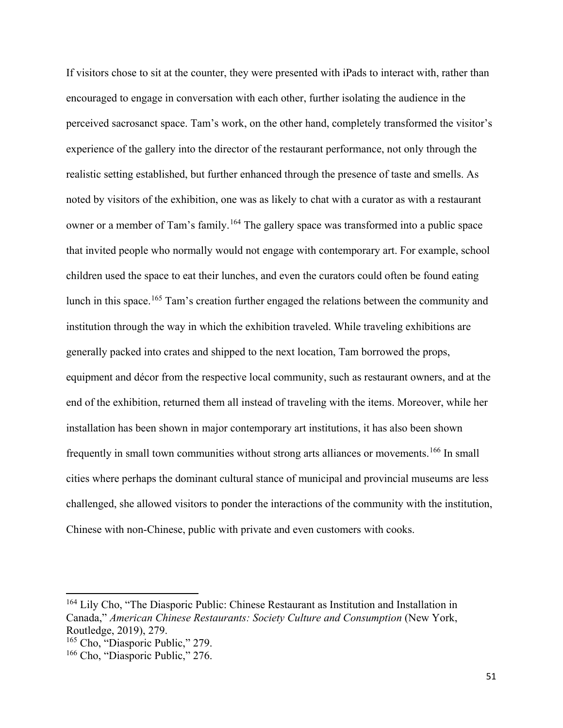If visitors chose to sit at the counter, they were presented with iPads to interact with, rather than encouraged to engage in conversation with each other, further isolating the audience in the perceived sacrosanct space. Tam's work, on the other hand, completely transformed the visitor's experience of the gallery into the director of the restaurant performance, not only through the realistic setting established, but further enhanced through the presence of taste and smells. As noted by visitors of the exhibition, one was as likely to chat with a curator as with a restaurant owner or a member of Tam's family.[164] The gallery space was transformed into a public space that invited people who normally would not engage with contemporary art. For example, school children used the space to eat their lunches, and even the curators could often be found eating lunch in this space.[165] Tam's creation further engaged the relations between the community and institution through the way in which the exhibition traveled. While traveling exhibitions are generally packed into crates and shipped to the next location, Tam borrowed the props, equipment and décor from the respective local community, such as restaurant owners, and at the end of the exhibition, returned them all instead of traveling with the items. Moreover, while her installation has been shown in major contemporary art institutions, it has also been shown frequently in small town communities without strong arts alliances or movements.[166] In small cities where perhaps the dominant cultural stance of municipal and provincial museums are less challenged, she allowed visitors to ponder the interactions of the community with the institution, Chinese with non-Chinese, public with private and even customers with cooks.

---

[164] Lily Cho, "The Diasporic Public: Chinese Restaurant as Institution and Installation in Canada," *American Chinese Restaurants: Society Culture and Consumption* (New York, Routledge, 2019), 279.

[165] Cho, "Diasporic Public," 279.

[166] Cho, "Diasporic Public," 276.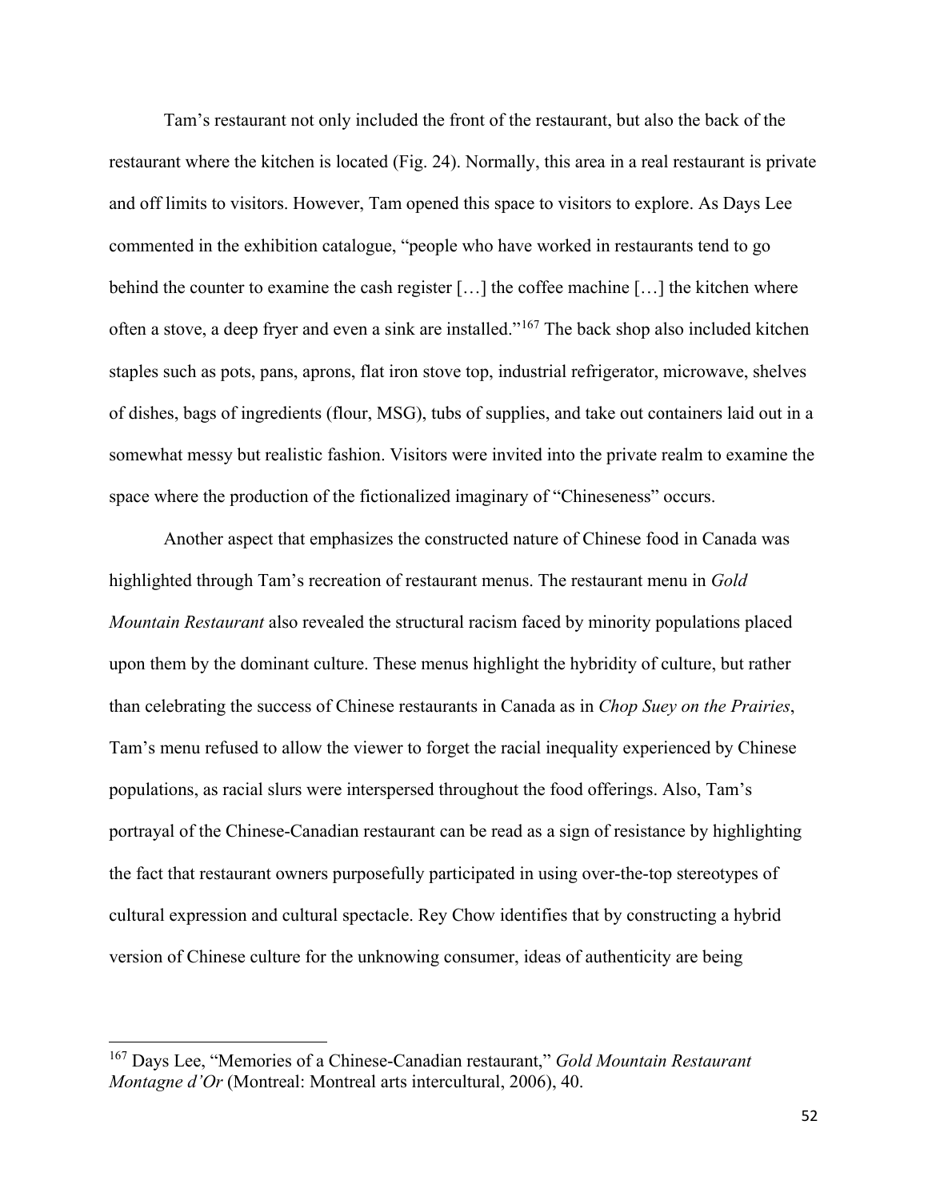Tam's restaurant not only included the front of the restaurant, but also the back of the restaurant where the kitchen is located (Fig. 24). Normally, this area in a real restaurant is private and off limits to visitors. However, Tam opened this space to visitors to explore. As Days Lee commented in the exhibition catalogue, "people who have worked in restaurants tend to go behind the counter to examine the cash register […] the coffee machine […] the kitchen where often a stove, a deep fryer and even a sink are installed."[167] The back shop also included kitchen staples such as pots, pans, aprons, flat iron stove top, industrial refrigerator, microwave, shelves of dishes, bags of ingredients (flour, MSG), tubs of supplies, and take out containers laid out in a somewhat messy but realistic fashion. Visitors were invited into the private realm to examine the space where the production of the fictionalized imaginary of "Chineseness" occurs.

Another aspect that emphasizes the constructed nature of Chinese food in Canada was highlighted through Tam's recreation of restaurant menus. The restaurant menu in *Gold Mountain Restaurant* also revealed the structural racism faced by minority populations placed upon them by the dominant culture. These menus highlight the hybridity of culture, but rather than celebrating the success of Chinese restaurants in Canada as in *Chop Suey on the Prairies*, Tam's menu refused to allow the viewer to forget the racial inequality experienced by Chinese populations, as racial slurs were interspersed throughout the food offerings. Also, Tam's portrayal of the Chinese-Canadian restaurant can be read as a sign of resistance by highlighting the fact that restaurant owners purposefully participated in using over-the-top stereotypes of cultural expression and cultural spectacle. Rey Chow identifies that by constructing a hybrid version of Chinese culture for the unknowing consumer, ideas of authenticity are being

---

[167] Days Lee, "Memories of a Chinese-Canadian restaurant," *Gold Mountain Restaurant Montagne d'Or* (Montreal: Montreal arts intercultural, 2006), 40.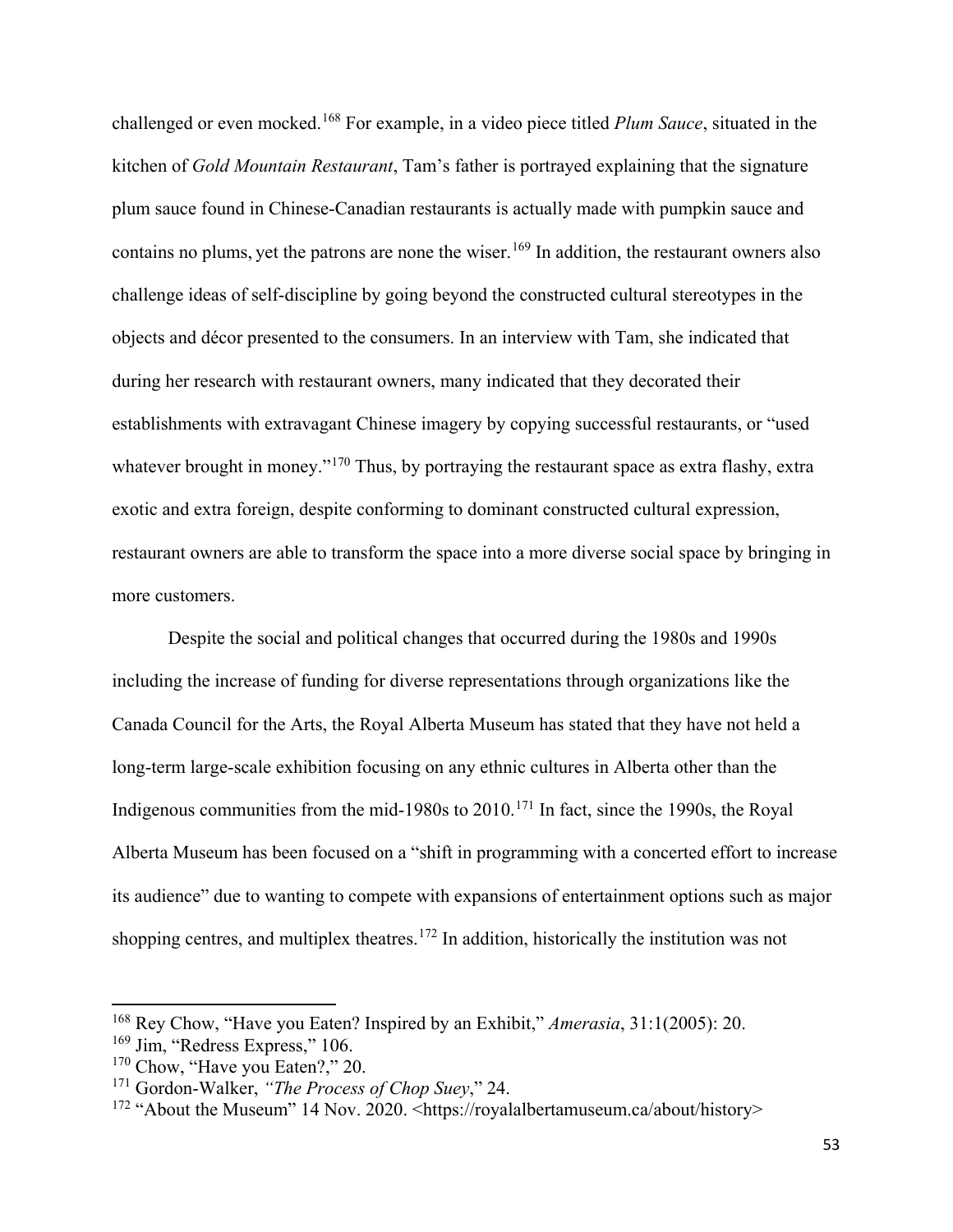challenged or even mocked.[168] For example, in a video piece titled *Plum Sauce*, situated in the kitchen of *Gold Mountain Restaurant*, Tam's father is portrayed explaining that the signature plum sauce found in Chinese-Canadian restaurants is actually made with pumpkin sauce and contains no plums, yet the patrons are none the wiser.[169] In addition, the restaurant owners also challenge ideas of self-discipline by going beyond the constructed cultural stereotypes in the objects and décor presented to the consumers. In an interview with Tam, she indicated that during her research with restaurant owners, many indicated that they decorated their establishments with extravagant Chinese imagery by copying successful restaurants, or "used whatever brought in money."[170] Thus, by portraying the restaurant space as extra flashy, extra exotic and extra foreign, despite conforming to dominant constructed cultural expression, restaurant owners are able to transform the space into a more diverse social space by bringing in more customers.

Despite the social and political changes that occurred during the 1980s and 1990s including the increase of funding for diverse representations through organizations like the Canada Council for the Arts, the Royal Alberta Museum has stated that they have not held a long-term large-scale exhibition focusing on any ethnic cultures in Alberta other than the Indigenous communities from the mid-1980s to 2010.[171] In fact, since the 1990s, the Royal Alberta Museum has been focused on a "shift in programming with a concerted effort to increase its audience" due to wanting to compete with expansions of entertainment options such as major shopping centres, and multiplex theatres.[172] In addition, historically the institution was not

---

[168] Rey Chow, "Have you Eaten? Inspired by an Exhibit," *Amerasia*, 31:1(2005): 20.

[169] Jim, "Redress Express," 106.

[170] Chow, "Have you Eaten?," 20.

[171] Gordon-Walker, *"The Process of Chop Suey*," 24.

[172] "About the Museum" 14 Nov. 2020. <https://royalalbertamuseum.ca/about/history>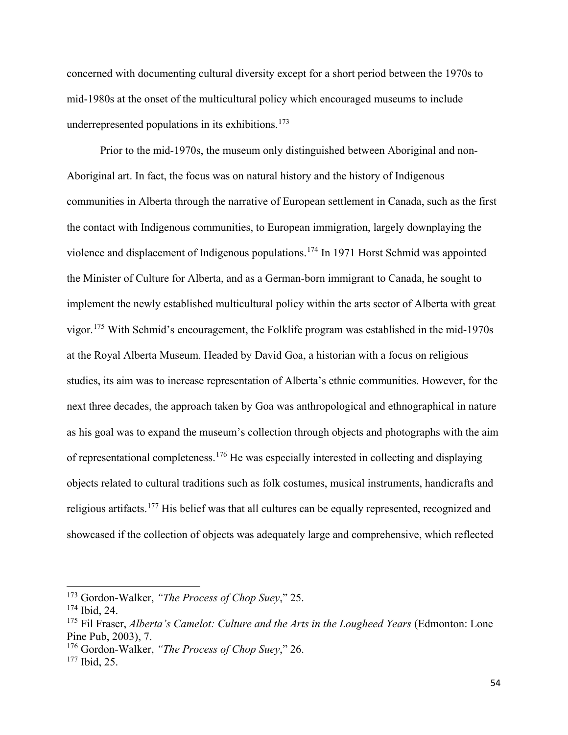concerned with documenting cultural diversity except for a short period between the 1970s to mid-1980s at the onset of the multicultural policy which encouraged museums to include underrepresented populations in its exhibitions.[173]

Prior to the mid-1970s, the museum only distinguished between Aboriginal and non-Aboriginal art. In fact, the focus was on natural history and the history of Indigenous communities in Alberta through the narrative of European settlement in Canada, such as the first the contact with Indigenous communities, to European immigration, largely downplaying the violence and displacement of Indigenous populations.[174] In 1971 Horst Schmid was appointed the Minister of Culture for Alberta, and as a German-born immigrant to Canada, he sought to implement the newly established multicultural policy within the arts sector of Alberta with great vigor.[175] With Schmid's encouragement, the Folklife program was established in the mid-1970s at the Royal Alberta Museum. Headed by David Goa, a historian with a focus on religious studies, its aim was to increase representation of Alberta's ethnic communities. However, for the next three decades, the approach taken by Goa was anthropological and ethnographical in nature as his goal was to expand the museum's collection through objects and photographs with the aim of representational completeness.[176] He was especially interested in collecting and displaying objects related to cultural traditions such as folk costumes, musical instruments, handicrafts and religious artifacts.[177] His belief was that all cultures can be equally represented, recognized and showcased if the collection of objects was adequately large and comprehensive, which reflected

---

[173] Gordon-Walker, *"The Process of Chop Suey*," 25.

[174] Ibid, 24.

[175] Fil Fraser, *Alberta's Camelot: Culture and the Arts in the Lougheed Years* (Edmonton: Lone Pine Pub, 2003), 7.

[176] Gordon-Walker, *"The Process of Chop Suey*," 26.

[177] Ibid, 25.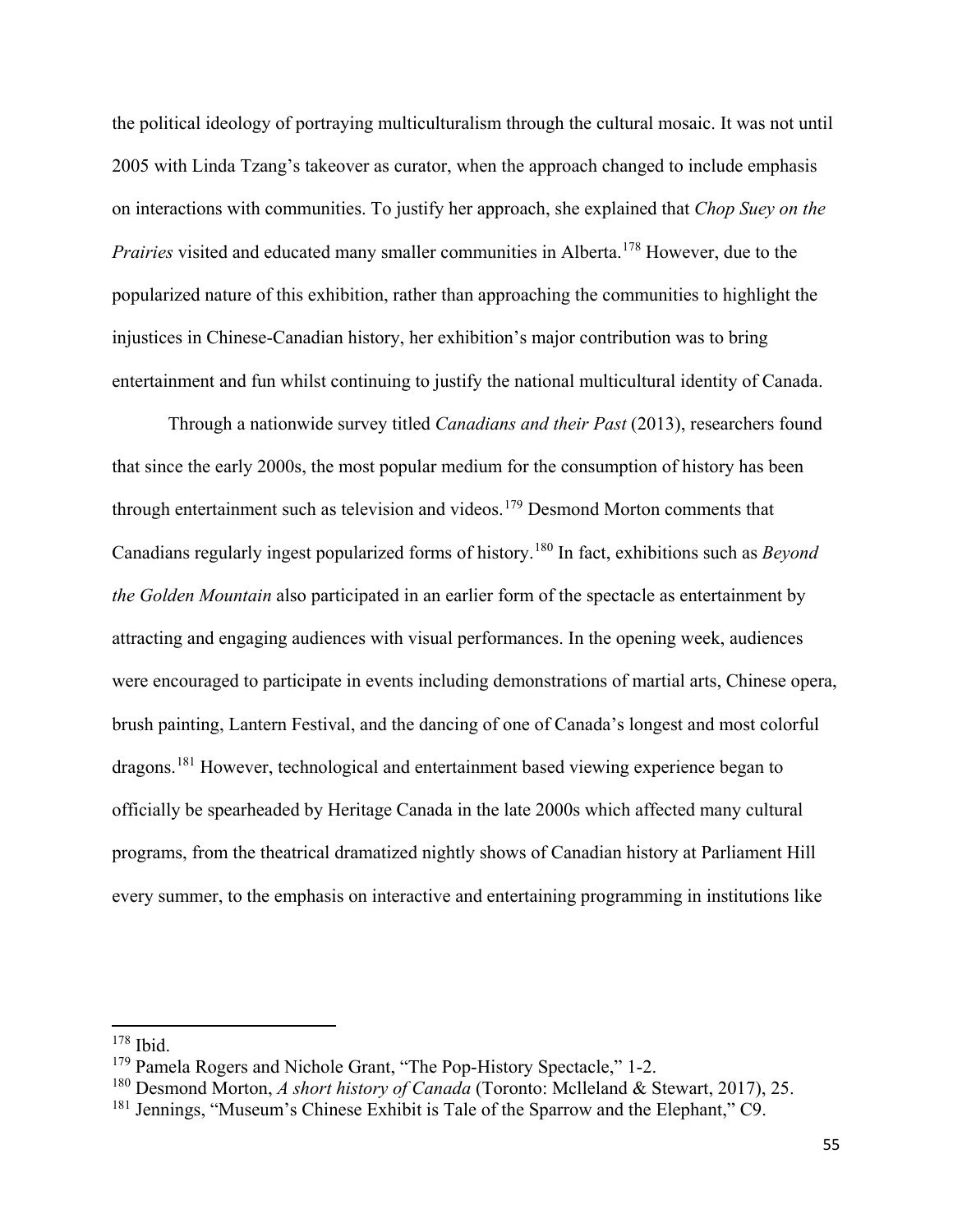the political ideology of portraying multiculturalism through the cultural mosaic. It was not until 2005 with Linda Tzang's takeover as curator, when the approach changed to include emphasis on interactions with communities. To justify her approach, she explained that *Chop Suey on the Prairies* visited and educated many smaller communities in Alberta.[178] However, due to the popularized nature of this exhibition, rather than approaching the communities to highlight the injustices in Chinese-Canadian history, her exhibition's major contribution was to bring entertainment and fun whilst continuing to justify the national multicultural identity of Canada.

Through a nationwide survey titled *Canadians and their Past* (2013), researchers found that since the early 2000s, the most popular medium for the consumption of history has been through entertainment such as television and videos.[179] Desmond Morton comments that Canadians regularly ingest popularized forms of history.[180] In fact, exhibitions such as *Beyond the Golden Mountain* also participated in an earlier form of the spectacle as entertainment by attracting and engaging audiences with visual performances. In the opening week, audiences were encouraged to participate in events including demonstrations of martial arts, Chinese opera, brush painting, Lantern Festival, and the dancing of one of Canada's longest and most colorful dragons.[181] However, technological and entertainment based viewing experience began to officially be spearheaded by Heritage Canada in the late 2000s which affected many cultural programs, from the theatrical dramatized nightly shows of Canadian history at Parliament Hill every summer, to the emphasis on interactive and entertaining programming in institutions like

---

[178] Ibid.

[179] Pamela Rogers and Nichole Grant, "The Pop-History Spectacle," 1-2.

[180] Desmond Morton, *A short history of Canada* (Toronto: Mclleland & Stewart, 2017), 25.

[181] Jennings, "Museum's Chinese Exhibit is Tale of the Sparrow and the Elephant," C9.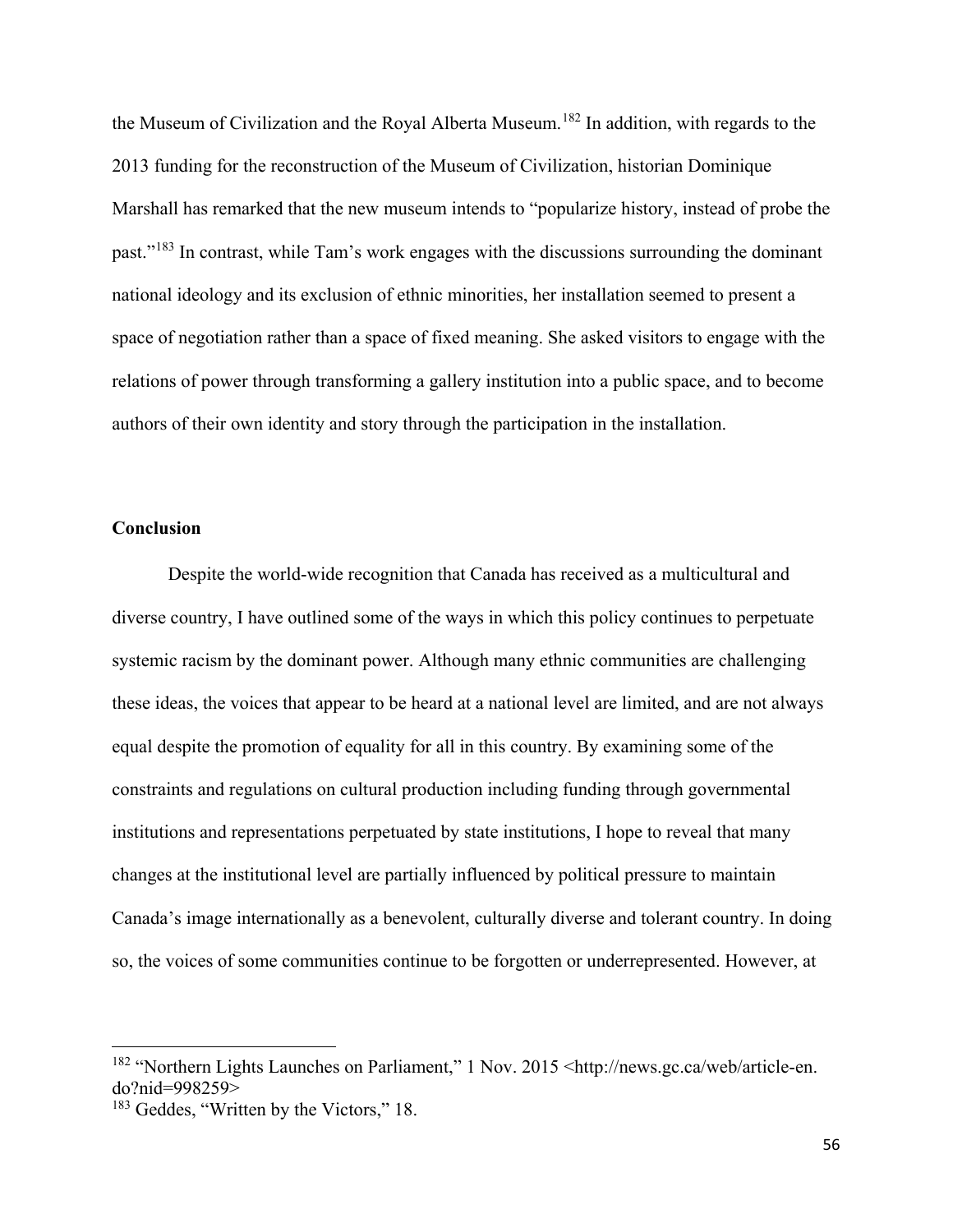the Museum of Civilization and the Royal Alberta Museum.[182] In addition, with regards to the 2013 funding for the reconstruction of the Museum of Civilization, historian Dominique Marshall has remarked that the new museum intends to "popularize history, instead of probe the past."[183] In contrast, while Tam's work engages with the discussions surrounding the dominant national ideology and its exclusion of ethnic minorities, her installation seemed to present a space of negotiation rather than a space of fixed meaning. She asked visitors to engage with the relations of power through transforming a gallery institution into a public space, and to become authors of their own identity and story through the participation in the installation.

## Conclusion

Despite the world-wide recognition that Canada has received as a multicultural and diverse country, I have outlined some of the ways in which this policy continues to perpetuate systemic racism by the dominant power. Although many ethnic communities are challenging these ideas, the voices that appear to be heard at a national level are limited, and are not always equal despite the promotion of equality for all in this country. By examining some of the constraints and regulations on cultural production including funding through governmental institutions and representations perpetuated by state institutions, I hope to reveal that many changes at the institutional level are partially influenced by political pressure to maintain Canada's image internationally as a benevolent, culturally diverse and tolerant country. In doing so, the voices of some communities continue to be forgotten or underrepresented. However, at

---

[182] "Northern Lights Launches on Parliament," 1 Nov. 2015 <http://news.gc.ca/web/article-en.do?nid=998259>

[183] Geddes, "Written by the Victors," 18.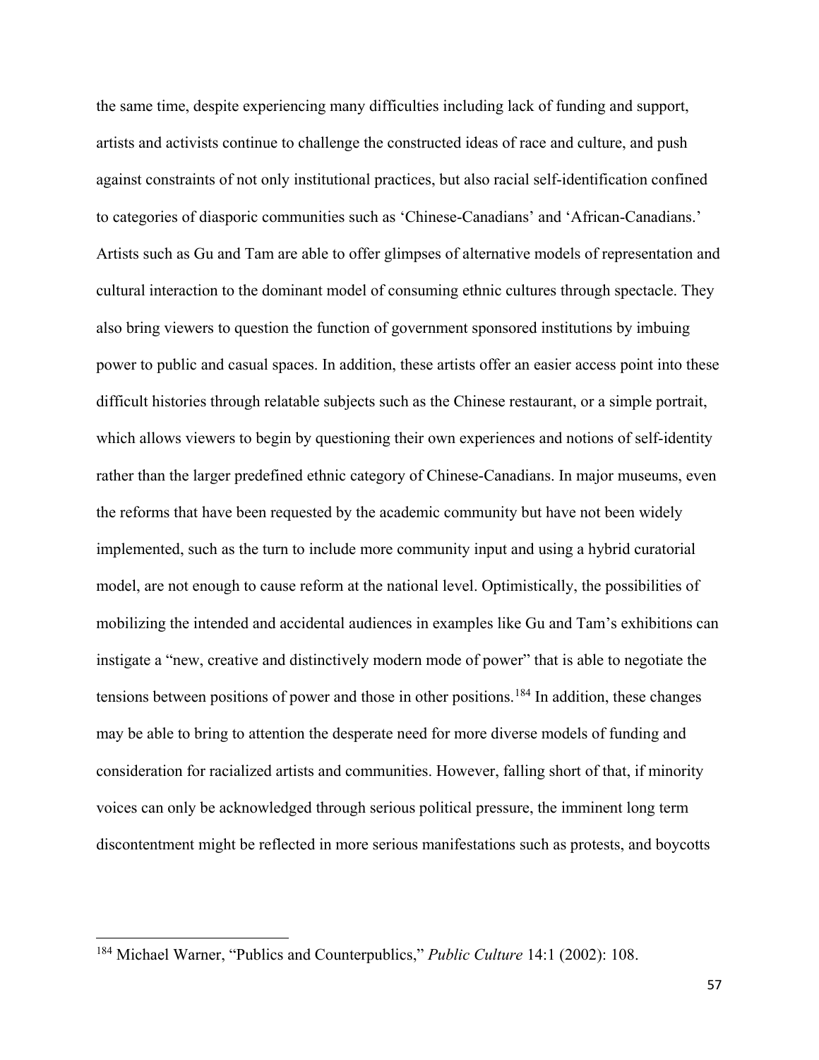the same time, despite experiencing many difficulties including lack of funding and support, artists and activists continue to challenge the constructed ideas of race and culture, and push against constraints of not only institutional practices, but also racial self-identification confined to categories of diasporic communities such as 'Chinese-Canadians' and 'African-Canadians.' Artists such as Gu and Tam are able to offer glimpses of alternative models of representation and cultural interaction to the dominant model of consuming ethnic cultures through spectacle. They also bring viewers to question the function of government sponsored institutions by imbuing power to public and casual spaces. In addition, these artists offer an easier access point into these difficult histories through relatable subjects such as the Chinese restaurant, or a simple portrait, which allows viewers to begin by questioning their own experiences and notions of self-identity rather than the larger predefined ethnic category of Chinese-Canadians. In major museums, even the reforms that have been requested by the academic community but have not been widely implemented, such as the turn to include more community input and using a hybrid curatorial model, are not enough to cause reform at the national level. Optimistically, the possibilities of mobilizing the intended and accidental audiences in examples like Gu and Tam's exhibitions can instigate a "new, creative and distinctively modern mode of power" that is able to negotiate the tensions between positions of power and those in other positions.[184] In addition, these changes may be able to bring to attention the desperate need for more diverse models of funding and consideration for racialized artists and communities. However, falling short of that, if minority voices can only be acknowledged through serious political pressure, the imminent long term discontentment might be reflected in more serious manifestations such as protests, and boycotts

---

[184] Michael Warner, "Publics and Counterpublics," *Public Culture* 14:1 (2002): 108.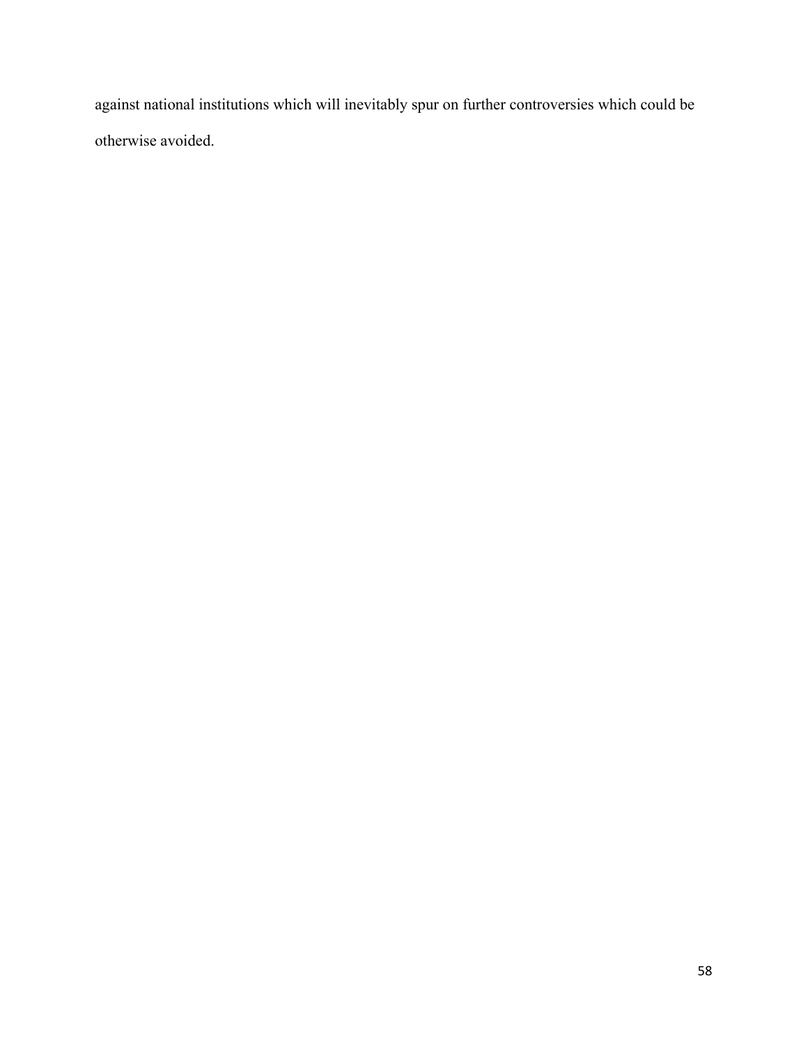against national institutions which will inevitably spur on further controversies which could be otherwise avoided.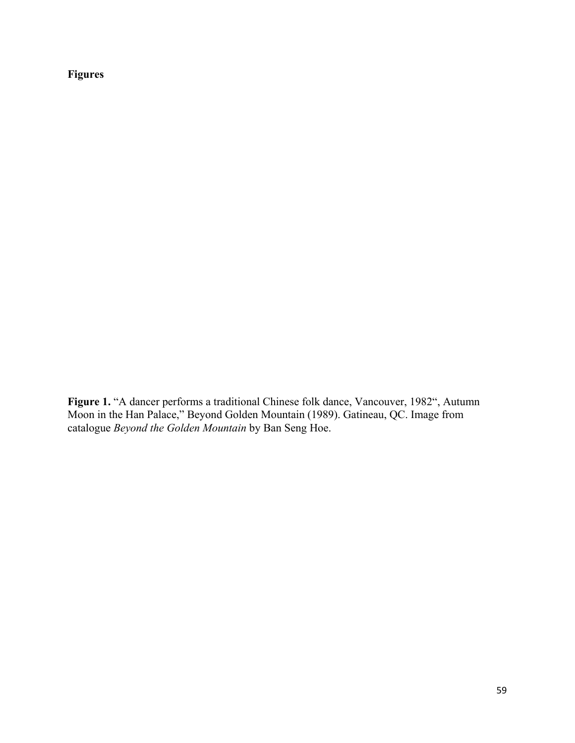**Figures**

**Figure 1.** "A dancer performs a traditional Chinese folk dance, Vancouver, 1982", Autumn Moon in the Han Palace," Beyond Golden Mountain (1989). Gatineau, QC. Image from catalogue *Beyond the Golden Mountain* by Ban Seng Hoe.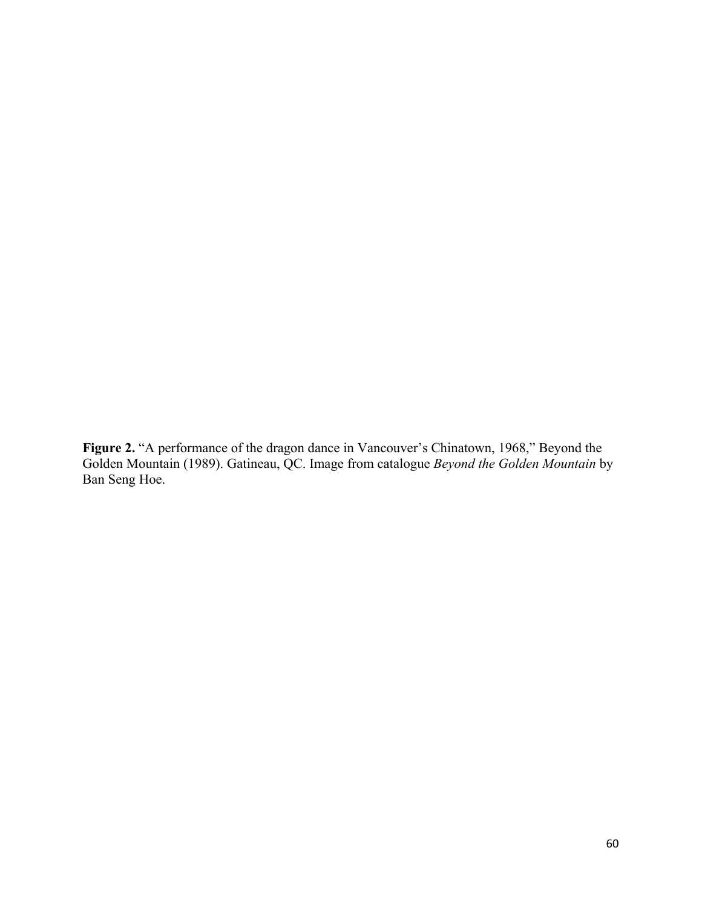**Figure 2.** "A performance of the dragon dance in Vancouver's Chinatown, 1968," Beyond the Golden Mountain (1989). Gatineau, QC. Image from catalogue *Beyond the Golden Mountain* by Ban Seng Hoe.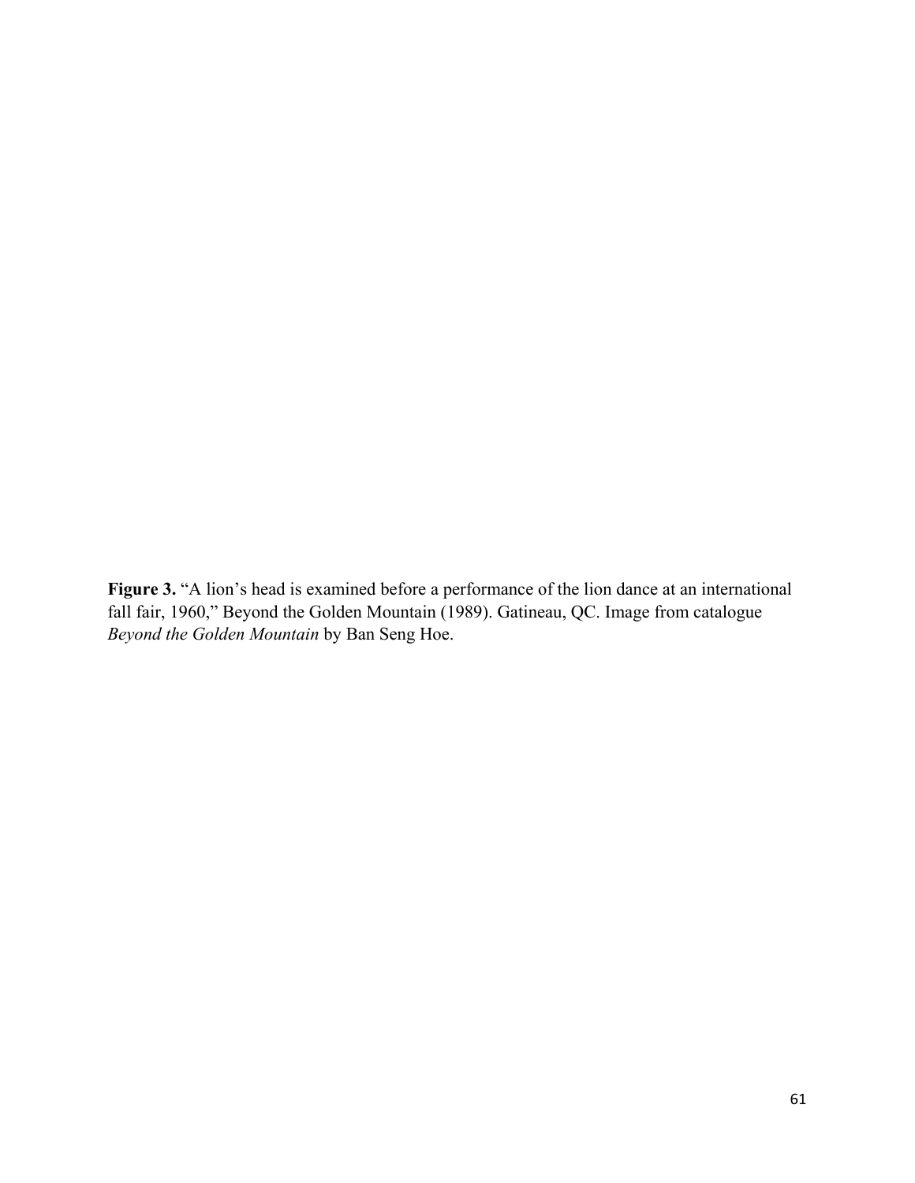**Figure 3.** "A lion's head is examined before a performance of the lion dance at an international fall fair, 1960," Beyond the Golden Mountain (1989). Gatineau, QC. Image from catalogue *Beyond the Golden Mountain* by Ban Seng Hoe.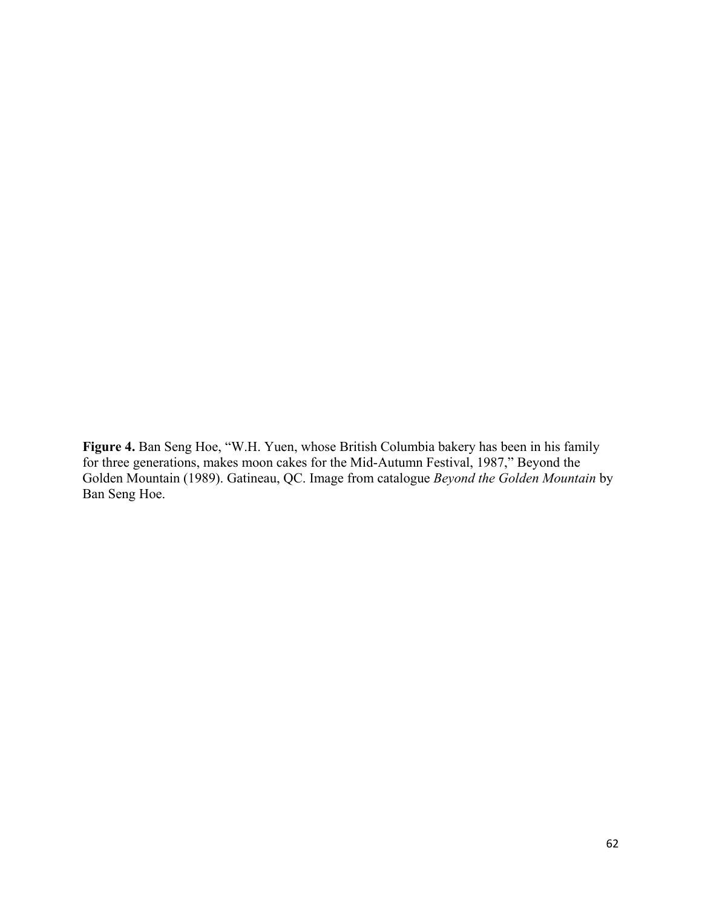**Figure 4.** Ban Seng Hoe, "W.H. Yuen, whose British Columbia bakery has been in his family for three generations, makes moon cakes for the Mid-Autumn Festival, 1987," Beyond the Golden Mountain (1989). Gatineau, QC. Image from catalogue *Beyond the Golden Mountain* by Ban Seng Hoe.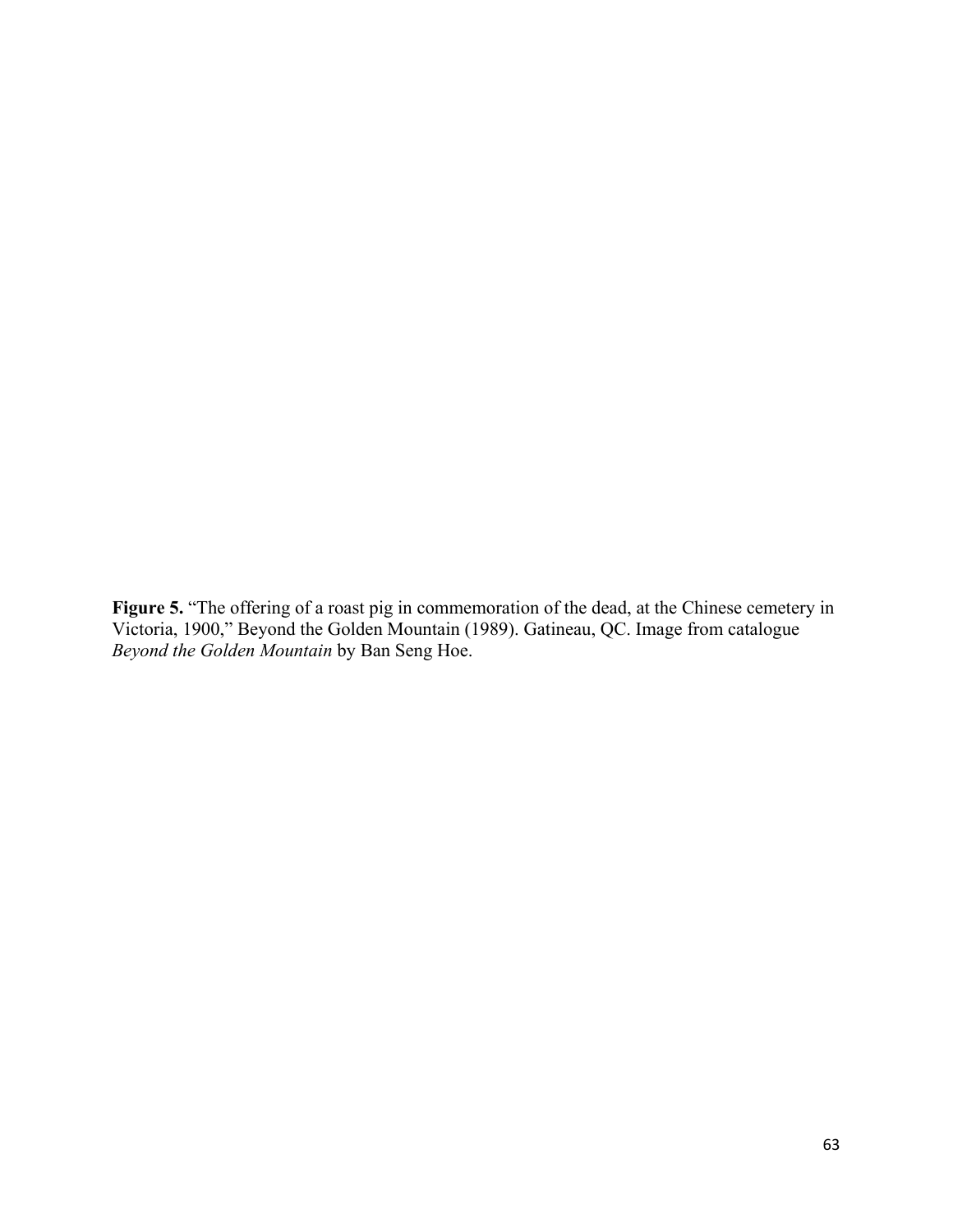**Figure 5.** "The offering of a roast pig in commemoration of the dead, at the Chinese cemetery in Victoria, 1900," Beyond the Golden Mountain (1989). Gatineau, QC. Image from catalogue *Beyond the Golden Mountain* by Ban Seng Hoe.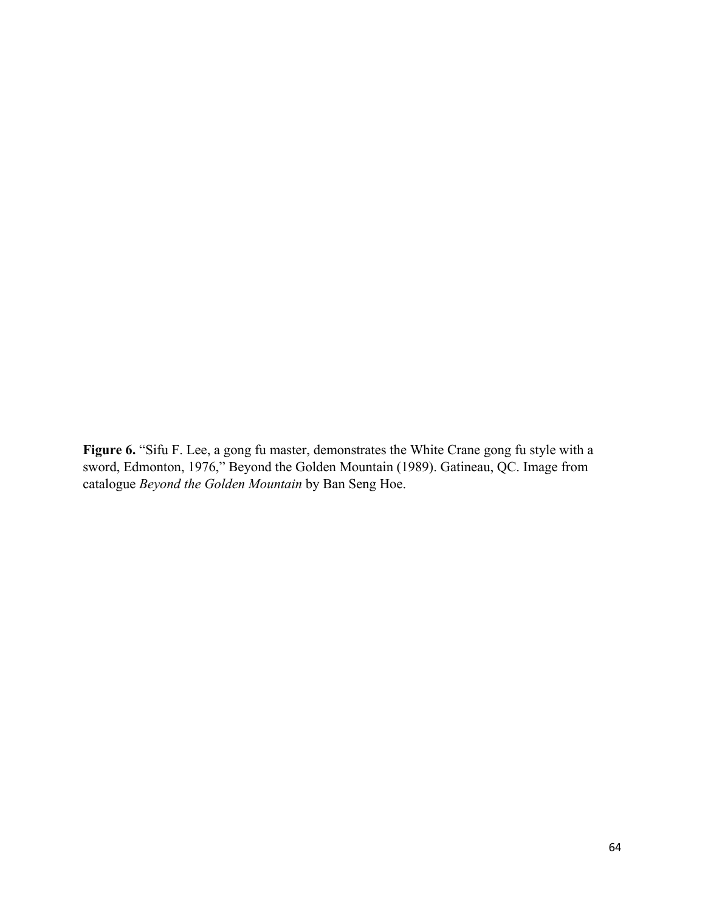**Figure 6.** “Sifu F. Lee, a gong fu master, demonstrates the White Crane gong fu style with a sword, Edmonton, 1976,” Beyond the Golden Mountain (1989). Gatineau, QC. Image from catalogue *Beyond the Golden Mountain* by Ban Seng Hoe.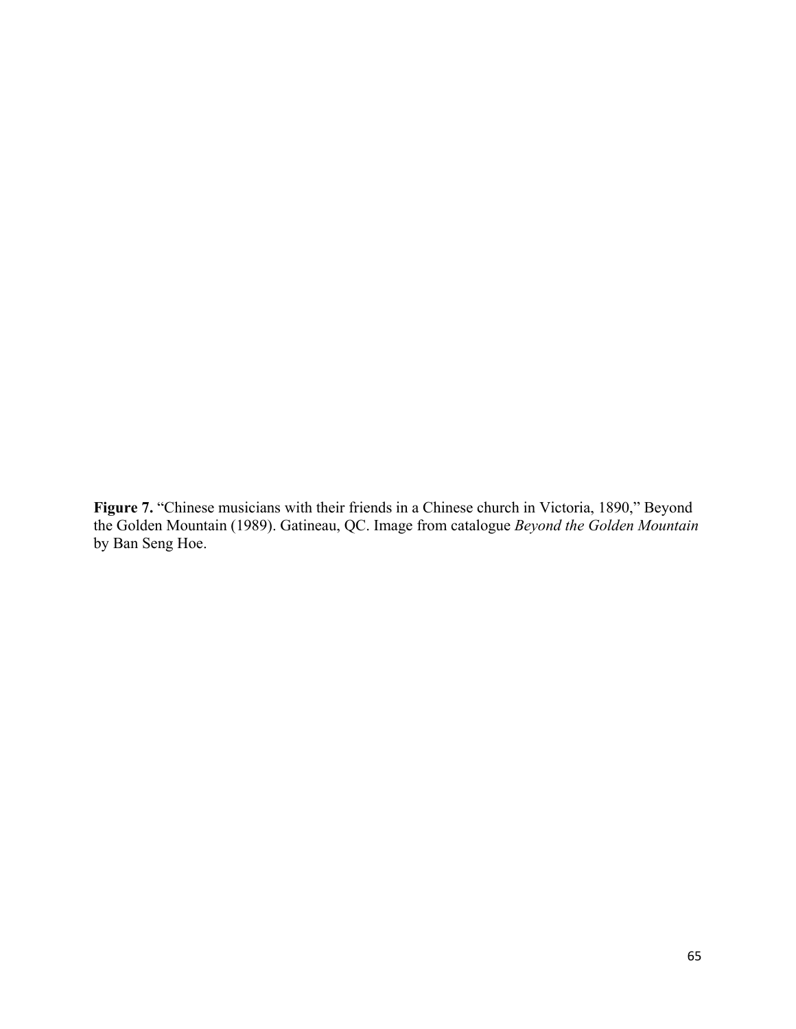**Figure 7.** "Chinese musicians with their friends in a Chinese church in Victoria, 1890," Beyond the Golden Mountain (1989). Gatineau, QC. Image from catalogue *Beyond the Golden Mountain* by Ban Seng Hoe.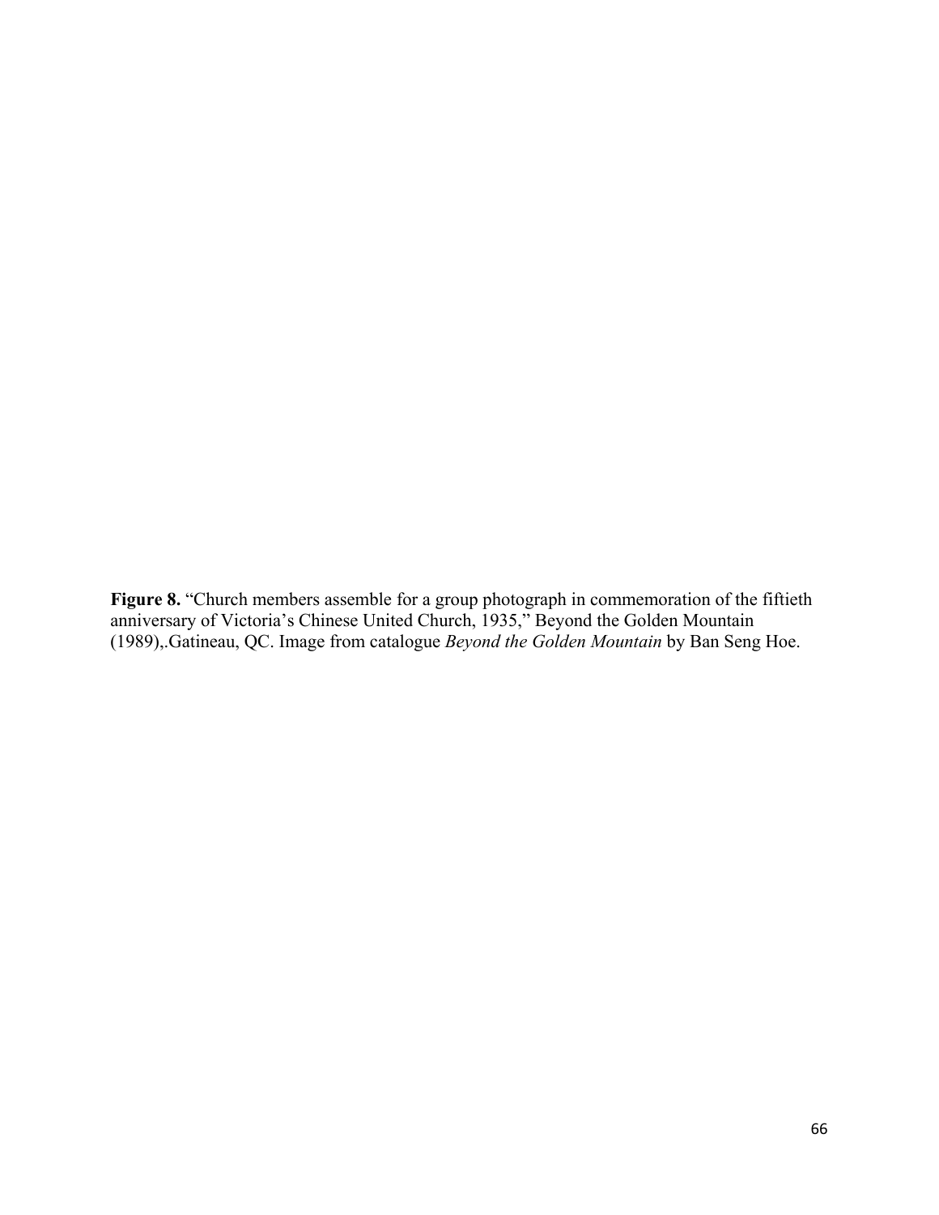**Figure 8.** "Church members assemble for a group photograph in commemoration of the fiftieth anniversary of Victoria's Chinese United Church, 1935," Beyond the Golden Mountain (1989),.Gatineau, QC. Image from catalogue *Beyond the Golden Mountain* by Ban Seng Hoe.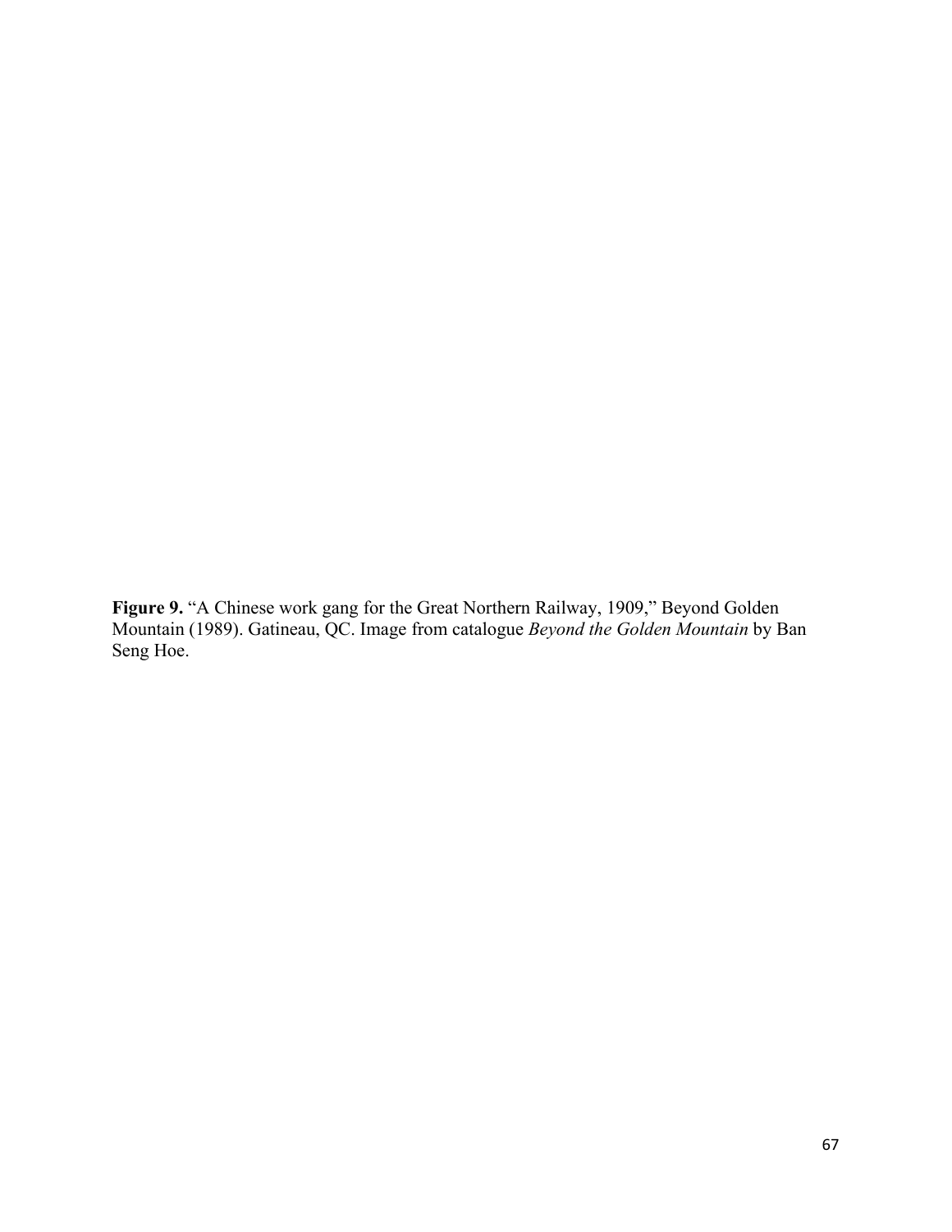**Figure 9.** "A Chinese work gang for the Great Northern Railway, 1909," Beyond Golden Mountain (1989). Gatineau, QC. Image from catalogue *Beyond the Golden Mountain* by Ban Seng Hoe.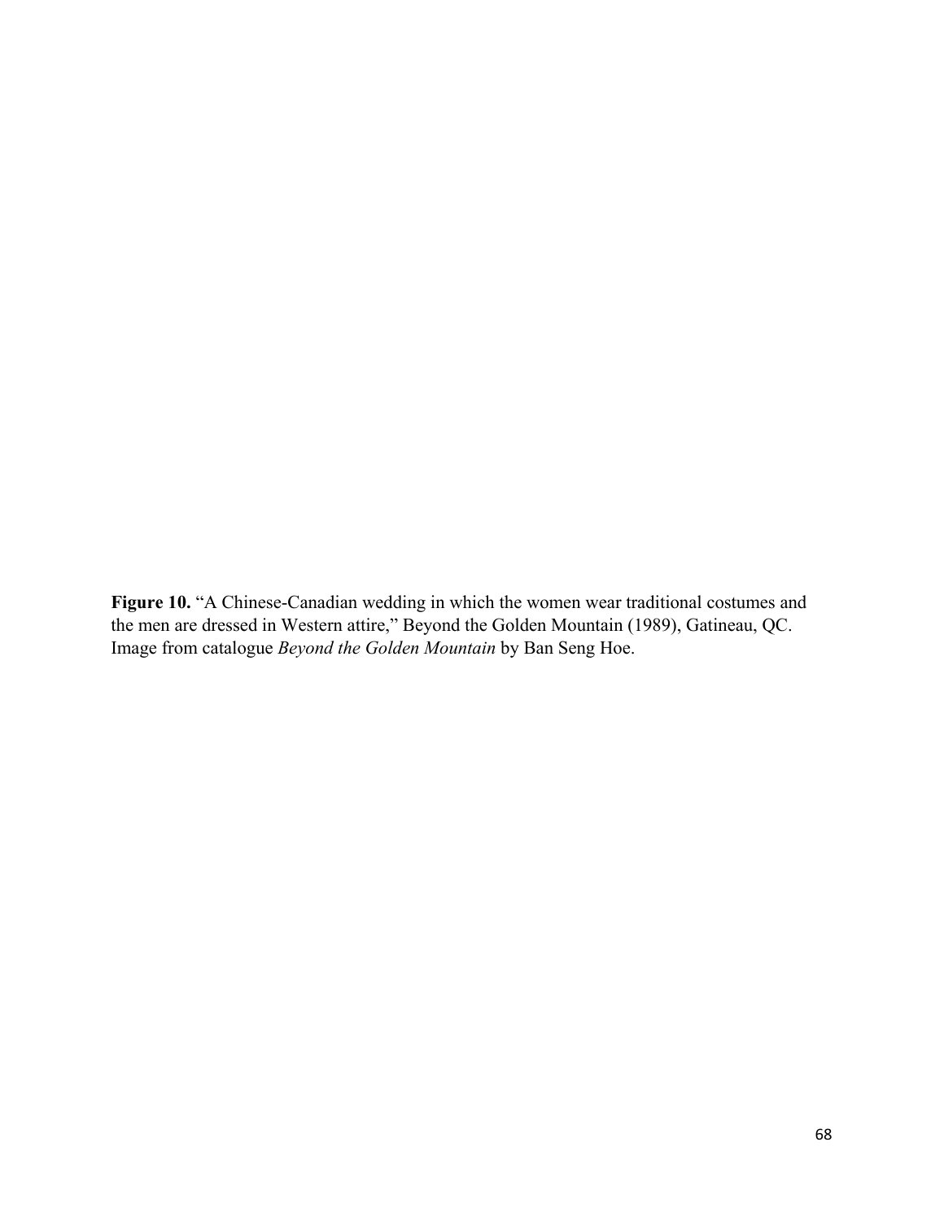**Figure 10.** "A Chinese-Canadian wedding in which the women wear traditional costumes and the men are dressed in Western attire," Beyond the Golden Mountain (1989), Gatineau, QC. Image from catalogue *Beyond the Golden Mountain* by Ban Seng Hoe.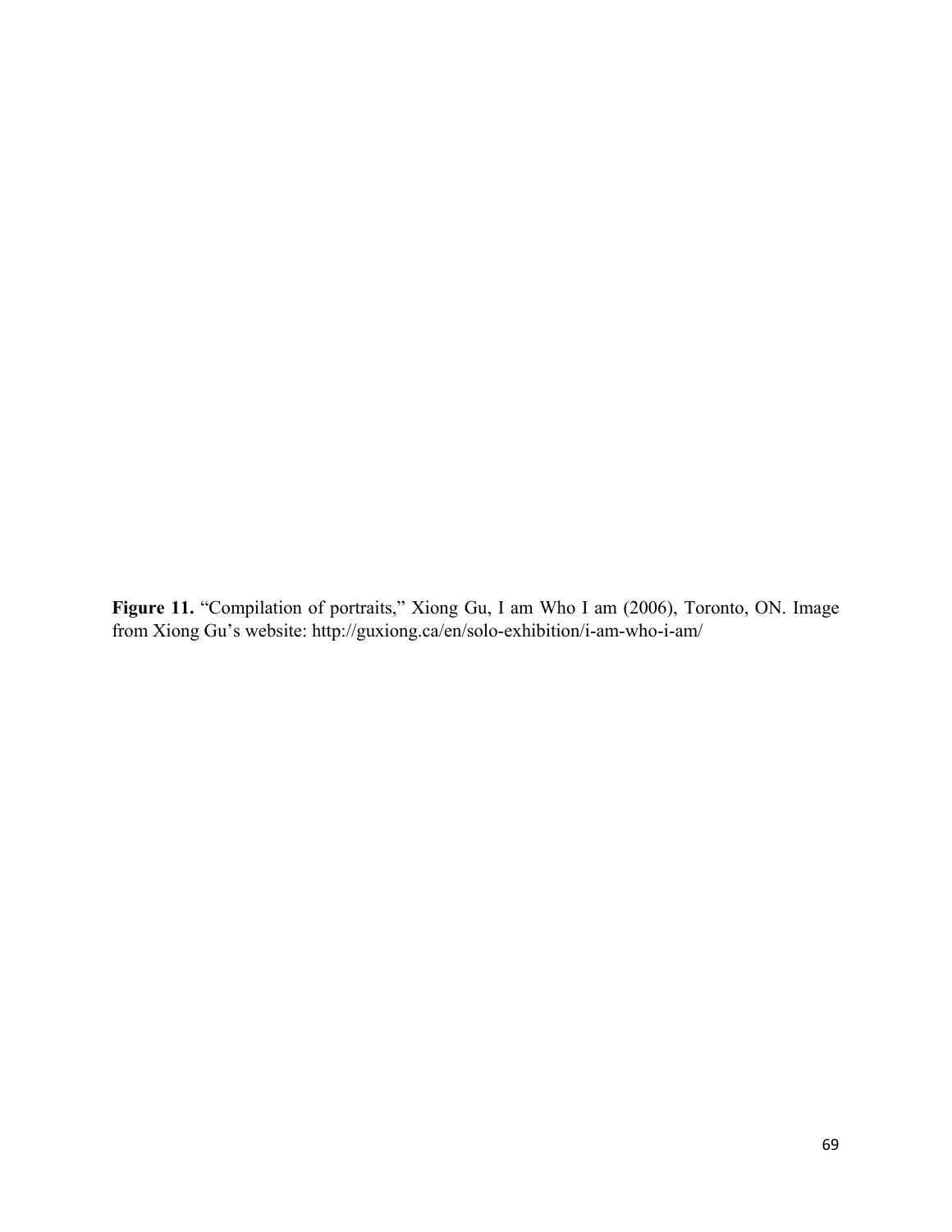**Figure 11.** "Compilation of portraits," Xiong Gu, I am Who I am (2006), Toronto, ON. Image from Xiong Gu's website: http://guxiong.ca/en/solo-exhibition/i-am-who-i-am/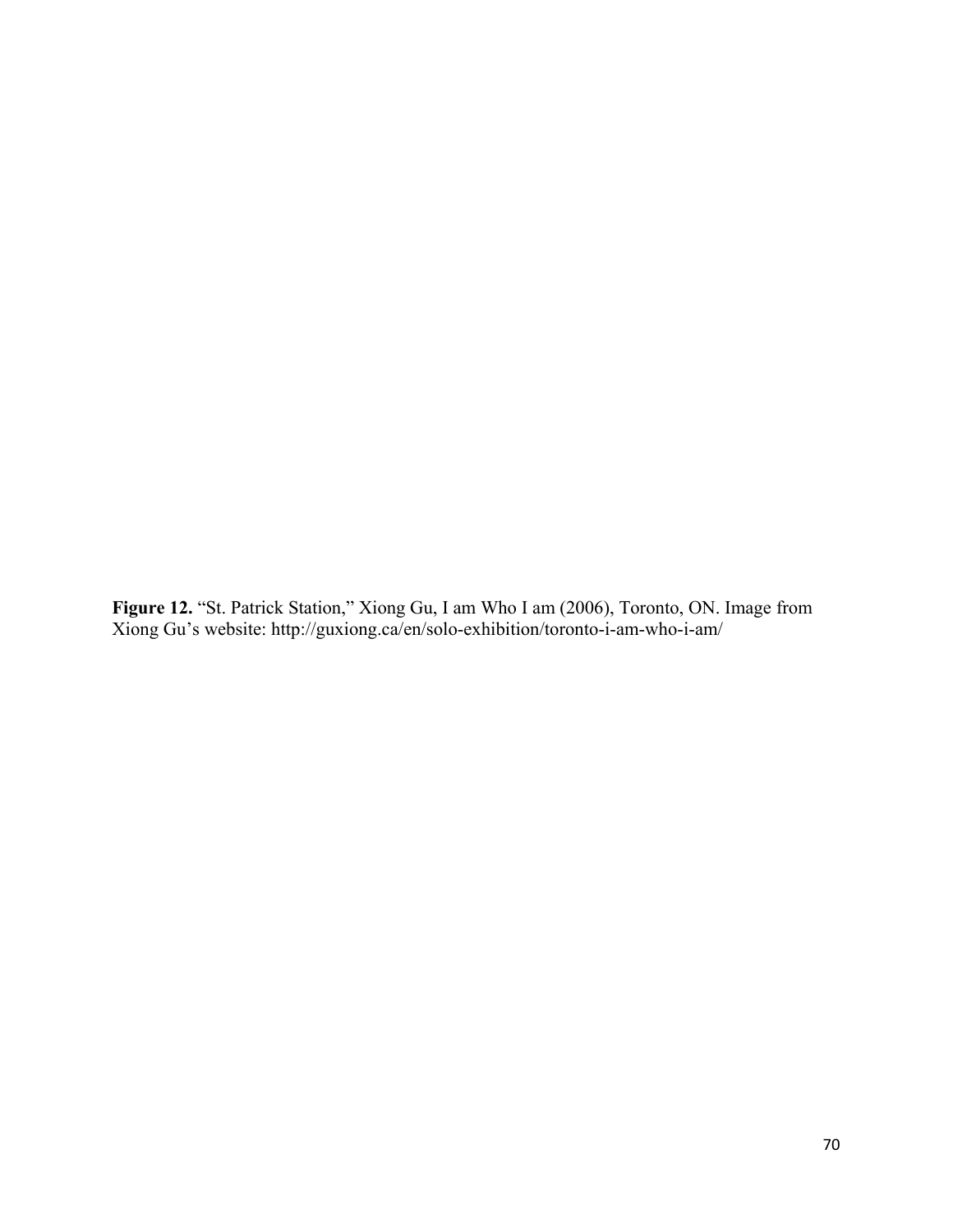**Figure 12.** "St. Patrick Station," Xiong Gu, I am Who I am (2006), Toronto, ON. Image from Xiong Gu's website: http://guxiong.ca/en/solo-exhibition/toronto-i-am-who-i-am/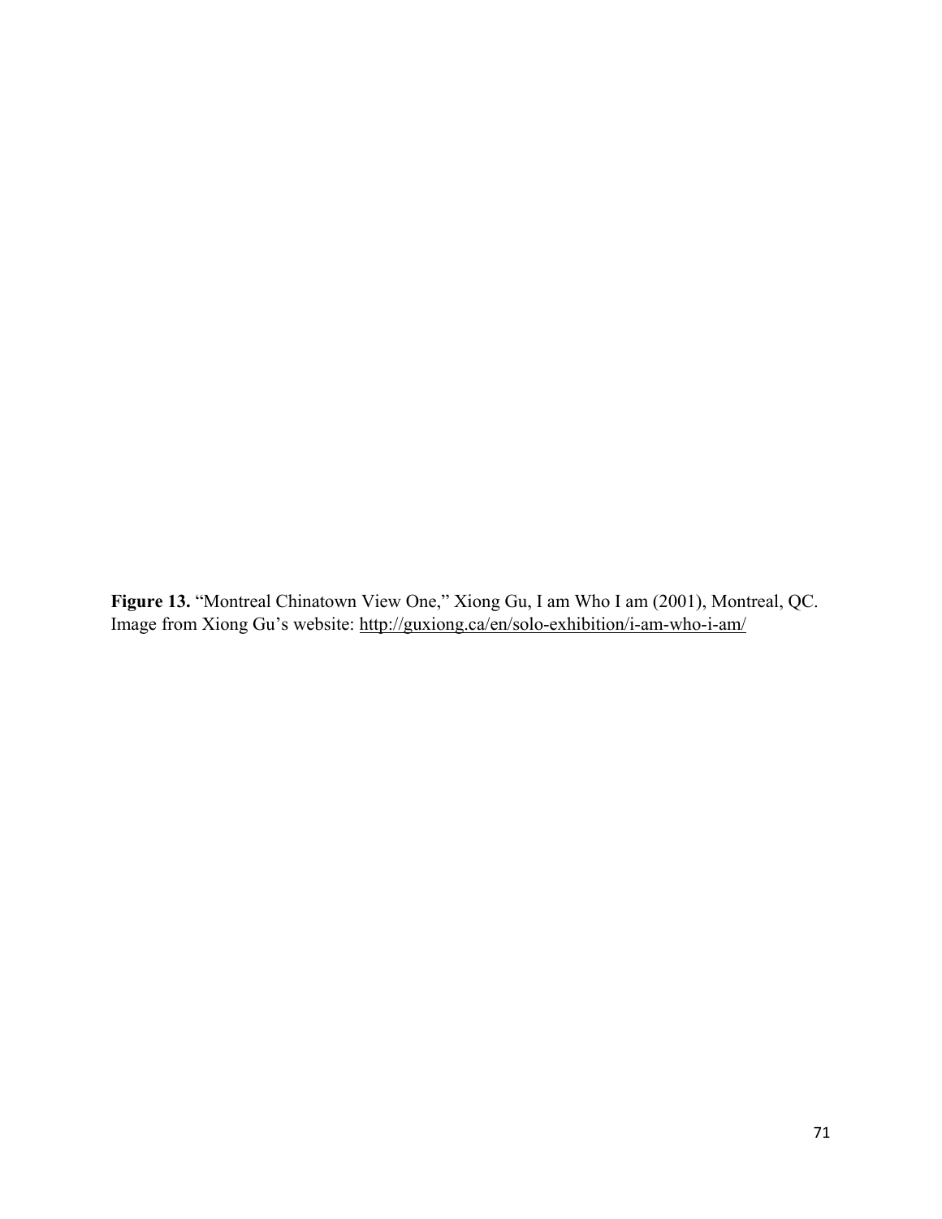**Figure 13.** "Montreal Chinatown View One," Xiong Gu, I am Who I am (2001), Montreal, QC. Image from Xiong Gu's website: http://guxiong.ca/en/solo-exhibition/i-am-who-i-am/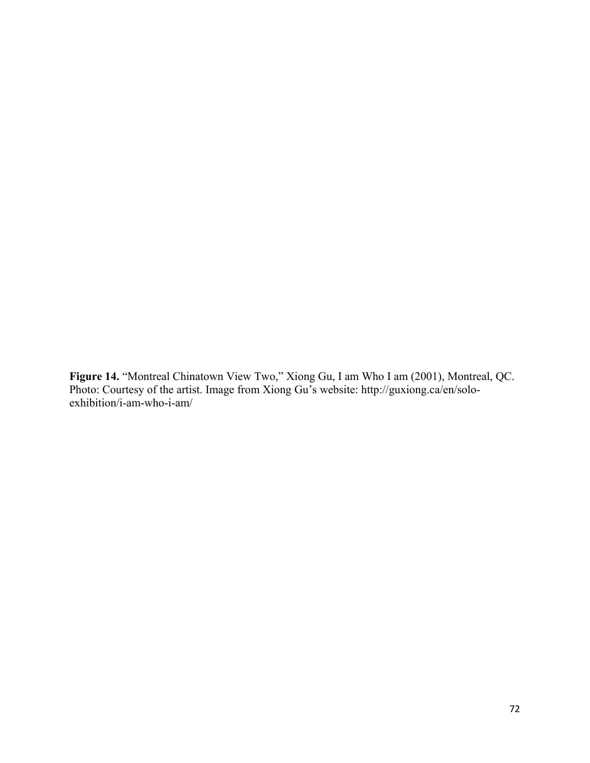**Figure 14.** "Montreal Chinatown View Two," Xiong Gu, I am Who I am (2001), Montreal, QC. Photo: Courtesy of the artist. Image from Xiong Gu's website: http://guxiong.ca/en/solo-exhibition/i-am-who-i-am/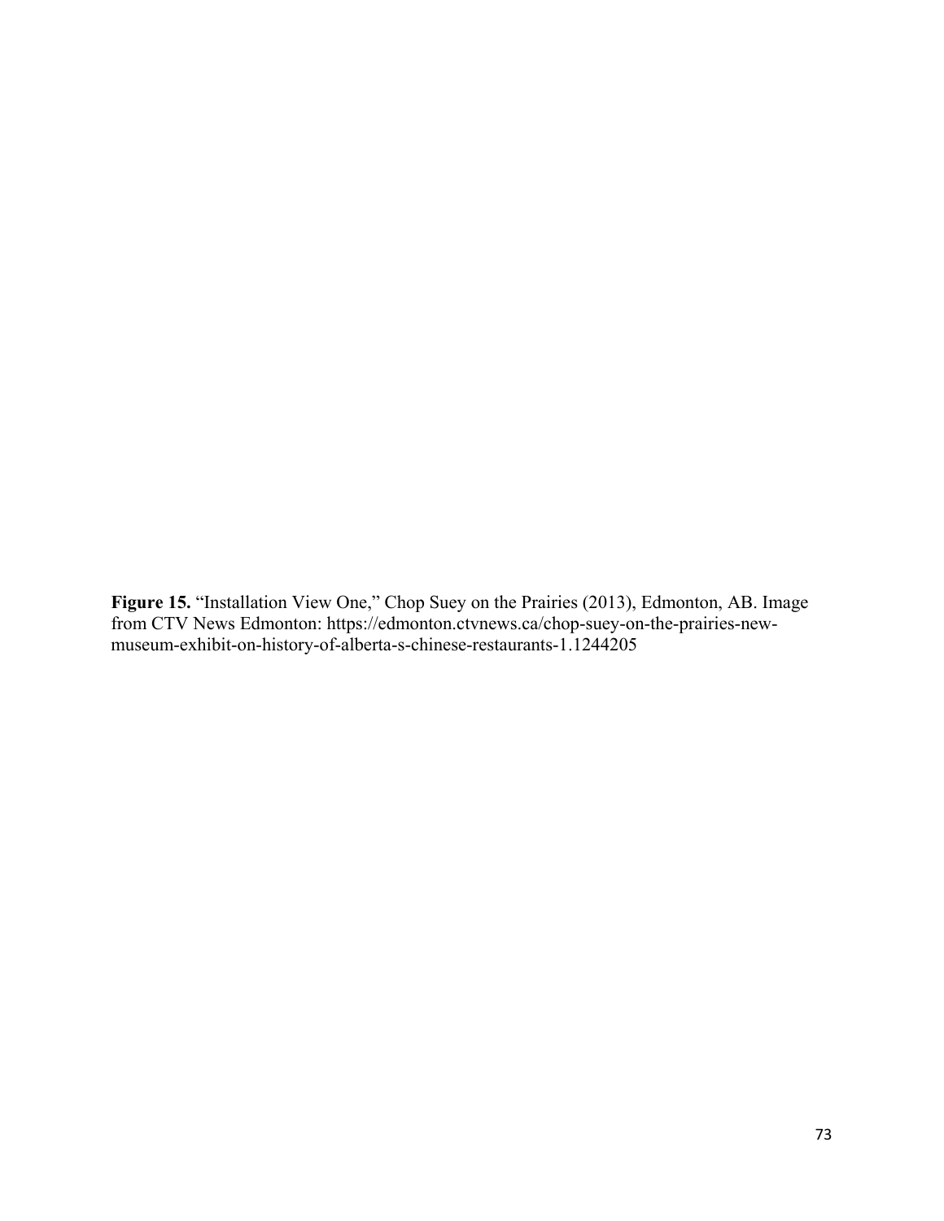**Figure 15.** "Installation View One," Chop Suey on the Prairies (2013), Edmonton, AB. Image from CTV News Edmonton: https://edmonton.ctvnews.ca/chop-suey-on-the-prairies-new-museum-exhibit-on-history-of-alberta-s-chinese-restaurants-1.1244205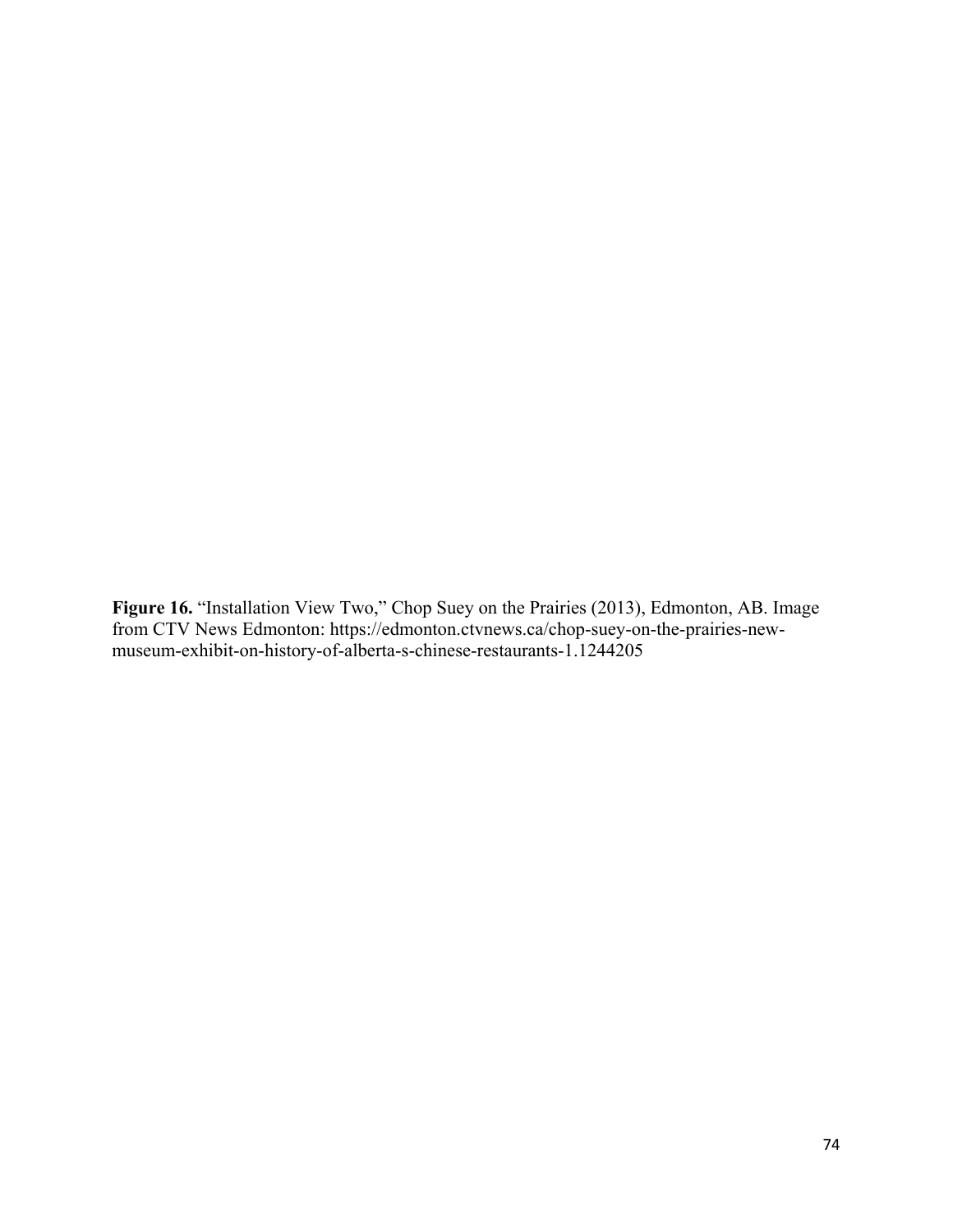**Figure 16.** "Installation View Two," Chop Suey on the Prairies (2013), Edmonton, AB. Image from CTV News Edmonton: https://edmonton.ctvnews.ca/chop-suey-on-the-prairies-new-museum-exhibit-on-history-of-alberta-s-chinese-restaurants-1.1244205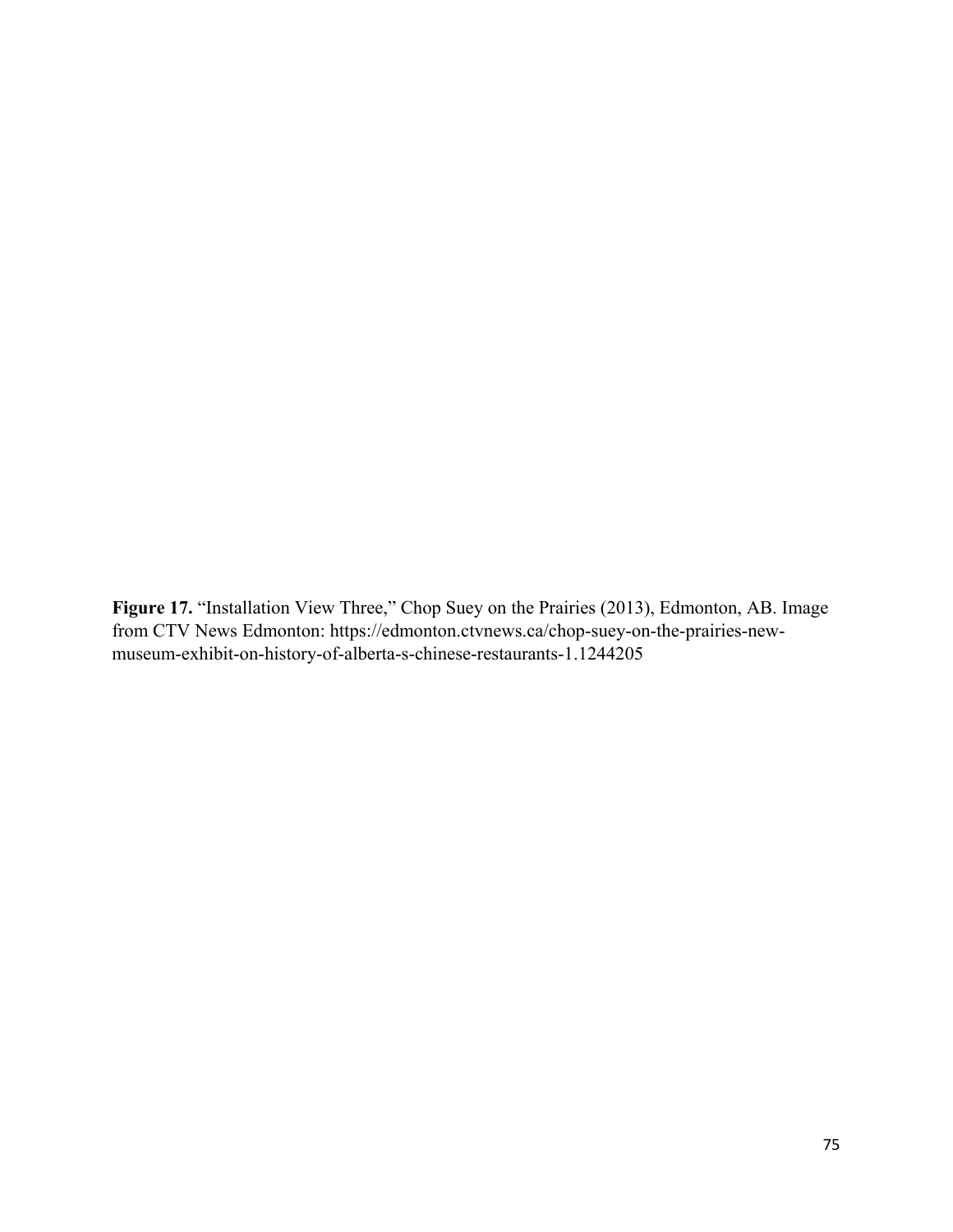**Figure 17.** "Installation View Three," Chop Suey on the Prairies (2013), Edmonton, AB. Image from CTV News Edmonton: https://edmonton.ctvnews.ca/chop-suey-on-the-prairies-new-museum-exhibit-on-history-of-alberta-s-chinese-restaurants-1.1244205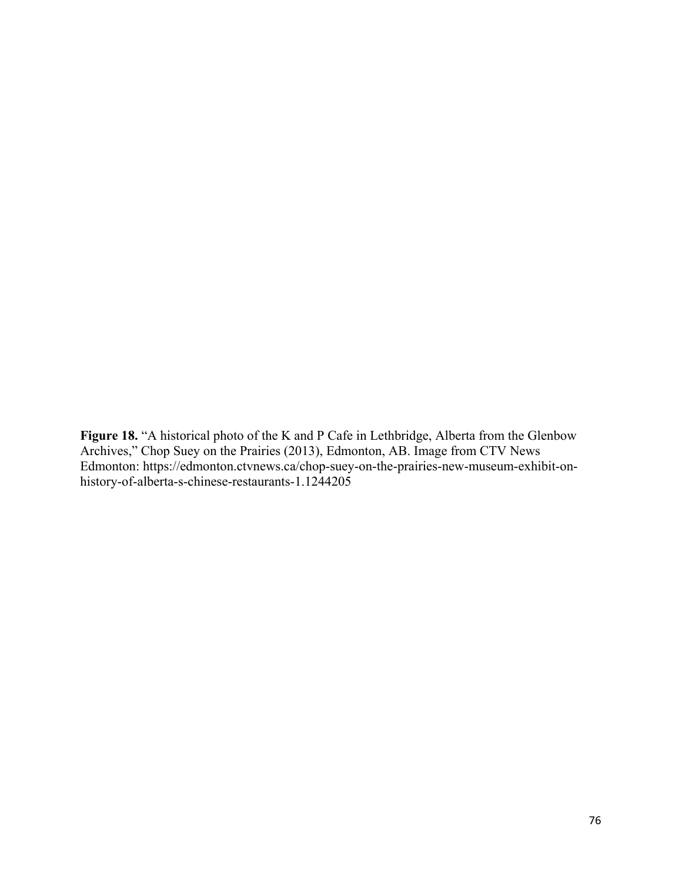**Figure 18.** "A historical photo of the K and P Cafe in Lethbridge, Alberta from the Glenbow Archives," Chop Suey on the Prairies (2013), Edmonton, AB. Image from CTV News Edmonton: https://edmonton.ctvnews.ca/chop-suey-on-the-prairies-new-museum-exhibit-on-history-of-alberta-s-chinese-restaurants-1.1244205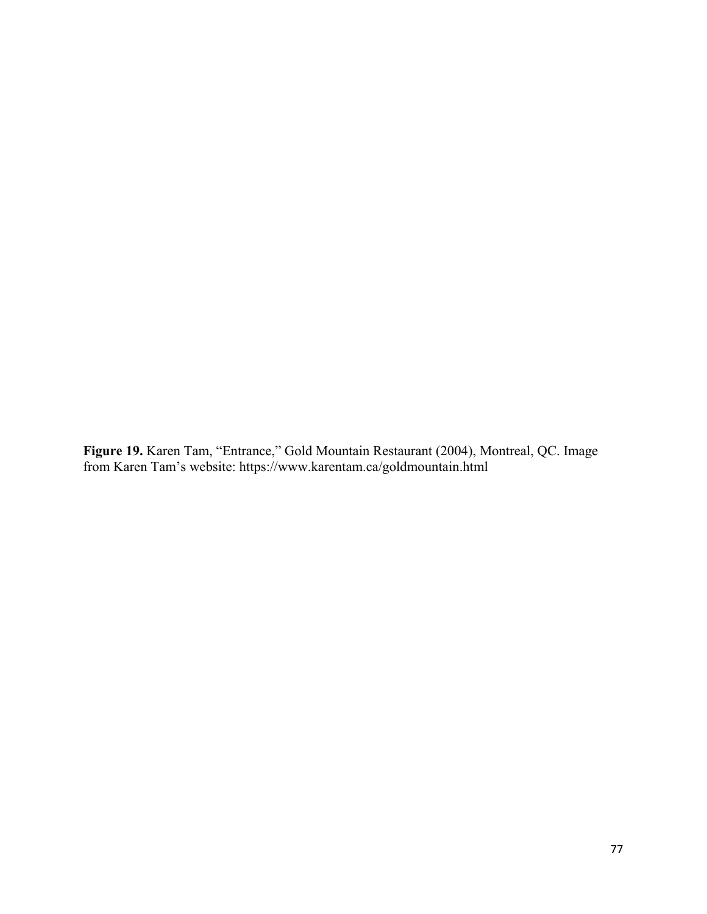**Figure 19.** Karen Tam, "Entrance," Gold Mountain Restaurant (2004), Montreal, QC. Image from Karen Tam's website: https://www.karentam.ca/goldmountain.html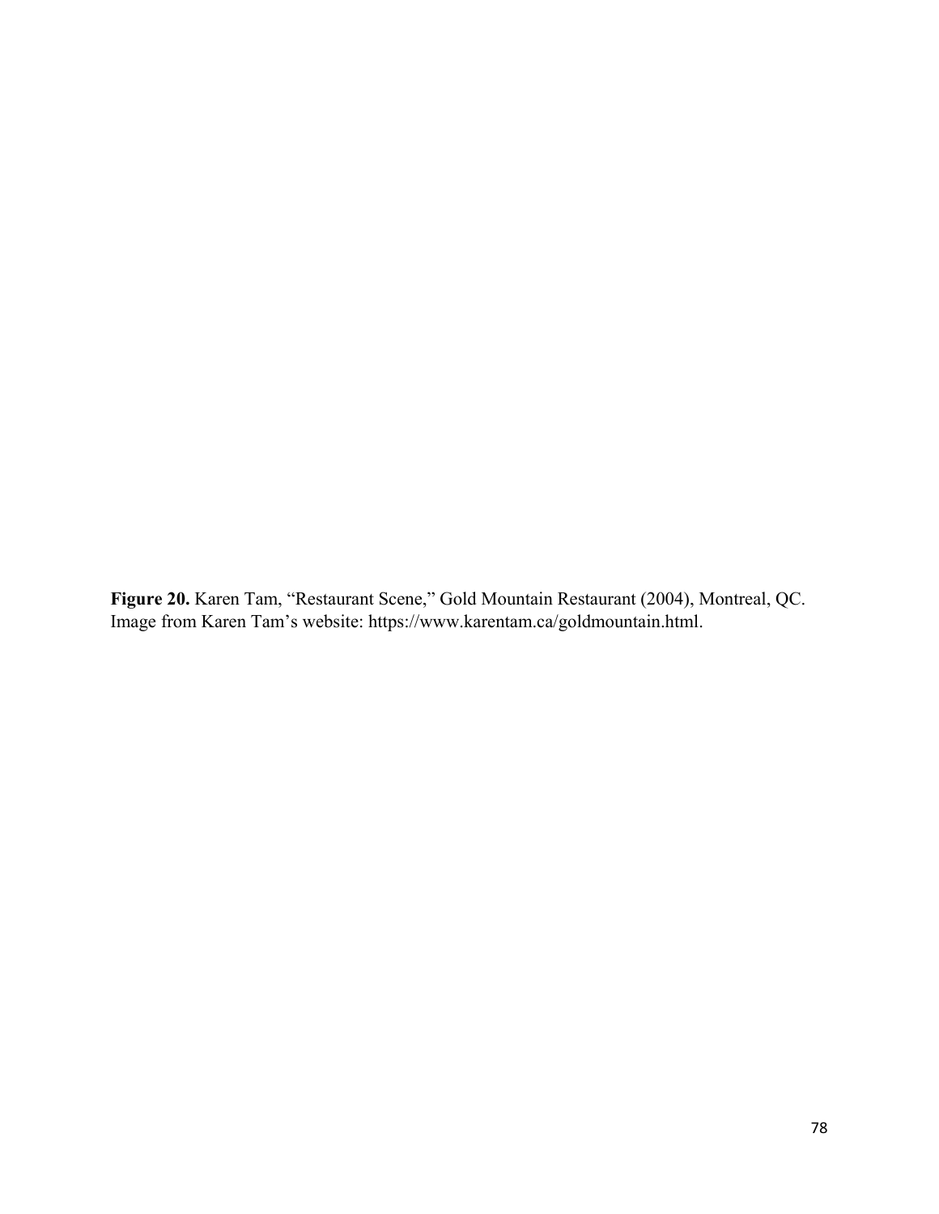**Figure 20.** Karen Tam, "Restaurant Scene," Gold Mountain Restaurant (2004), Montreal, QC. Image from Karen Tam's website: https://www.karentam.ca/goldmountain.html.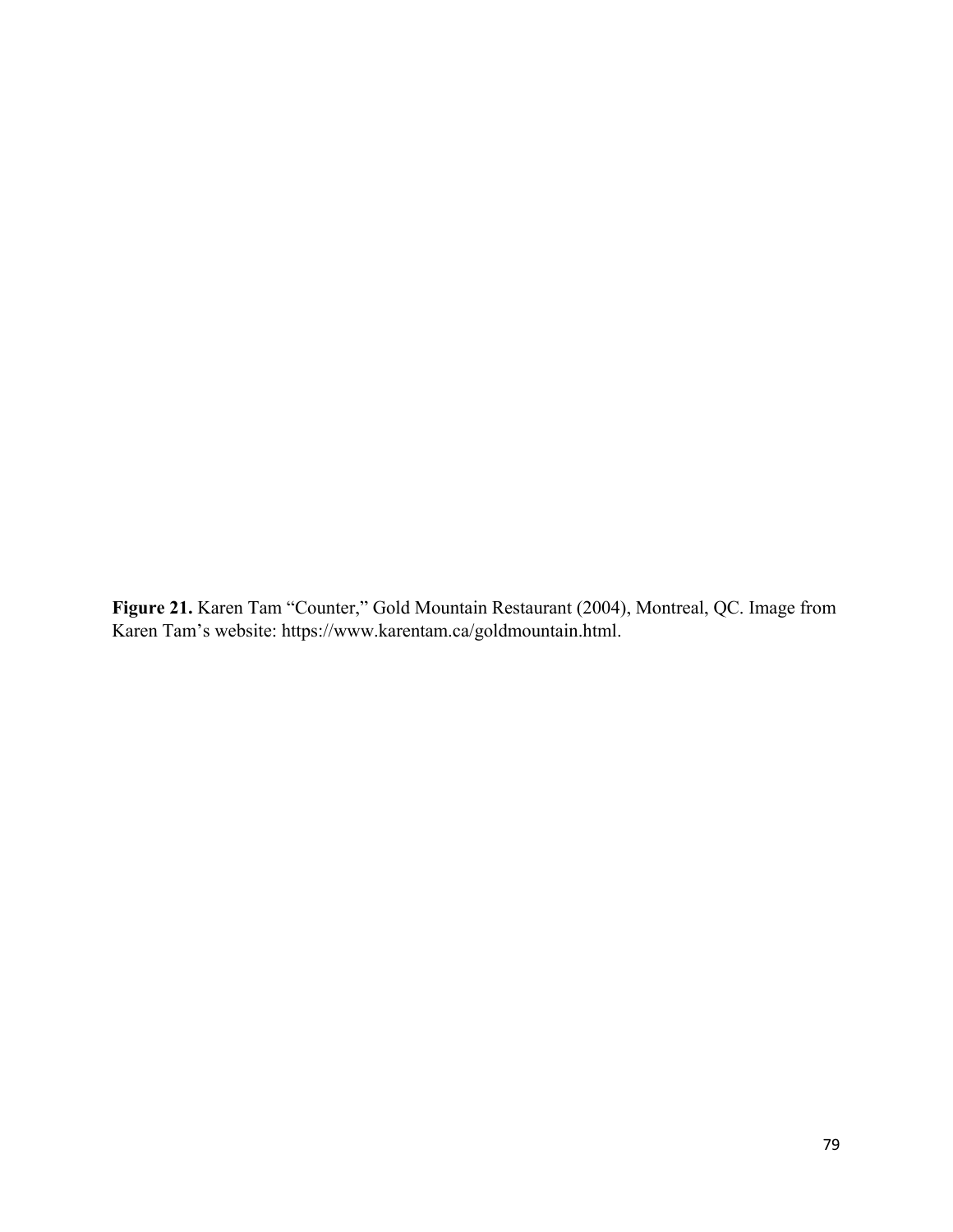**Figure 21.** Karen Tam "Counter," Gold Mountain Restaurant (2004), Montreal, QC. Image from Karen Tam's website: https://www.karentam.ca/goldmountain.html.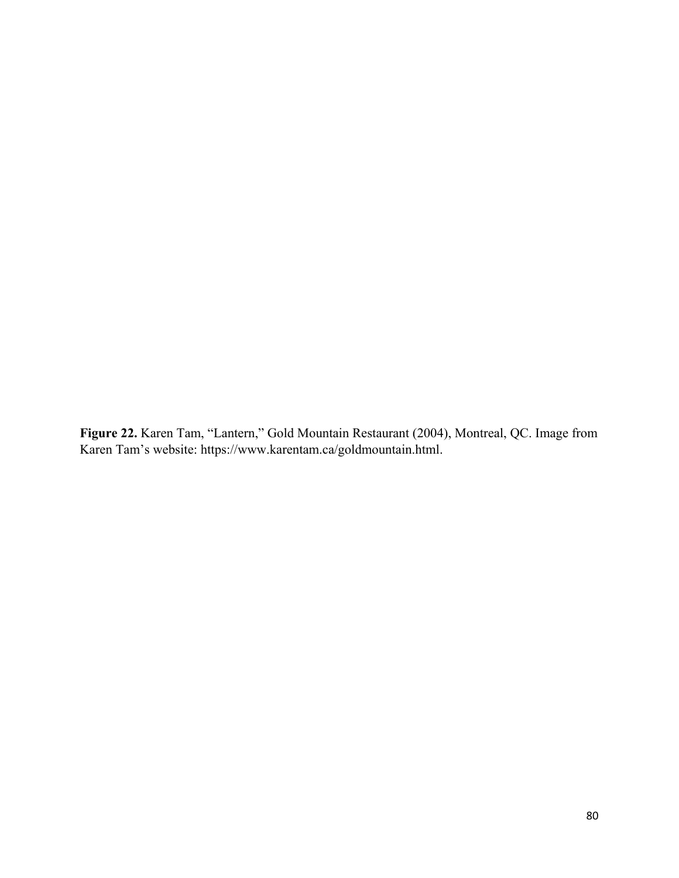**Figure 22.** Karen Tam, “Lantern,” Gold Mountain Restaurant (2004), Montreal, QC. Image from Karen Tam’s website: https://www.karentam.ca/goldmountain.html.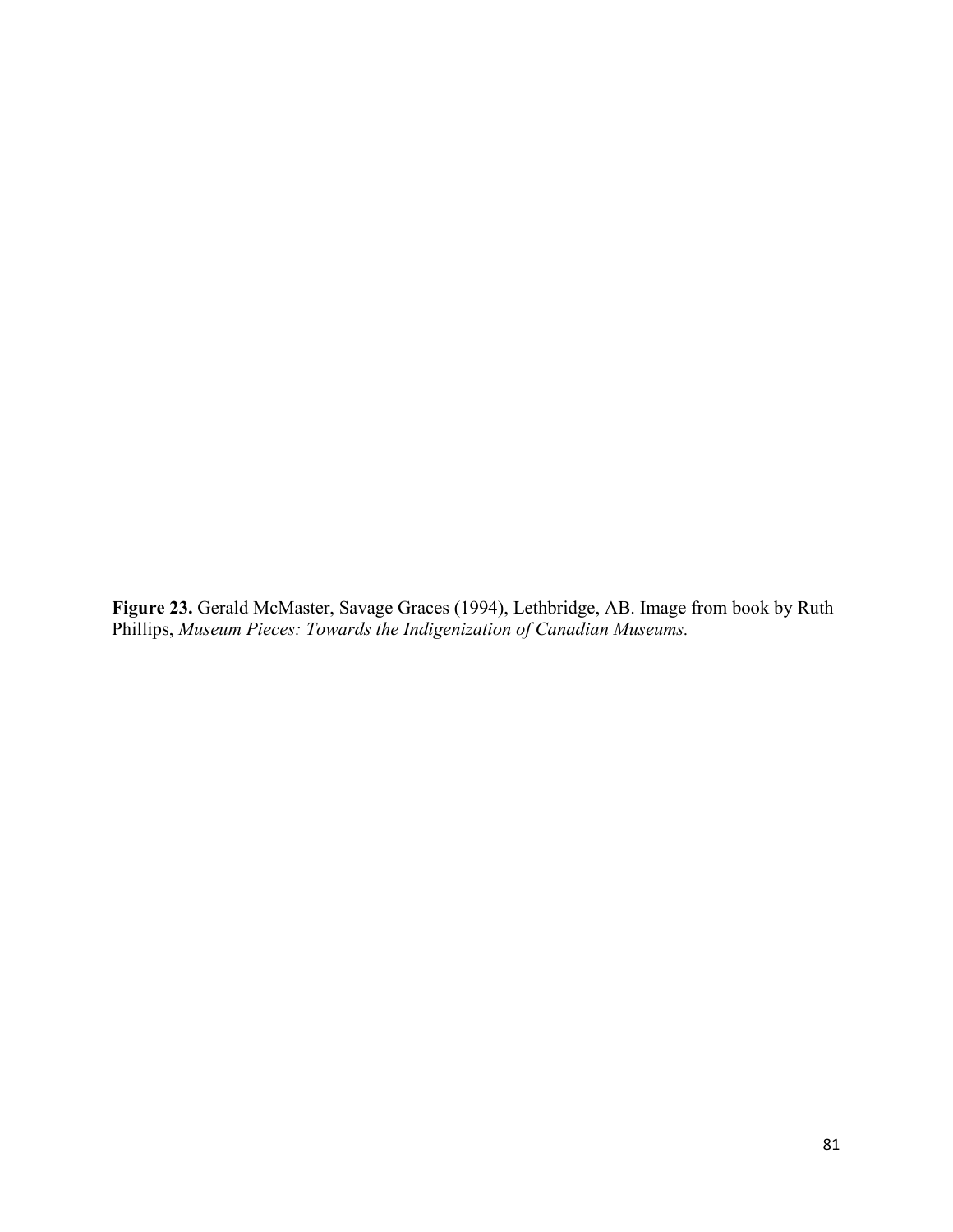**Figure 23.** Gerald McMaster, Savage Graces (1994), Lethbridge, AB. Image from book by Ruth Phillips, *Museum Pieces: Towards the Indigenization of Canadian Museums.*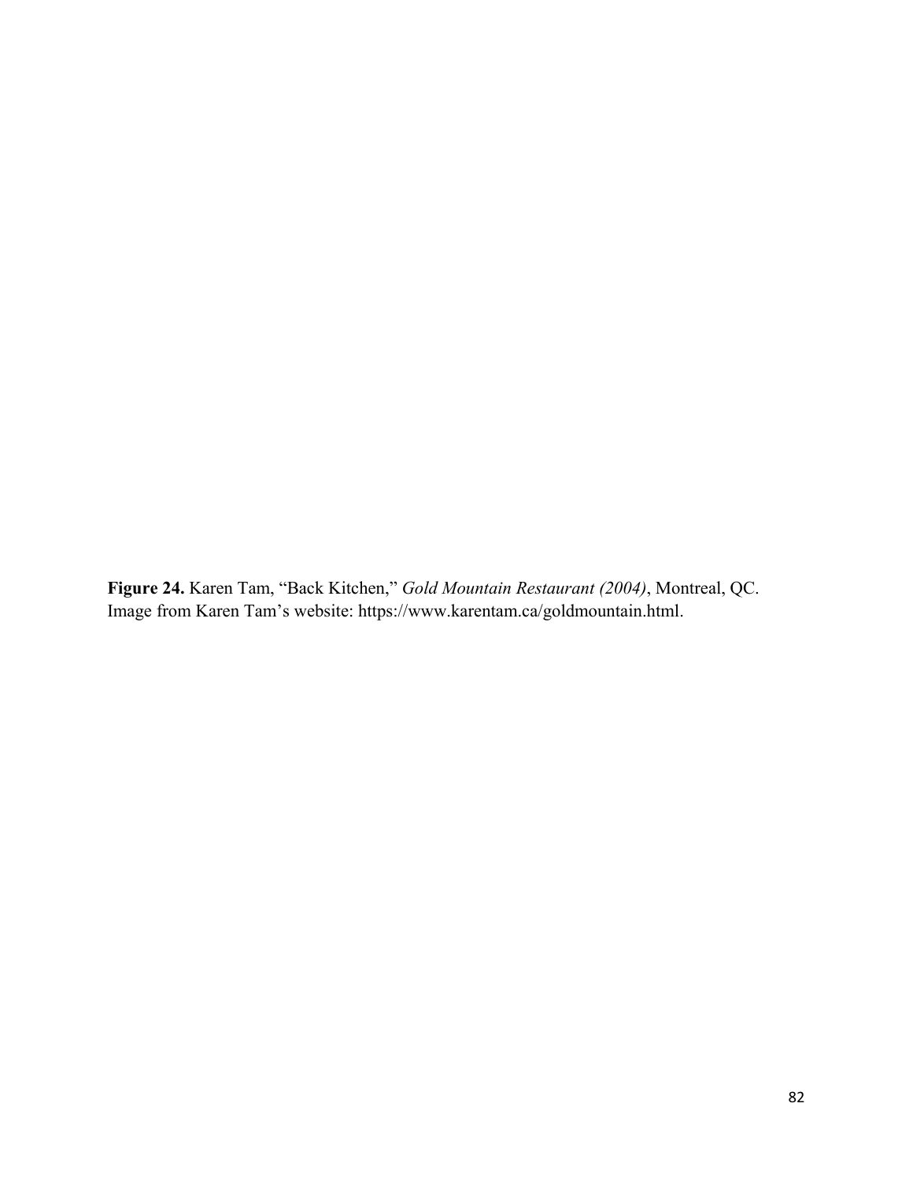**Figure 24.** Karen Tam, “Back Kitchen,” *Gold Mountain Restaurant (2004)*, Montreal, QC. Image from Karen Tam’s website: https://www.karentam.ca/goldmountain.html.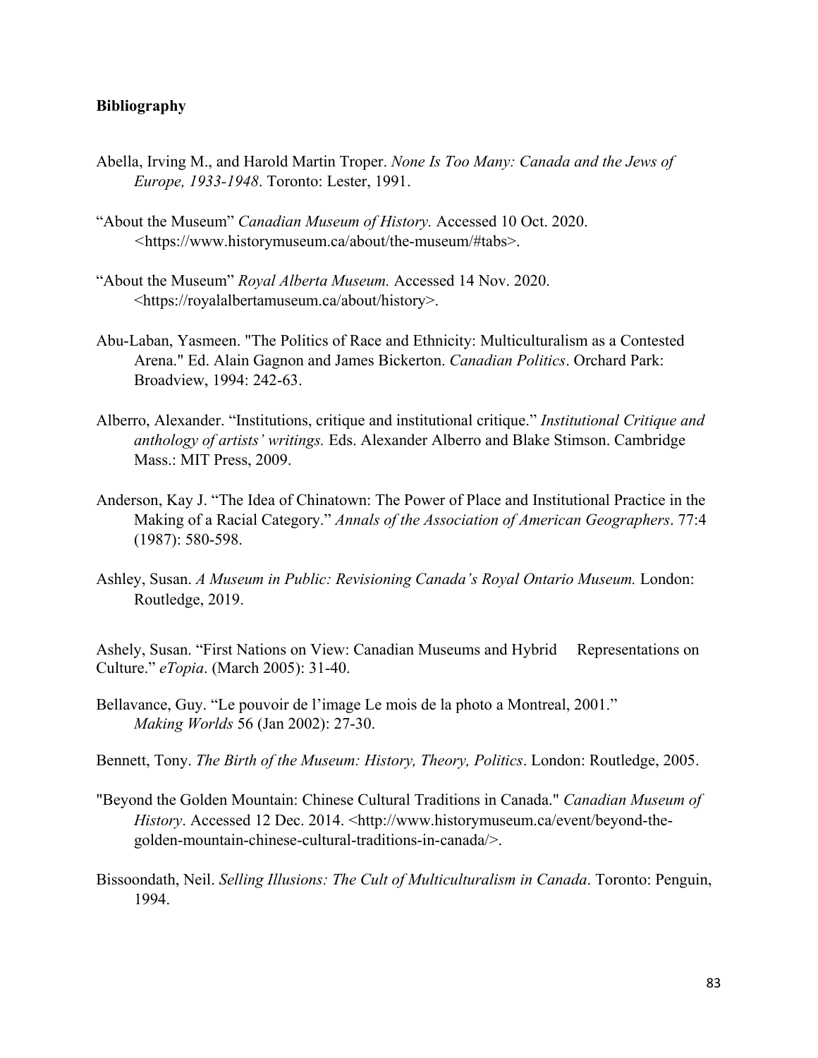**Bibliography**

Abella, Irving M., and Harold Martin Troper. *None Is Too Many: Canada and the Jews of Europe, 1933-1948*. Toronto: Lester, 1991.

"About the Museum" *Canadian Museum of History.* Accessed 10 Oct. 2020. <https://www.historymuseum.ca/about/the-museum/#tabs>.

"About the Museum" *Royal Alberta Museum.* Accessed 14 Nov. 2020. <https://royalalbertamuseum.ca/about/history>.

Abu-Laban, Yasmeen. "The Politics of Race and Ethnicity: Multiculturalism as a Contested Arena." Ed. Alain Gagnon and James Bickerton. *Canadian Politics*. Orchard Park: Broadview, 1994: 242-63.

Alberro, Alexander. "Institutions, critique and institutional critique." *Institutional Critique and anthology of artists' writings.* Eds. Alexander Alberro and Blake Stimson. Cambridge Mass.: MIT Press, 2009.

Anderson, Kay J. "The Idea of Chinatown: The Power of Place and Institutional Practice in the Making of a Racial Category." *Annals of the Association of American Geographers*. 77:4 (1987): 580-598.

Ashley, Susan. *A Museum in Public: Revisioning Canada's Royal Ontario Museum.* London: Routledge, 2019.

Ashely, Susan. "First Nations on View: Canadian Museums and Hybrid Representations on Culture." *eTopia*. (March 2005): 31-40.

Bellavance, Guy. "Le pouvoir de l'image Le mois de la photo a Montreal, 2001." *Making Worlds* 56 (Jan 2002): 27-30.

Bennett, Tony. *The Birth of the Museum: History, Theory, Politics*. London: Routledge, 2005.

"Beyond the Golden Mountain: Chinese Cultural Traditions in Canada." *Canadian Museum of History*. Accessed 12 Dec. 2014. <http://www.historymuseum.ca/event/beyond-the-golden-mountain-chinese-cultural-traditions-in-canada/>.

Bissoondath, Neil. *Selling Illusions: The Cult of Multiculturalism in Canada*. Toronto: Penguin, 1994.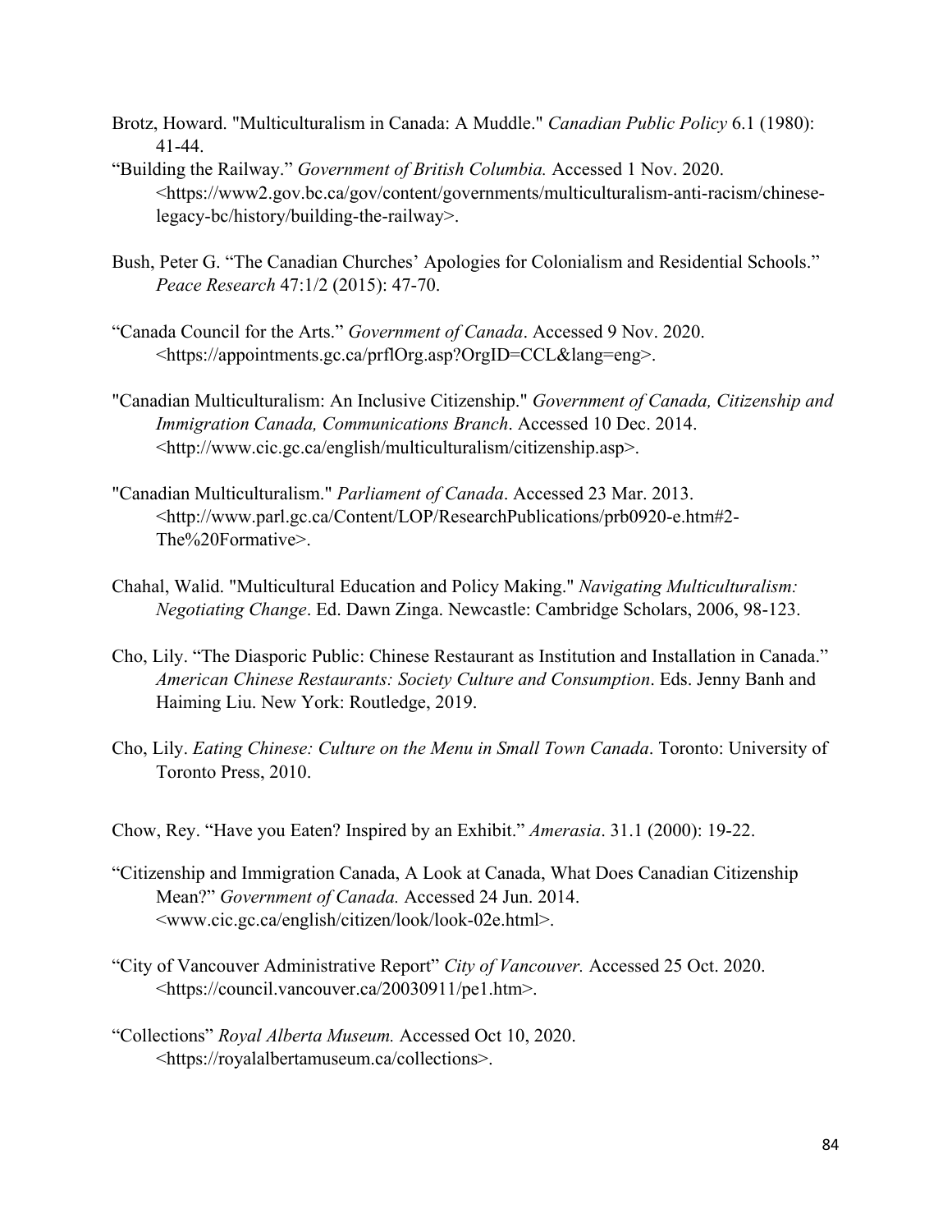Brotz, Howard. "Multiculturalism in Canada: A Muddle." *Canadian Public Policy* 6.1 (1980): 41-44.

"Building the Railway." *Government of British Columbia.* Accessed 1 Nov. 2020. <https://www2.gov.bc.ca/gov/content/governments/multiculturalism-anti-racism/chinese-legacy-bc/history/building-the-railway>.

Bush, Peter G. "The Canadian Churches' Apologies for Colonialism and Residential Schools." *Peace Research* 47:1/2 (2015): 47-70.

"Canada Council for the Arts." *Government of Canada*. Accessed 9 Nov. 2020. <https://appointments.gc.ca/prflOrg.asp?OrgID=CCL&lang=eng>.

"Canadian Multiculturalism: An Inclusive Citizenship." *Government of Canada, Citizenship and Immigration Canada, Communications Branch*. Accessed 10 Dec. 2014. <http://www.cic.gc.ca/english/multiculturalism/citizenship.asp>.

"Canadian Multiculturalism." *Parliament of Canada*. Accessed 23 Mar. 2013. <http://www.parl.gc.ca/Content/LOP/ResearchPublications/prb0920-e.htm#2-The%20Formative>.

Chahal, Walid. "Multicultural Education and Policy Making." *Navigating Multiculturalism: Negotiating Change*. Ed. Dawn Zinga. Newcastle: Cambridge Scholars, 2006, 98-123.

Cho, Lily. "The Diasporic Public: Chinese Restaurant as Institution and Installation in Canada." *American Chinese Restaurants: Society Culture and Consumption*. Eds. Jenny Banh and Haiming Liu. New York: Routledge, 2019.

Cho, Lily. *Eating Chinese: Culture on the Menu in Small Town Canada*. Toronto: University of Toronto Press, 2010.

Chow, Rey. "Have you Eaten? Inspired by an Exhibit." *Amerasia*. 31.1 (2000): 19-22.

"Citizenship and Immigration Canada, A Look at Canada, What Does Canadian Citizenship Mean?" *Government of Canada.* Accessed 24 Jun. 2014. <www.cic.gc.ca/english/citizen/look/look-02e.html>.

"City of Vancouver Administrative Report" *City of Vancouver.* Accessed 25 Oct. 2020. <https://council.vancouver.ca/20030911/pe1.htm>.

"Collections" *Royal Alberta Museum.* Accessed Oct 10, 2020. <https://royalalbertamuseum.ca/collections>.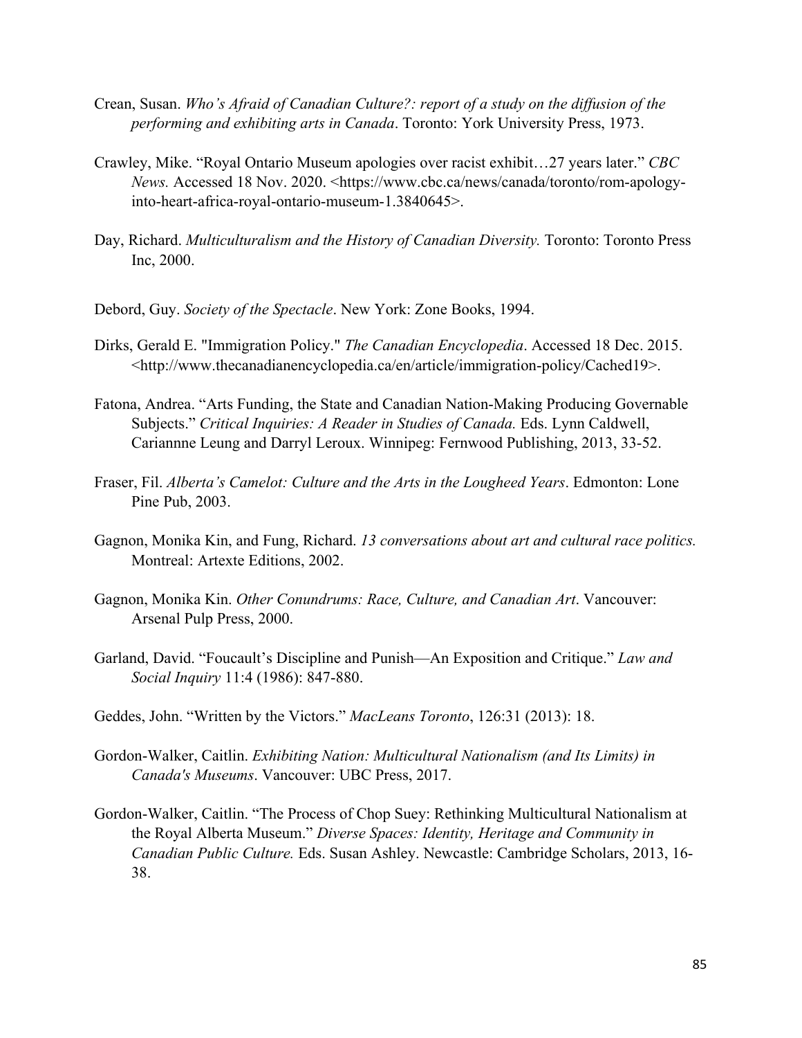Crean, Susan. *Who's Afraid of Canadian Culture?: report of a study on the diffusion of the performing and exhibiting arts in Canada*. Toronto: York University Press, 1973.

Crawley, Mike. "Royal Ontario Museum apologies over racist exhibit…27 years later." *CBC News.* Accessed 18 Nov. 2020. <https://www.cbc.ca/news/canada/toronto/rom-apology-into-heart-africa-royal-ontario-museum-1.3840645>.

Day, Richard. *Multiculturalism and the History of Canadian Diversity.* Toronto: Toronto Press Inc, 2000.

Debord, Guy. *Society of the Spectacle*. New York: Zone Books, 1994.

Dirks, Gerald E. "Immigration Policy." *The Canadian Encyclopedia*. Accessed 18 Dec. 2015. <http://www.thecanadianencyclopedia.ca/en/article/immigration-policy/Cached19>.

Fatona, Andrea. "Arts Funding, the State and Canadian Nation-Making Producing Governable Subjects." *Critical Inquiries: A Reader in Studies of Canada.* Eds. Lynn Caldwell, Cariannne Leung and Darryl Leroux. Winnipeg: Fernwood Publishing, 2013, 33-52.

Fraser, Fil. *Alberta's Camelot: Culture and the Arts in the Lougheed Years*. Edmonton: Lone Pine Pub, 2003.

Gagnon, Monika Kin, and Fung, Richard. *13 conversations about art and cultural race politics.* Montreal: Artexte Editions, 2002.

Gagnon, Monika Kin. *Other Conundrums: Race, Culture, and Canadian Art*. Vancouver: Arsenal Pulp Press, 2000.

Garland, David. "Foucault's Discipline and Punish—An Exposition and Critique." *Law and Social Inquiry* 11:4 (1986): 847-880.

Geddes, John. "Written by the Victors." *MacLeans Toronto*, 126:31 (2013): 18.

Gordon-Walker, Caitlin. *Exhibiting Nation: Multicultural Nationalism (and Its Limits) in Canada's Museums*. Vancouver: UBC Press, 2017.

Gordon-Walker, Caitlin. "The Process of Chop Suey: Rethinking Multicultural Nationalism at the Royal Alberta Museum." *Diverse Spaces: Identity, Heritage and Community in Canadian Public Culture.* Eds. Susan Ashley. Newcastle: Cambridge Scholars, 2013, 16-38.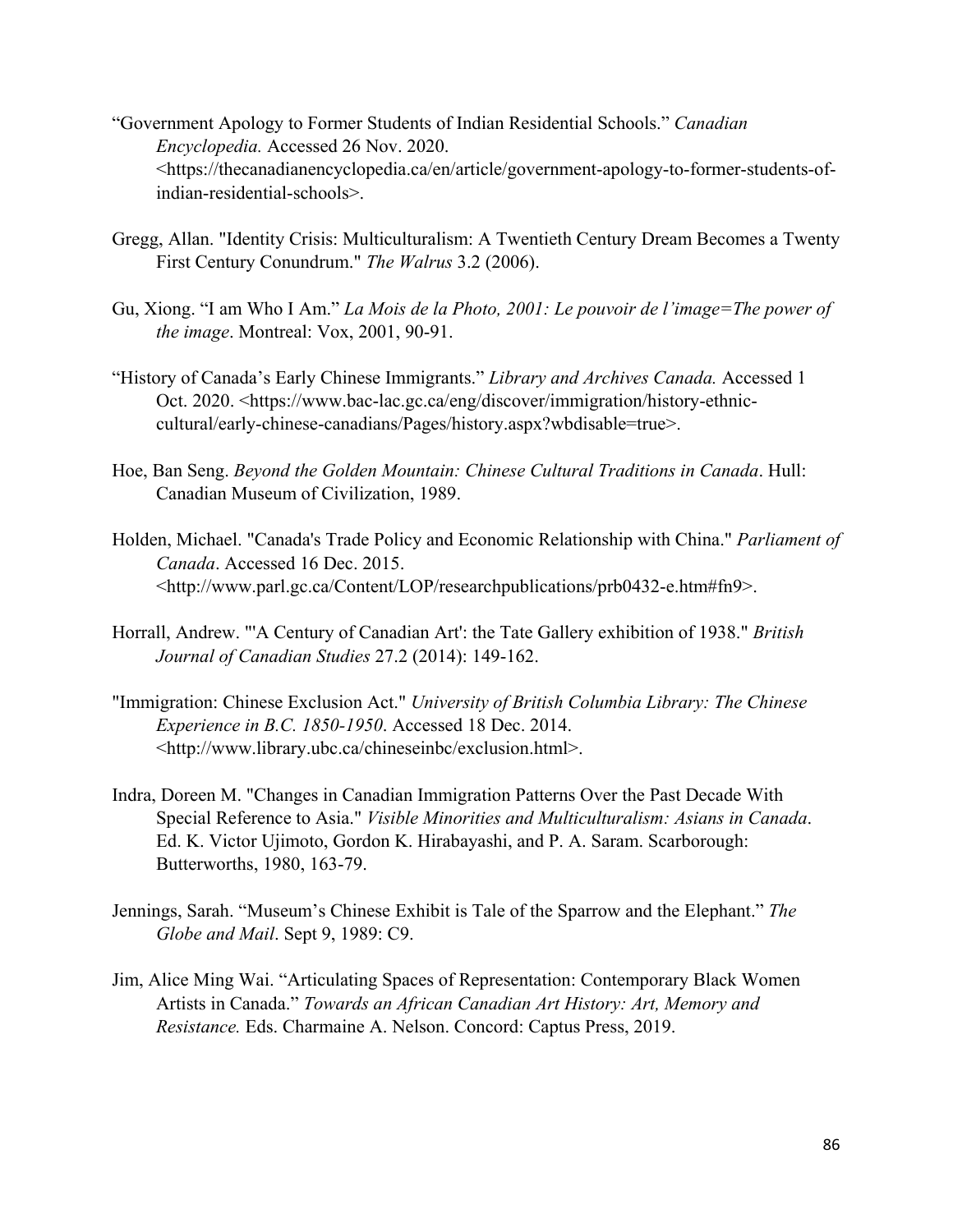"Government Apology to Former Students of Indian Residential Schools." *Canadian Encyclopedia.* Accessed 26 Nov. 2020. <https://thecanadianencyclopedia.ca/en/article/government-apology-to-former-students-of-indian-residential-schools>.

Gregg, Allan. "Identity Crisis: Multiculturalism: A Twentieth Century Dream Becomes a Twenty First Century Conundrum." *The Walrus* 3.2 (2006).

Gu, Xiong. "I am Who I Am." *La Mois de la Photo, 2001: Le pouvoir de l'image=The power of the image*. Montreal: Vox, 2001, 90-91.

"History of Canada's Early Chinese Immigrants." *Library and Archives Canada.* Accessed 1 Oct. 2020. <https://www.bac-lac.gc.ca/eng/discover/immigration/history-ethnic-cultural/early-chinese-canadians/Pages/history.aspx?wbdisable=true>.

Hoe, Ban Seng. *Beyond the Golden Mountain: Chinese Cultural Traditions in Canada*. Hull: Canadian Museum of Civilization, 1989.

Holden, Michael. "Canada's Trade Policy and Economic Relationship with China." *Parliament of Canada*. Accessed 16 Dec. 2015. <http://www.parl.gc.ca/Content/LOP/researchpublications/prb0432-e.htm#fn9>.

Horrall, Andrew. "'A Century of Canadian Art': the Tate Gallery exhibition of 1938." *British Journal of Canadian Studies* 27.2 (2014): 149-162.

"Immigration: Chinese Exclusion Act." *University of British Columbia Library: The Chinese Experience in B.C. 1850-1950*. Accessed 18 Dec. 2014. <http://www.library.ubc.ca/chineseinbc/exclusion.html>.

Indra, Doreen M. "Changes in Canadian Immigration Patterns Over the Past Decade With Special Reference to Asia." *Visible Minorities and Multiculturalism: Asians in Canada*. Ed. K. Victor Ujimoto, Gordon K. Hirabayashi, and P. A. Saram. Scarborough: Butterworths, 1980, 163-79.

Jennings, Sarah. "Museum's Chinese Exhibit is Tale of the Sparrow and the Elephant." *The Globe and Mail*. Sept 9, 1989: C9.

Jim, Alice Ming Wai. "Articulating Spaces of Representation: Contemporary Black Women Artists in Canada." *Towards an African Canadian Art History: Art, Memory and Resistance.* Eds. Charmaine A. Nelson. Concord: Captus Press, 2019.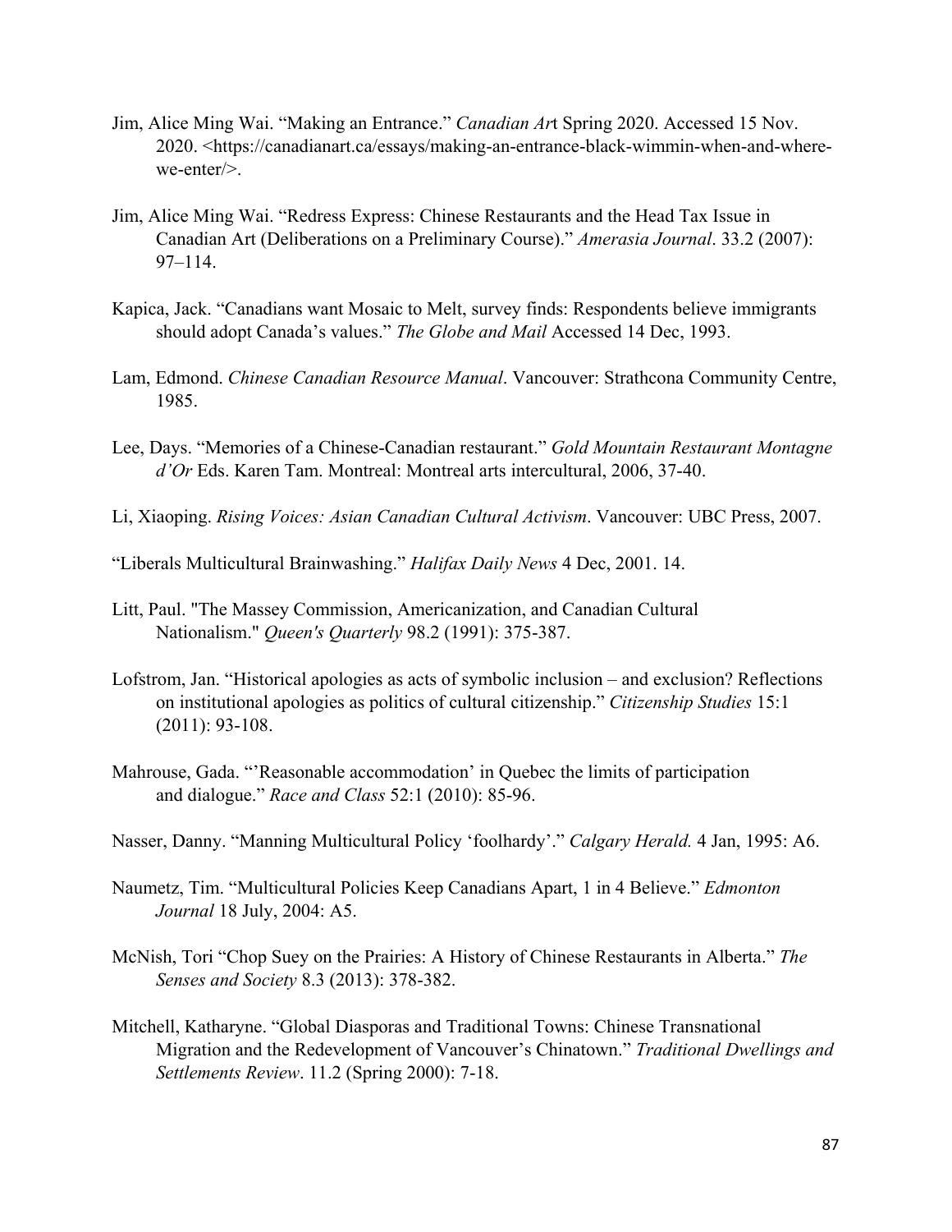Jim, Alice Ming Wai. "Making an Entrance." *Canadian Art* Spring 2020. Accessed 15 Nov. 2020. <https://canadianart.ca/essays/making-an-entrance-black-wimmin-when-and-where-we-enter/>.

Jim, Alice Ming Wai. "Redress Express: Chinese Restaurants and the Head Tax Issue in Canadian Art (Deliberations on a Preliminary Course)." *Amerasia Journal*. 33.2 (2007): 97–114.

Kapica, Jack. "Canadians want Mosaic to Melt, survey finds: Respondents believe immigrants should adopt Canada's values." *The Globe and Mail* Accessed 14 Dec, 1993.

Lam, Edmond. *Chinese Canadian Resource Manual*. Vancouver: Strathcona Community Centre, 1985.

Lee, Days. "Memories of a Chinese-Canadian restaurant." *Gold Mountain Restaurant Montagne d'Or* Eds. Karen Tam. Montreal: Montreal arts intercultural, 2006, 37-40.

Li, Xiaoping. *Rising Voices: Asian Canadian Cultural Activism*. Vancouver: UBC Press, 2007.

"Liberals Multicultural Brainwashing." *Halifax Daily News* 4 Dec, 2001. 14.

Litt, Paul. "The Massey Commission, Americanization, and Canadian Cultural Nationalism." *Queen's Quarterly* 98.2 (1991): 375-387.

Lofstrom, Jan. "Historical apologies as acts of symbolic inclusion – and exclusion? Reflections on institutional apologies as politics of cultural citizenship." *Citizenship Studies* 15:1 (2011): 93-108.

Mahrouse, Gada. "'Reasonable accommodation' in Quebec the limits of participation and dialogue." *Race and Class* 52:1 (2010): 85-96.

Nasser, Danny. "Manning Multicultural Policy 'foolhardy'." *Calgary Herald.* 4 Jan, 1995: A6.

Naumetz, Tim. "Multicultural Policies Keep Canadians Apart, 1 in 4 Believe." *Edmonton Journal* 18 July, 2004: A5.

McNish, Tori "Chop Suey on the Prairies: A History of Chinese Restaurants in Alberta." *The Senses and Society* 8.3 (2013): 378-382.

Mitchell, Katharyne. "Global Diasporas and Traditional Towns: Chinese Transnational Migration and the Redevelopment of Vancouver's Chinatown." *Traditional Dwellings and Settlements Review*. 11.2 (Spring 2000): 7-18.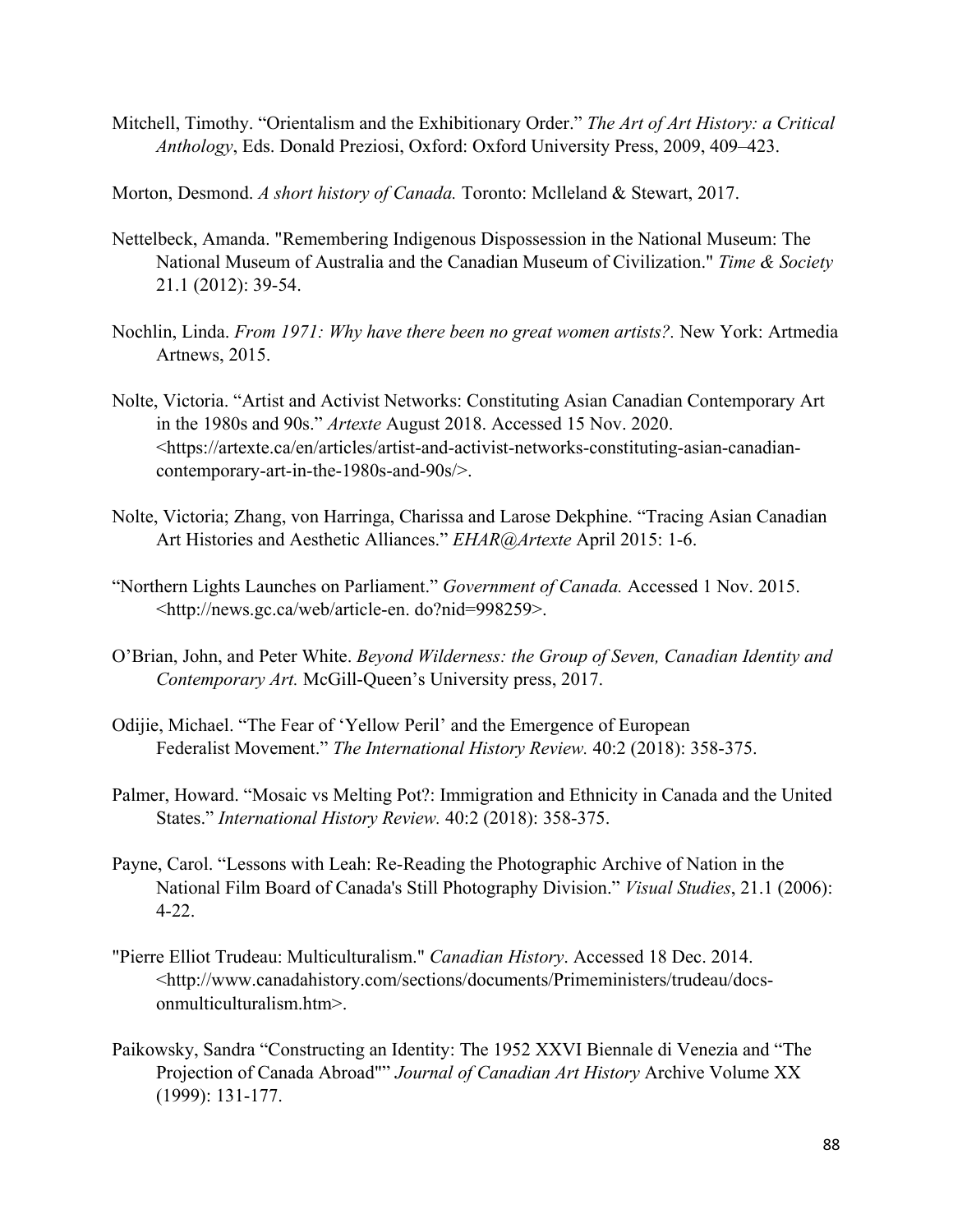Mitchell, Timothy. “Orientalism and the Exhibitionary Order.” *The Art of Art History: a Critical Anthology*, Eds. Donald Preziosi, Oxford: Oxford University Press, 2009, 409–423.

Morton, Desmond. *A short history of Canada.* Toronto: Mclleland & Stewart, 2017.

Nettelbeck, Amanda. "Remembering Indigenous Dispossession in the National Museum: The National Museum of Australia and the Canadian Museum of Civilization." *Time & Society* 21.1 (2012): 39-54.

Nochlin, Linda. *From 1971: Why have there been no great women artists?.* New York: Artmedia Artnews, 2015.

Nolte, Victoria. “Artist and Activist Networks: Constituting Asian Canadian Contemporary Art in the 1980s and 90s.” *Artexte* August 2018. Accessed 15 Nov. 2020. <https://artexte.ca/en/articles/artist-and-activist-networks-constituting-asian-canadian-contemporary-art-in-the-1980s-and-90s/>.

Nolte, Victoria; Zhang, von Harringa, Charissa and Larose Dekphine. “Tracing Asian Canadian Art Histories and Aesthetic Alliances.” *EHAR@Artexte* April 2015: 1-6.

“Northern Lights Launches on Parliament.” *Government of Canada.* Accessed 1 Nov. 2015. <http://news.gc.ca/web/article-en. do?nid=998259>.

O’Brian, John, and Peter White. *Beyond Wilderness: the Group of Seven, Canadian Identity and Contemporary Art.* McGill-Queen’s University press, 2017.

Odijie, Michael. “The Fear of ‘Yellow Peril’ and the Emergence of European Federalist Movement.” *The International History Review.* 40:2 (2018): 358-375.

Palmer, Howard. “Mosaic vs Melting Pot?: Immigration and Ethnicity in Canada and the United States.” *International History Review.* 40:2 (2018): 358-375.

Payne, Carol. “Lessons with Leah: Re-Reading the Photographic Archive of Nation in the National Film Board of Canada's Still Photography Division.” *Visual Studies*, 21.1 (2006): 4-22.

"Pierre Elliot Trudeau: Multiculturalism." *Canadian History*. Accessed 18 Dec. 2014. <http://www.canadahistory.com/sections/documents/Primeministers/trudeau/docs-onmulticulturalism.htm>.

Paikowsky, Sandra “Constructing an Identity: The 1952 XXVI Biennale di Venezia and “The Projection of Canada Abroad"” *Journal of Canadian Art History* Archive Volume XX (1999): 131-177.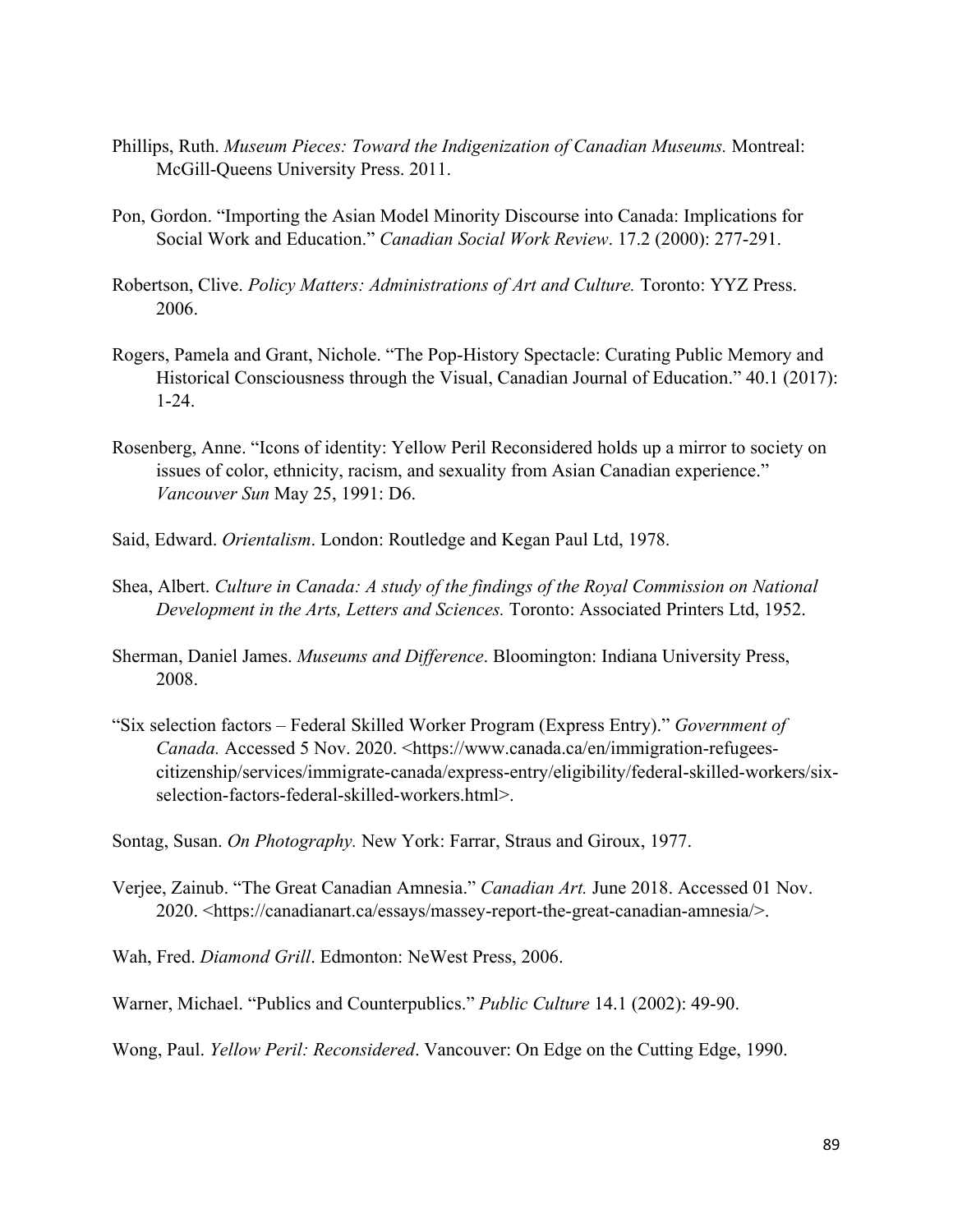Phillips, Ruth. *Museum Pieces: Toward the Indigenization of Canadian Museums.* Montreal: McGill-Queens University Press. 2011.

Pon, Gordon. "Importing the Asian Model Minority Discourse into Canada: Implications for Social Work and Education." *Canadian Social Work Review*. 17.2 (2000): 277-291.

Robertson, Clive. *Policy Matters: Administrations of Art and Culture.* Toronto: YYZ Press. 2006.

Rogers, Pamela and Grant, Nichole. "The Pop-History Spectacle: Curating Public Memory and Historical Consciousness through the Visual, Canadian Journal of Education." 40.1 (2017): 1-24.

Rosenberg, Anne. "Icons of identity: Yellow Peril Reconsidered holds up a mirror to society on issues of color, ethnicity, racism, and sexuality from Asian Canadian experience." *Vancouver Sun* May 25, 1991: D6.

Said, Edward. *Orientalism*. London: Routledge and Kegan Paul Ltd, 1978.

Shea, Albert. *Culture in Canada: A study of the findings of the Royal Commission on National Development in the Arts, Letters and Sciences.* Toronto: Associated Printers Ltd, 1952.

Sherman, Daniel James. *Museums and Difference*. Bloomington: Indiana University Press, 2008.

"Six selection factors – Federal Skilled Worker Program (Express Entry)." *Government of Canada.* Accessed 5 Nov. 2020. <https://www.canada.ca/en/immigration-refugees-citizenship/services/immigrate-canada/express-entry/eligibility/federal-skilled-workers/six-selection-factors-federal-skilled-workers.html>.

Sontag, Susan. *On Photography.* New York: Farrar, Straus and Giroux, 1977.

Verjee, Zainub. "The Great Canadian Amnesia." *Canadian Art.* June 2018. Accessed 01 Nov. 2020. <https://canadianart.ca/essays/massey-report-the-great-canadian-amnesia/>.

Wah, Fred. *Diamond Grill*. Edmonton: NeWest Press, 2006.

Warner, Michael. "Publics and Counterpublics." *Public Culture* 14.1 (2002): 49-90.

Wong, Paul. *Yellow Peril: Reconsidered*. Vancouver: On Edge on the Cutting Edge, 1990.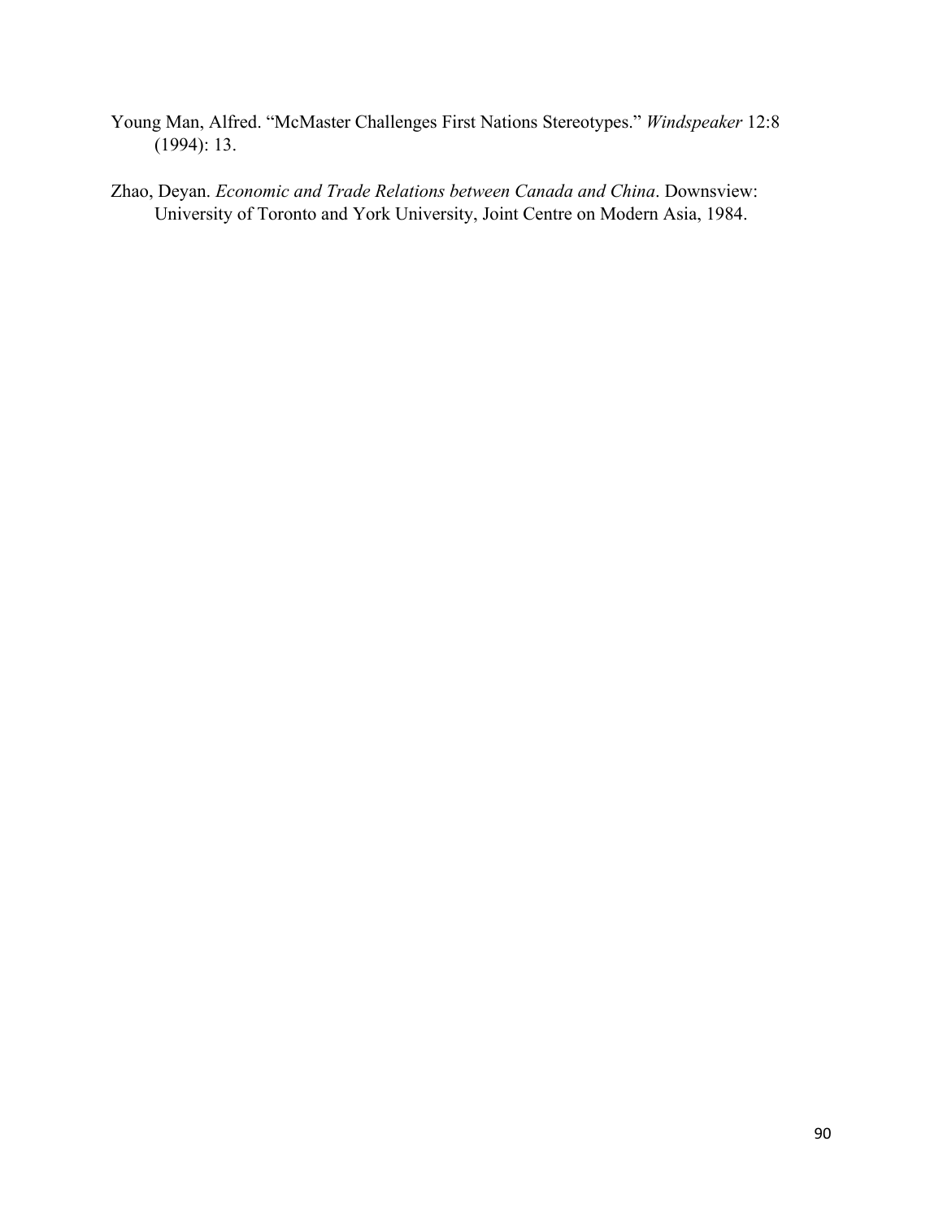Young Man, Alfred. "McMaster Challenges First Nations Stereotypes." *Windspeaker* 12:8 (1994): 13.

Zhao, Deyan. *Economic and Trade Relations between Canada and China*. Downsview: University of Toronto and York University, Joint Centre on Modern Asia, 1984.